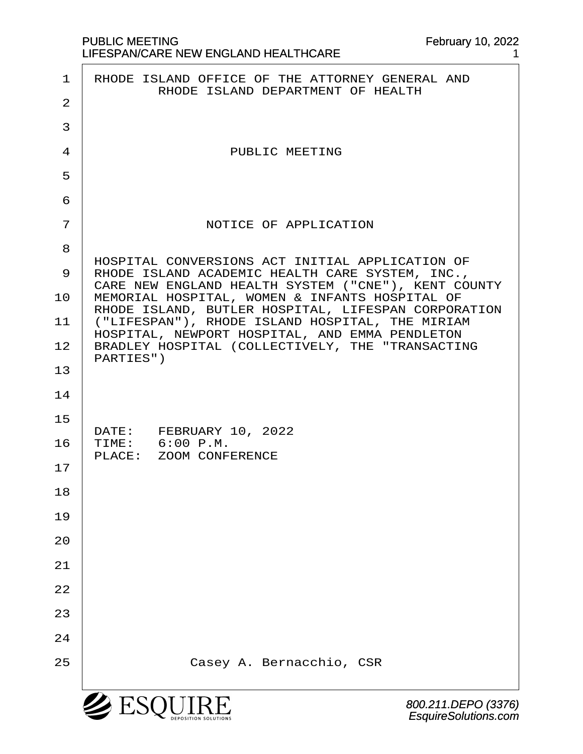RHODE ISLAND OFFICE OF THE ATTORNEY GENERAL AND
RHODE ISLAND DEPARTMENT OF HEALTH

# PUBLIC MEETING

## NOTICE OF APPLICATION

HOSPITAL CONVERSIONS ACT INITIAL APPLICATION OF RHODE ISLAND ACADEMIC HEALTH CARE SYSTEM, INC., CARE NEW ENGLAND HEALTH SYSTEM ("CNE"), KENT COUNTY MEMORIAL HOSPITAL, WOMEN & INFANTS HOSPITAL OF RHODE ISLAND, BUTLER HOSPITAL, LIFESPAN CORPORATION ("LIFESPAN"), RHODE ISLAND HOSPITAL, THE MIRIAM HOSPITAL, NEWPORT HOSPITAL, AND EMMA PENDLETON BRADLEY HOSPITAL (COLLECTIVELY, THE "TRANSACTING PARTIES")

DATE: FEBRUARY 10, 2022
TIME: 6:00 P.M.
PLACE: ZOOM CONFERENCE

Casey A. Bernacchio, CSR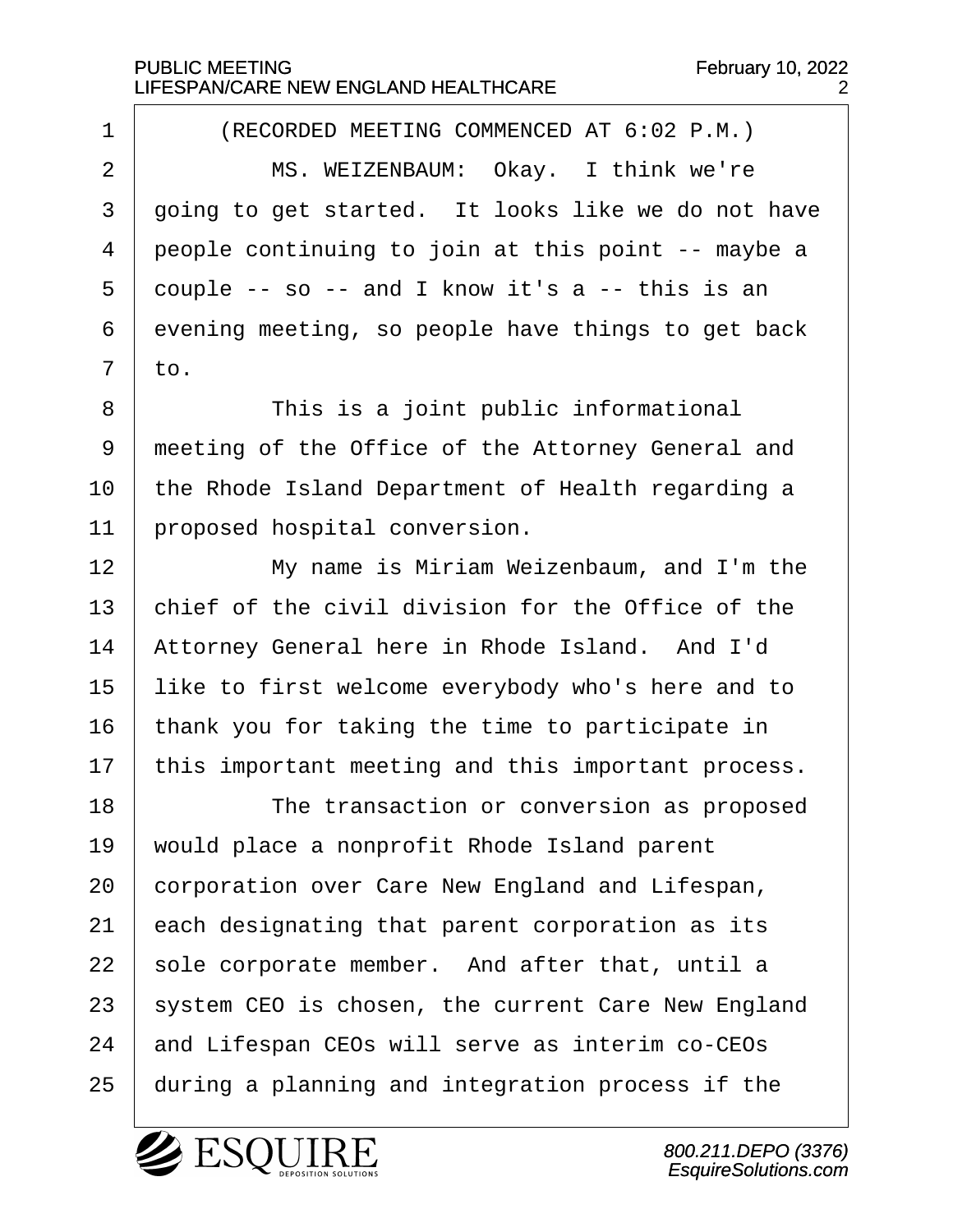(RECORDED MEETING COMMENCED AT 6:02 P.M.)

MS. WEIZENBAUM: Okay. I think we're going to get started. It looks like we do not have people continuing to join at this point -- maybe a couple -- so -- and I know it's a -- this is an evening meeting, so people have things to get back to.

This is a joint public informational meeting of the Office of the Attorney General and the Rhode Island Department of Health regarding a proposed hospital conversion.

My name is Miriam Weizenbaum, and I'm the chief of the civil division for the Office of the Attorney General here in Rhode Island. And I'd like to first welcome everybody who's here and to thank you for taking the time to participate in this important meeting and this important process.

The transaction or conversion as proposed would place a nonprofit Rhode Island parent corporation over Care New England and Lifespan, each designating that parent corporation as its sole corporate member. And after that, until a system CEO is chosen, the current Care New England and Lifespan CEOs will serve as interim co-CEOs during a planning and integration process if the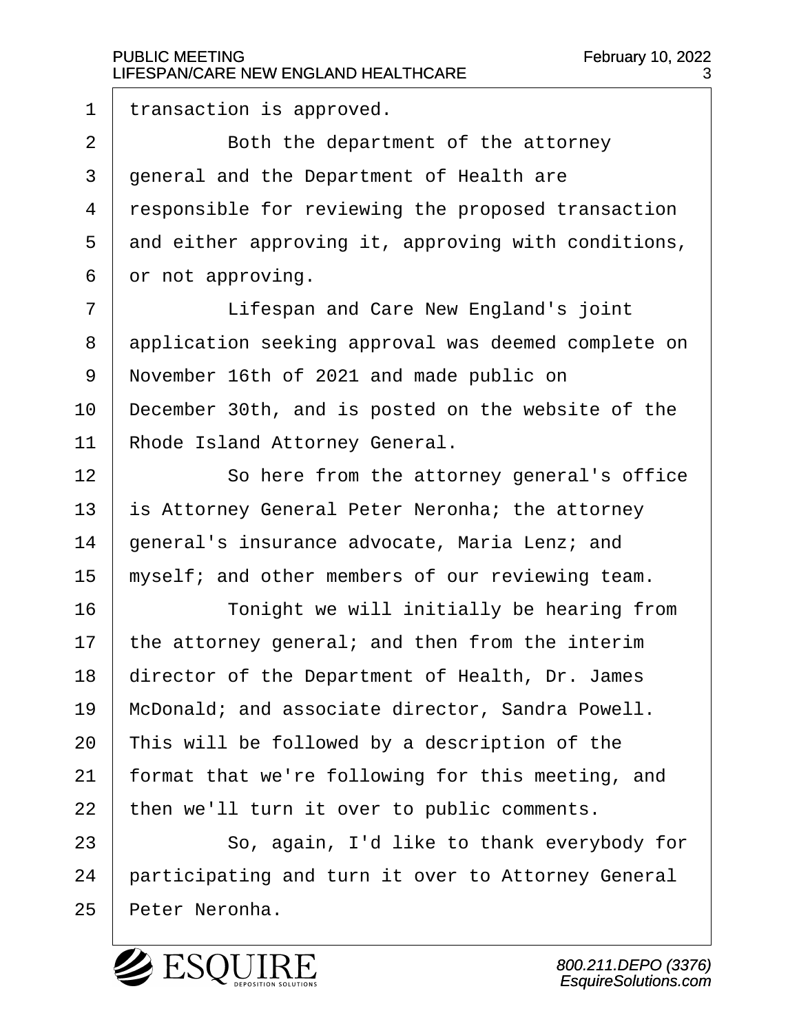transaction is approved.

Both the department of the attorney general and the Department of Health are responsible for reviewing the proposed transaction and either approving it, approving with conditions, or not approving.

Lifespan and Care New England's joint application seeking approval was deemed complete on November 16th of 2021 and made public on December 30th, and is posted on the website of the Rhode Island Attorney General.

So here from the attorney general's office is Attorney General Peter Neronha; the attorney general's insurance advocate, Maria Lenz; and myself; and other members of our reviewing team.

Tonight we will initially be hearing from the attorney general; and then from the interim director of the Department of Health, Dr. James McDonald; and associate director, Sandra Powell. This will be followed by a description of the format that we're following for this meeting, and then we'll turn it over to public comments.

So, again, I'd like to thank everybody for participating and turn it over to Attorney General Peter Neronha.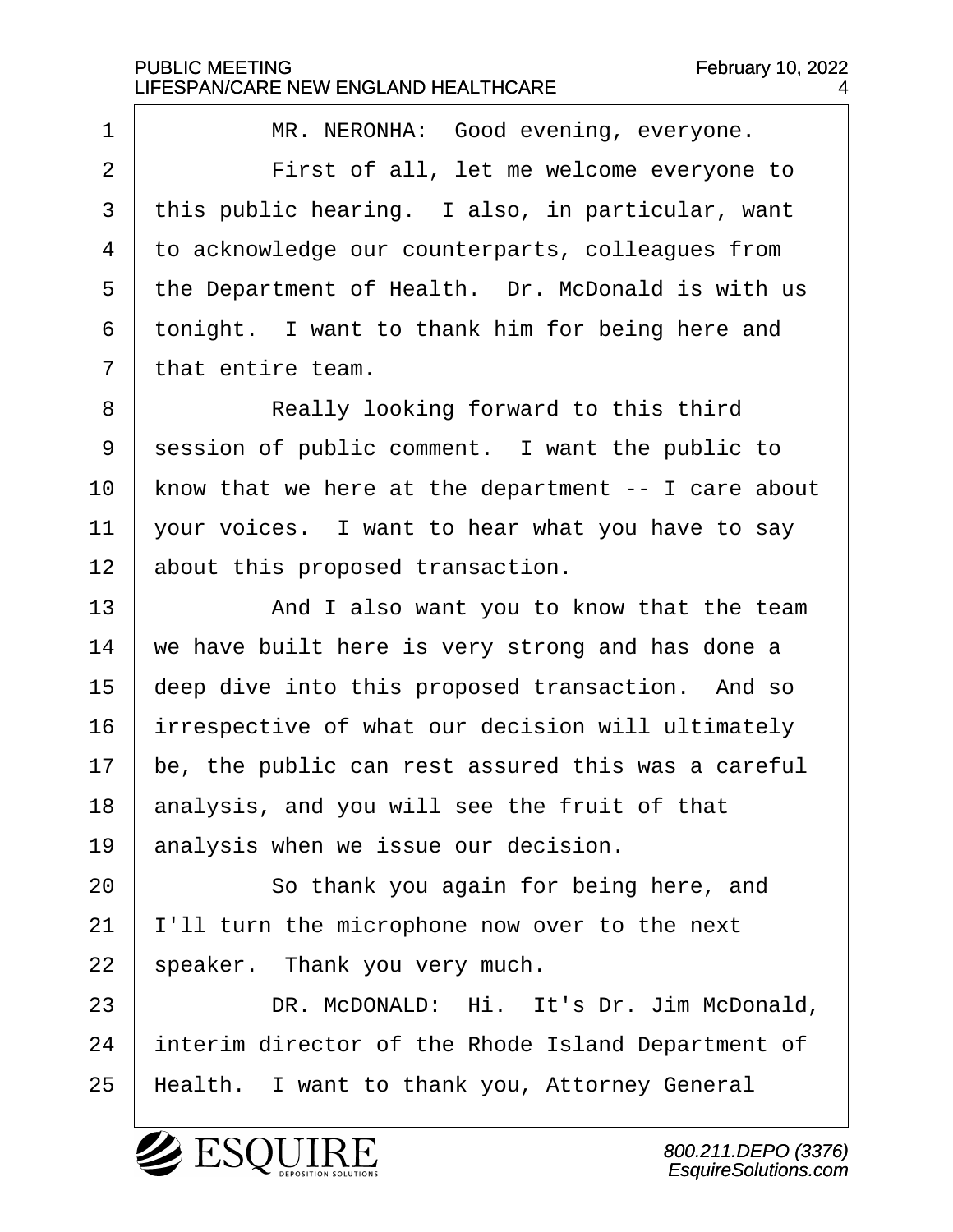MR. NERONHA: Good evening, everyone.

First of all, let me welcome everyone to this public hearing. I also, in particular, want to acknowledge our counterparts, colleagues from the Department of Health. Dr. McDonald is with us tonight. I want to thank him for being here and that entire team.

Really looking forward to this third session of public comment. I want the public to know that we here at the department -- I care about your voices. I want to hear what you have to say about this proposed transaction.

And I also want you to know that the team we have built here is very strong and has done a deep dive into this proposed transaction. And so irrespective of what our decision will ultimately be, the public can rest assured this was a careful analysis, and you will see the fruit of that analysis when we issue our decision.

So thank you again for being here, and I'll turn the microphone now over to the next speaker. Thank you very much.

DR. McDONALD: Hi. It's Dr. Jim McDonald, interim director of the Rhode Island Department of Health. I want to thank you, Attorney General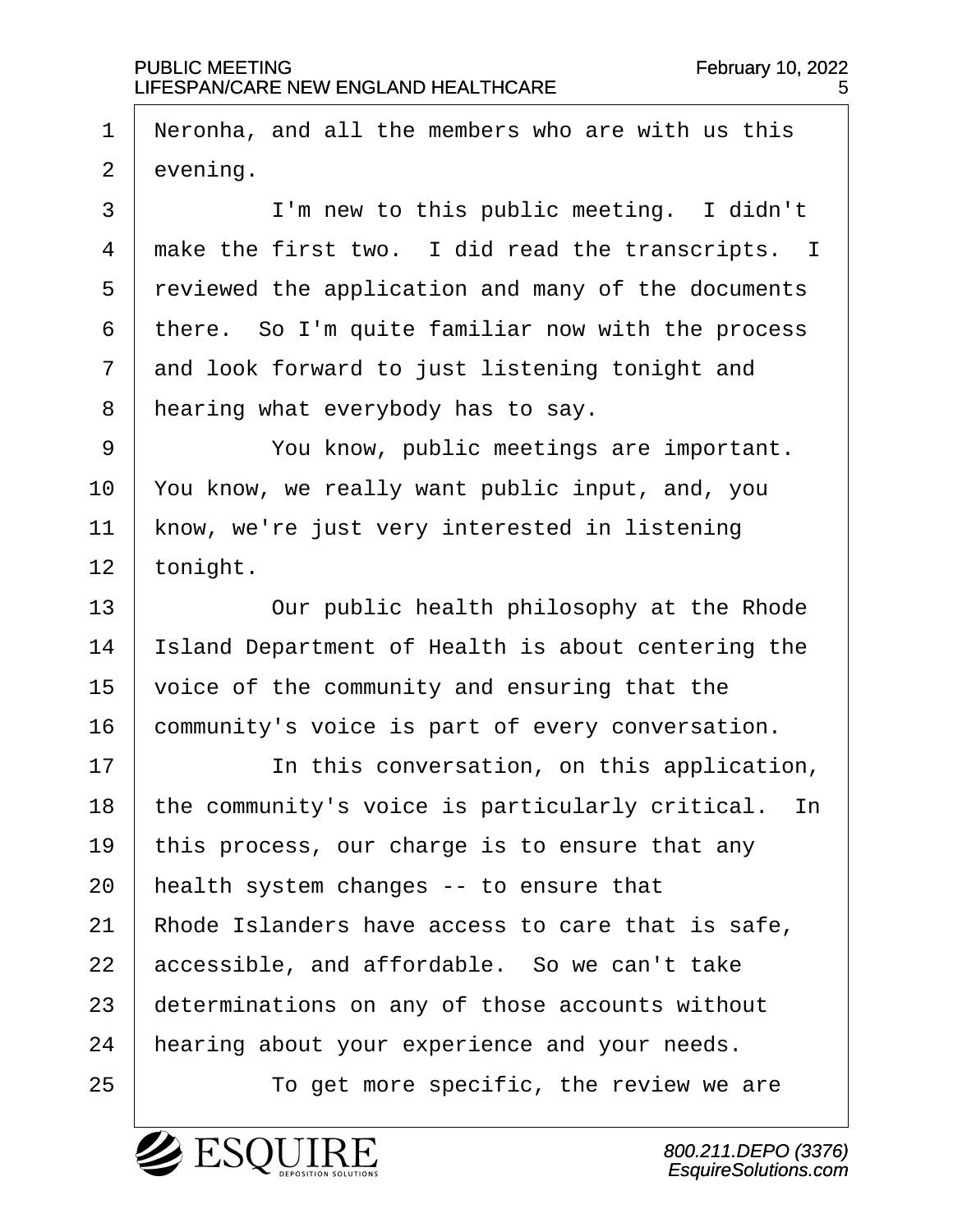Neronha, and all the members who are with us this evening.

I'm new to this public meeting. I didn't make the first two. I did read the transcripts. I reviewed the application and many of the documents there. So I'm quite familiar now with the process and look forward to just listening tonight and hearing what everybody has to say.

You know, public meetings are important. You know, we really want public input, and, you know, we're just very interested in listening tonight.

Our public health philosophy at the Rhode Island Department of Health is about centering the voice of the community and ensuring that the community's voice is part of every conversation.

In this conversation, on this application, the community's voice is particularly critical. In this process, our charge is to ensure that any health system changes -- to ensure that Rhode Islanders have access to care that is safe, accessible, and affordable. So we can't take determinations on any of those accounts without hearing about your experience and your needs.

To get more specific, the review we are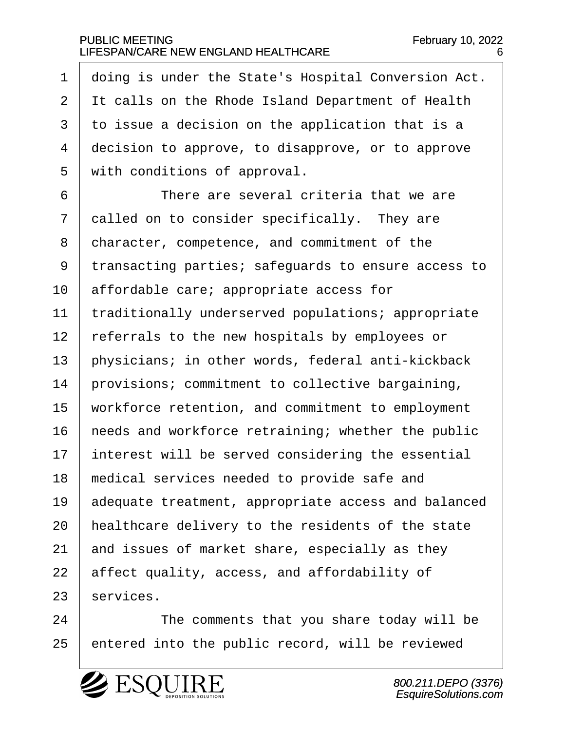doing is under the State's Hospital Conversion Act. It calls on the Rhode Island Department of Health to issue a decision on the application that is a decision to approve, to disapprove, or to approve with conditions of approval.

There are several criteria that we are called on to consider specifically. They are character, competence, and commitment of the transacting parties; safeguards to ensure access to affordable care; appropriate access for traditionally underserved populations; appropriate referrals to the new hospitals by employees or physicians; in other words, federal anti-kickback provisions; commitment to collective bargaining, workforce retention, and commitment to employment needs and workforce retraining; whether the public interest will be served considering the essential medical services needed to provide safe and adequate treatment, appropriate access and balanced healthcare delivery to the residents of the state and issues of market share, especially as they affect quality, access, and affordability of services.

The comments that you share today will be entered into the public record, will be reviewed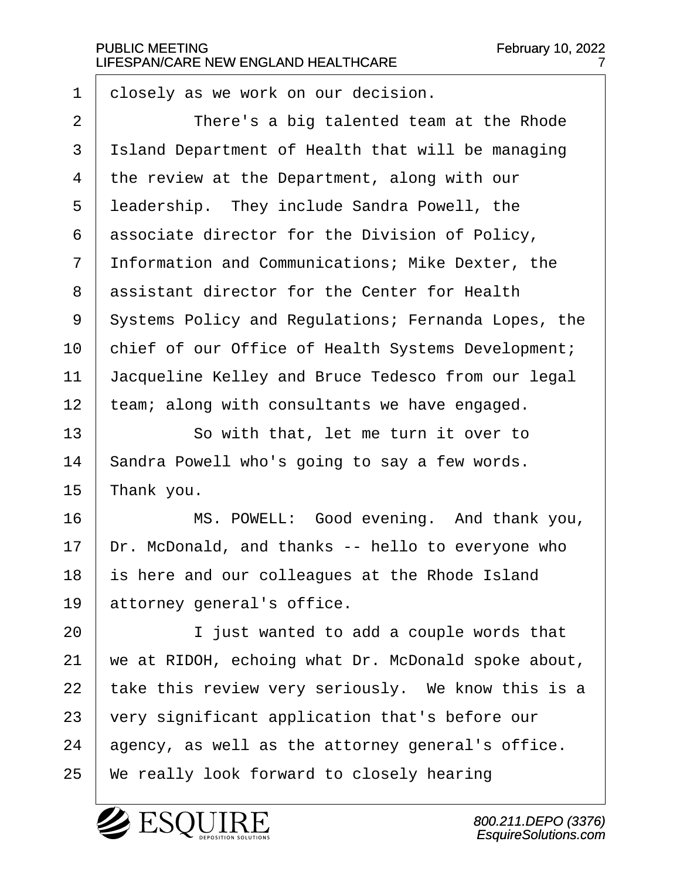closely as we work on our decision.

There's a big talented team at the Rhode Island Department of Health that will be managing the review at the Department, along with our leadership. They include Sandra Powell, the associate director for the Division of Policy, Information and Communications; Mike Dexter, the assistant director for the Center for Health Systems Policy and Regulations; Fernanda Lopes, the chief of our Office of Health Systems Development; Jacqueline Kelley and Bruce Tedesco from our legal team; along with consultants we have engaged.

So with that, let me turn it over to Sandra Powell who's going to say a few words. Thank you.

MS. POWELL: Good evening. And thank you, Dr. McDonald, and thanks -- hello to everyone who is here and our colleagues at the Rhode Island attorney general's office.

I just wanted to add a couple words that we at RIDOH, echoing what Dr. McDonald spoke about, take this review very seriously. We know this is a very significant application that's before our agency, as well as the attorney general's office. We really look forward to closely hearing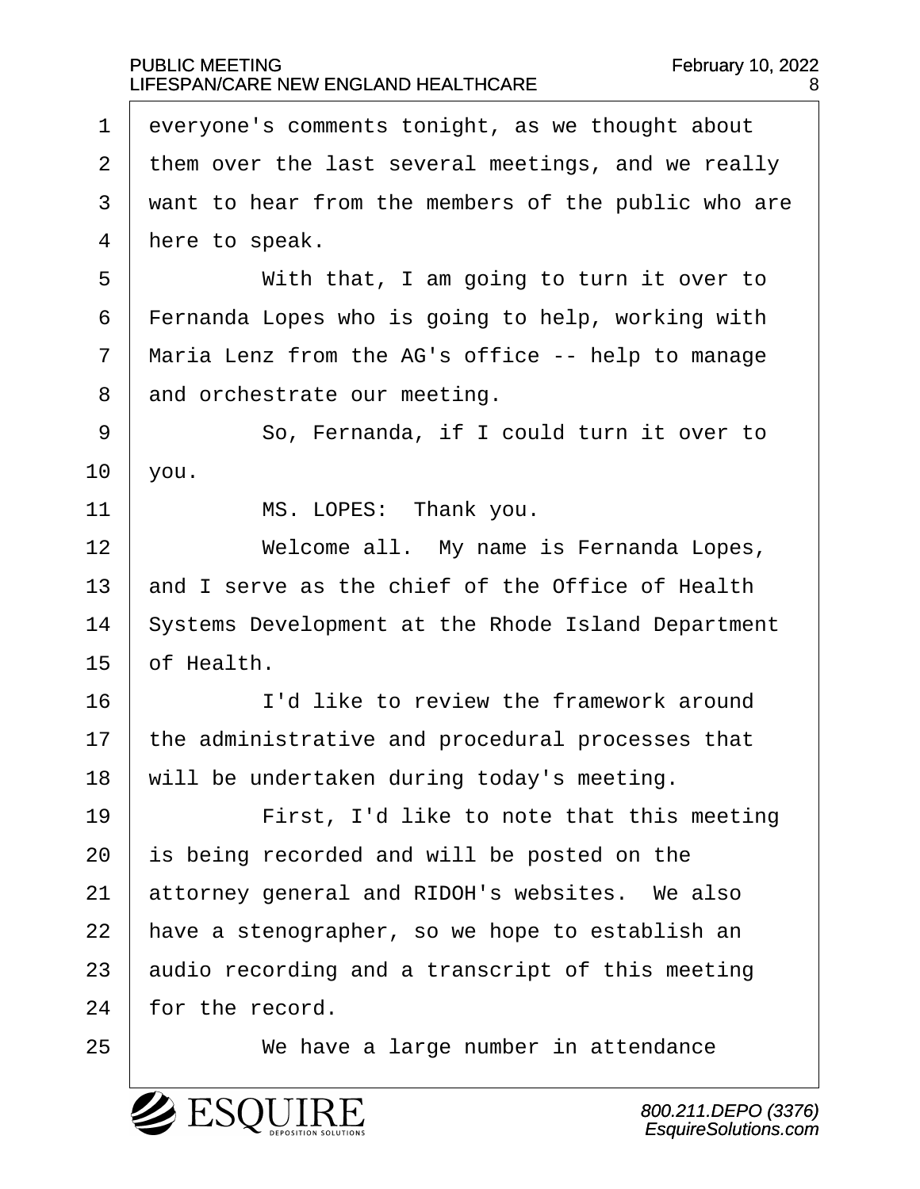everyone's comments tonight, as we thought about them over the last several meetings, and we really want to hear from the members of the public who are here to speak.

With that, I am going to turn it over to Fernanda Lopes who is going to help, working with Maria Lenz from the AG's office -- help to manage and orchestrate our meeting.

So, Fernanda, if I could turn it over to you.

MS. LOPES: Thank you.

Welcome all. My name is Fernanda Lopes, and I serve as the chief of the Office of Health Systems Development at the Rhode Island Department of Health.

I'd like to review the framework around the administrative and procedural processes that will be undertaken during today's meeting.

First, I'd like to note that this meeting is being recorded and will be posted on the attorney general and RIDOH's websites. We also have a stenographer, so we hope to establish an audio recording and a transcript of this meeting for the record.

We have a large number in attendance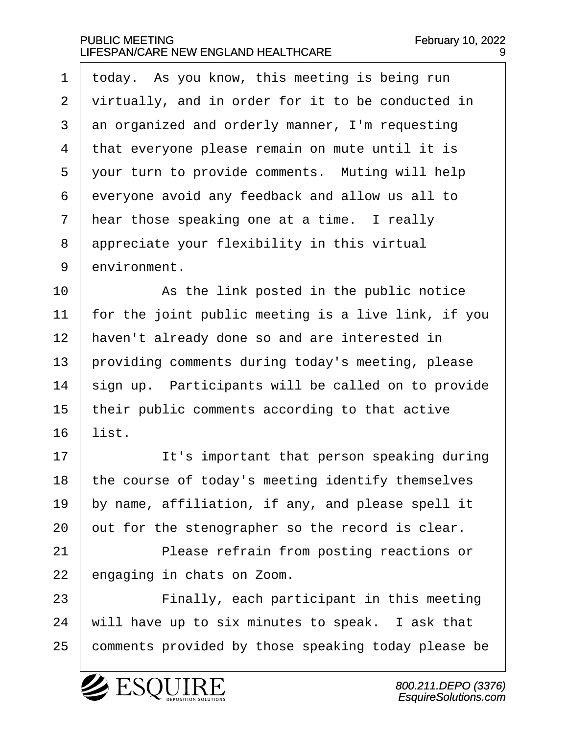today. As you know, this meeting is being run virtually, and in order for it to be conducted in an organized and orderly manner, I'm requesting that everyone please remain on mute until it is your turn to provide comments. Muting will help everyone avoid any feedback and allow us all to hear those speaking one at a time. I really appreciate your flexibility in this virtual environment.

As the link posted in the public notice for the joint public meeting is a live link, if you haven't already done so and are interested in providing comments during today's meeting, please sign up. Participants will be called on to provide their public comments according to that active list.

It's important that person speaking during the course of today's meeting identify themselves by name, affiliation, if any, and please spell it out for the stenographer so the record is clear.

Please refrain from posting reactions or engaging in chats on Zoom.

Finally, each participant in this meeting will have up to six minutes to speak. I ask that comments provided by those speaking today please be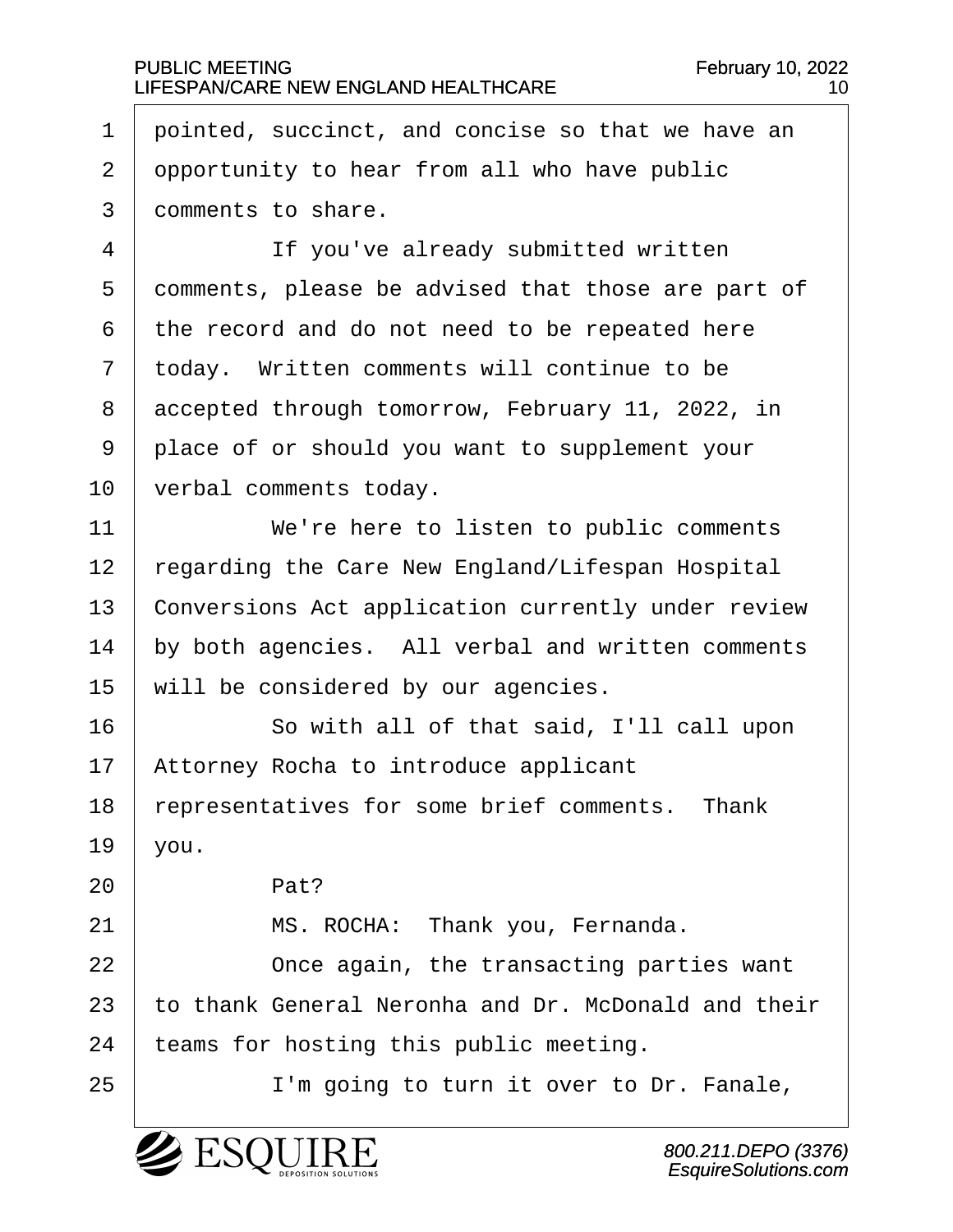pointed, succinct, and concise so that we have an opportunity to hear from all who have public comments to share.

If you've already submitted written comments, please be advised that those are part of the record and do not need to be repeated here today. Written comments will continue to be accepted through tomorrow, February 11, 2022, in place of or should you want to supplement your verbal comments today.

We're here to listen to public comments regarding the Care New England/Lifespan Hospital Conversions Act application currently under review by both agencies. All verbal and written comments will be considered by our agencies.

So with all of that said, I'll call upon Attorney Rocha to introduce applicant representatives for some brief comments. Thank you.

Pat?

MS. ROCHA: Thank you, Fernanda.

Once again, the transacting parties want to thank General Neronha and Dr. McDonald and their teams for hosting this public meeting.

I'm going to turn it over to Dr. Fanale,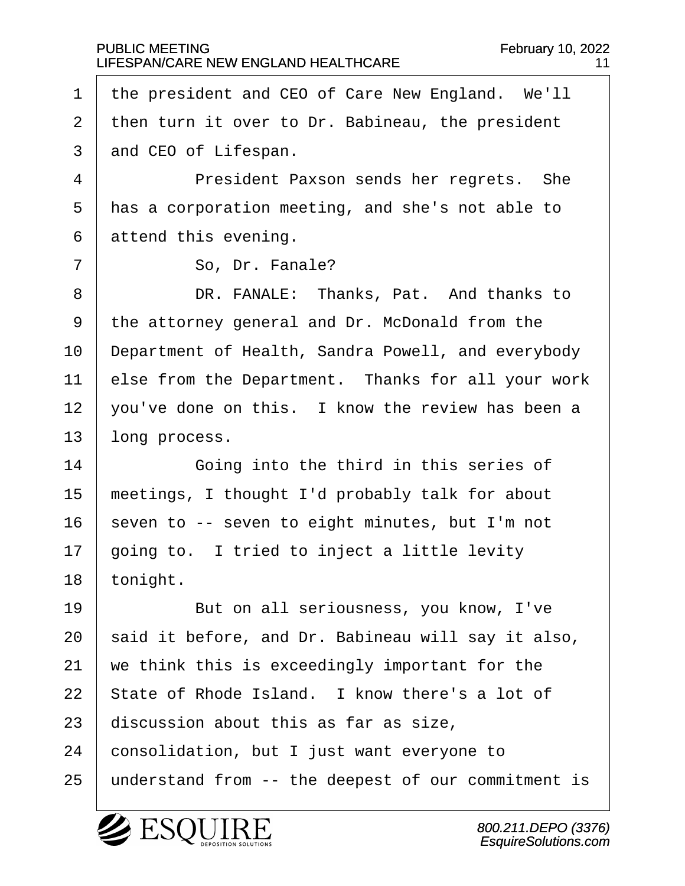the president and CEO of Care New England. We'll then turn it over to Dr. Babineau, the president and CEO of Lifespan.

President Paxson sends her regrets. She has a corporation meeting, and she's not able to attend this evening.

So, Dr. Fanale?

DR. FANALE: Thanks, Pat. And thanks to the attorney general and Dr. McDonald from the Department of Health, Sandra Powell, and everybody else from the Department. Thanks for all your work you've done on this. I know the review has been a long process.

Going into the third in this series of meetings, I thought I'd probably talk for about seven to -- seven to eight minutes, but I'm not going to. I tried to inject a little levity tonight.

But on all seriousness, you know, I've said it before, and Dr. Babineau will say it also, we think this is exceedingly important for the State of Rhode Island. I know there's a lot of discussion about this as far as size, consolidation, but I just want everyone to understand from -- the deepest of our commitment is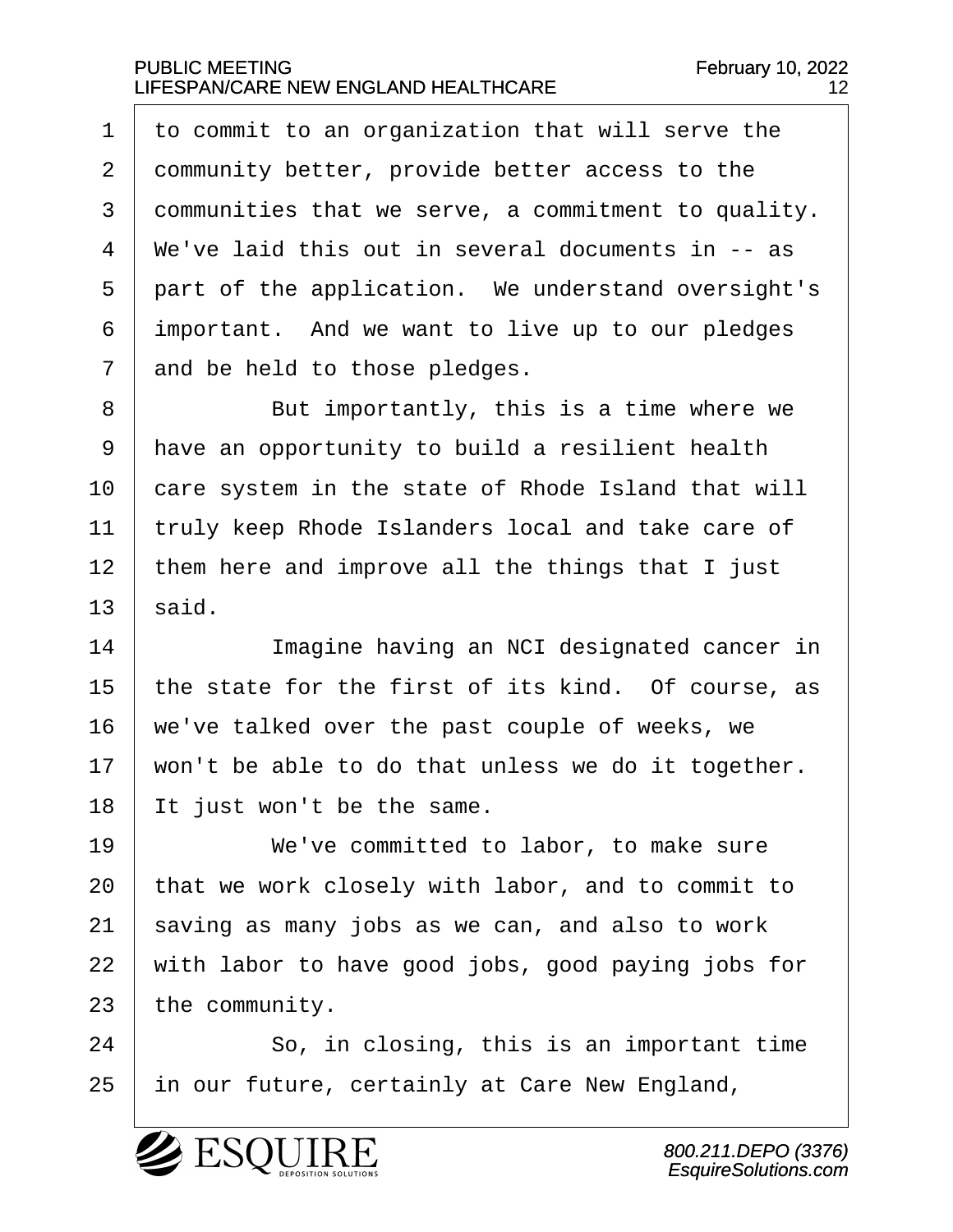to commit to an organization that will serve the community better, provide better access to the communities that we serve, a commitment to quality. We've laid this out in several documents in -- as part of the application. We understand oversight's important. And we want to live up to our pledges and be held to those pledges.

But importantly, this is a time where we have an opportunity to build a resilient health care system in the state of Rhode Island that will truly keep Rhode Islanders local and take care of them here and improve all the things that I just said.

Imagine having an NCI designated cancer in the state for the first of its kind. Of course, as we've talked over the past couple of weeks, we won't be able to do that unless we do it together. It just won't be the same.

We've committed to labor, to make sure that we work closely with labor, and to commit to saving as many jobs as we can, and also to work with labor to have good jobs, good paying jobs for the community.

So, in closing, this is an important time in our future, certainly at Care New England,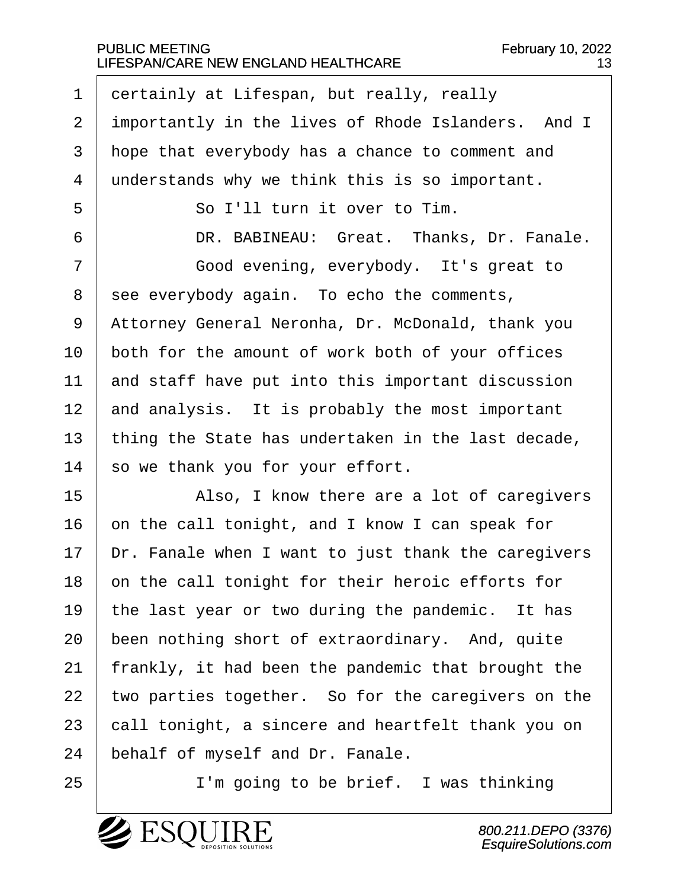certainly at Lifespan, but really, really importantly in the lives of Rhode Islanders. And I hope that everybody has a chance to comment and understands why we think this is so important.

So I'll turn it over to Tim.

DR. BABINEAU: Great. Thanks, Dr. Fanale.

Good evening, everybody. It's great to see everybody again. To echo the comments, Attorney General Neronha, Dr. McDonald, thank you both for the amount of work both of your offices and staff have put into this important discussion and analysis. It is probably the most important thing the State has undertaken in the last decade, so we thank you for your effort.

Also, I know there are a lot of caregivers on the call tonight, and I know I can speak for Dr. Fanale when I want to just thank the caregivers on the call tonight for their heroic efforts for the last year or two during the pandemic. It has been nothing short of extraordinary. And, quite frankly, it had been the pandemic that brought the two parties together. So for the caregivers on the call tonight, a sincere and heartfelt thank you on behalf of myself and Dr. Fanale.

I'm going to be brief. I was thinking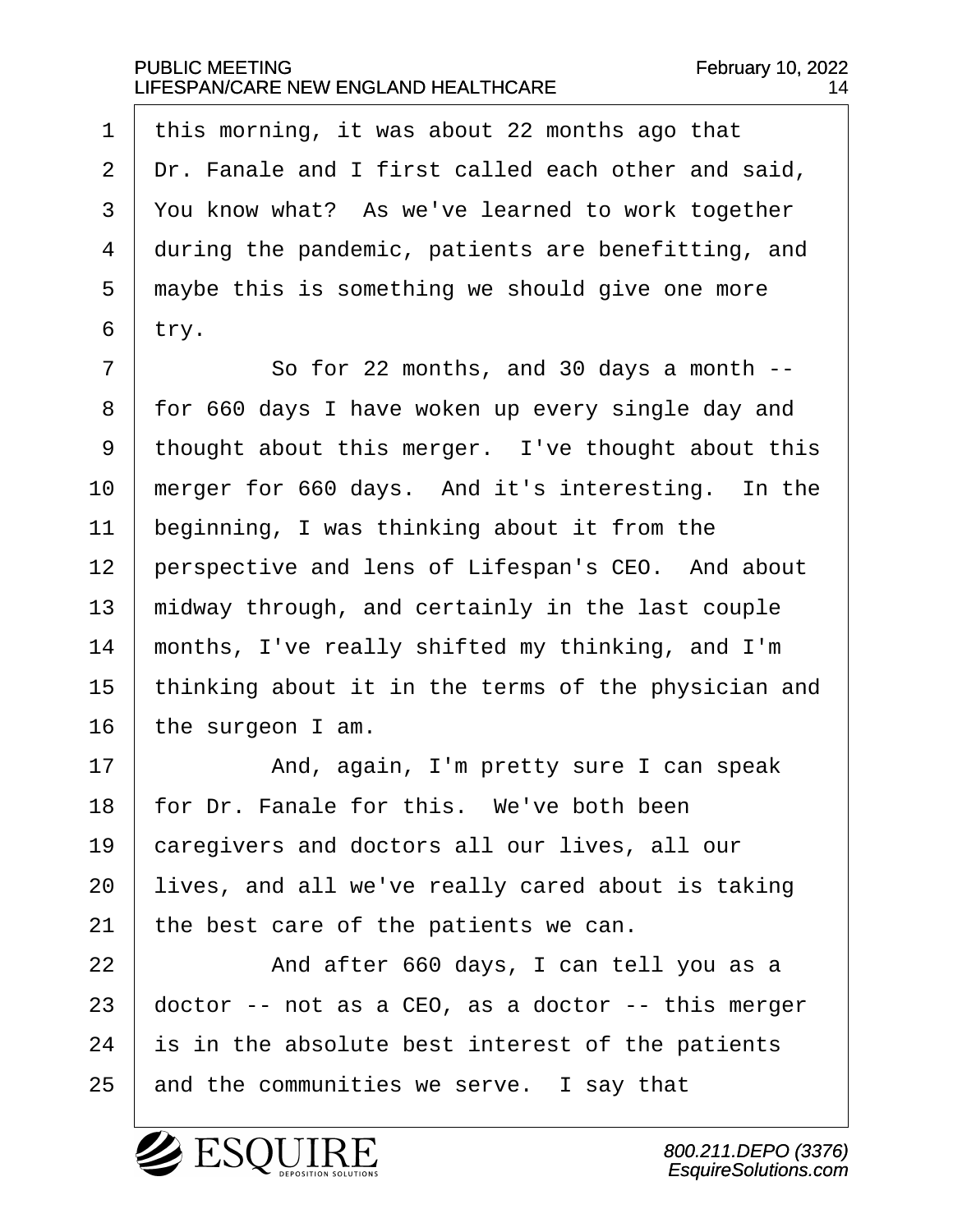this morning, it was about 22 months ago that Dr. Fanale and I first called each other and said, You know what? As we've learned to work together during the pandemic, patients are benefitting, and maybe this is something we should give one more try.

So for 22 months, and 30 days a month -- for 660 days I have woken up every single day and thought about this merger. I've thought about this merger for 660 days. And it's interesting. In the beginning, I was thinking about it from the perspective and lens of Lifespan's CEO. And about midway through, and certainly in the last couple months, I've really shifted my thinking, and I'm thinking about it in the terms of the physician and the surgeon I am.

And, again, I'm pretty sure I can speak for Dr. Fanale for this. We've both been caregivers and doctors all our lives, all our lives, and all we've really cared about is taking the best care of the patients we can.

And after 660 days, I can tell you as a doctor -- not as a CEO, as a doctor -- this merger is in the absolute best interest of the patients and the communities we serve. I say that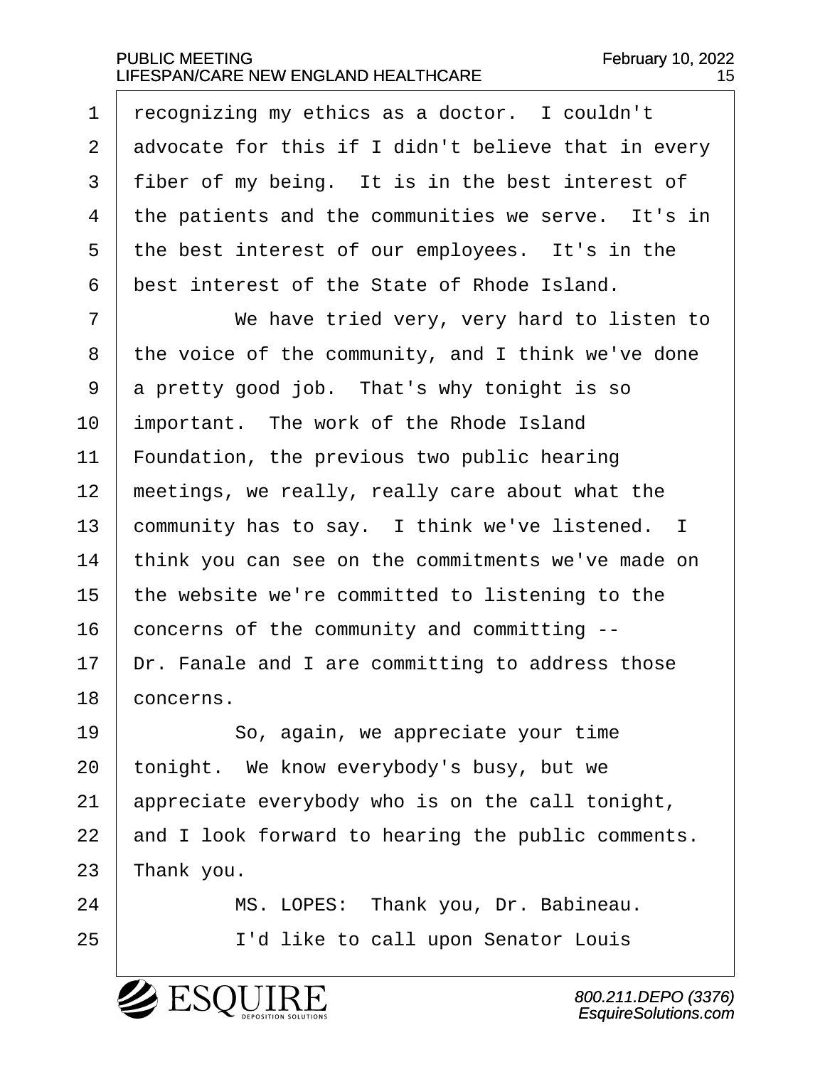recognizing my ethics as a doctor. I couldn't advocate for this if I didn't believe that in every fiber of my being. It is in the best interest of the patients and the communities we serve. It's in the best interest of our employees. It's in the best interest of the State of Rhode Island.

We have tried very, very hard to listen to the voice of the community, and I think we've done a pretty good job. That's why tonight is so important. The work of the Rhode Island Foundation, the previous two public hearing meetings, we really, really care about what the community has to say. I think we've listened. I think you can see on the commitments we've made on the website we're committed to listening to the concerns of the community and committing -- Dr. Fanale and I are committing to address those concerns.

So, again, we appreciate your time tonight. We know everybody's busy, but we appreciate everybody who is on the call tonight, and I look forward to hearing the public comments. Thank you.

MS. LOPES: Thank you, Dr. Babineau.

I'd like to call upon Senator Louis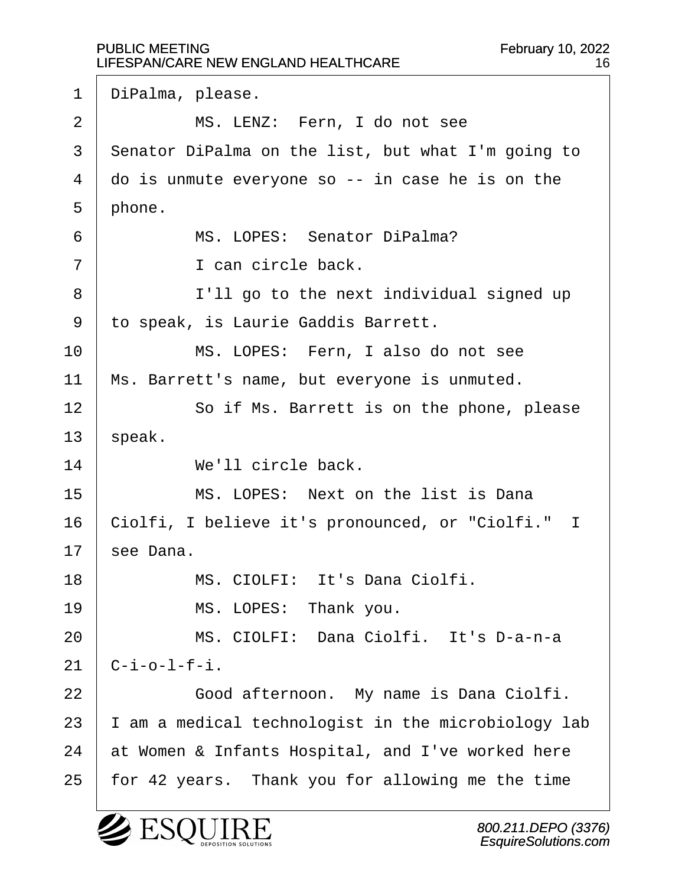DiPalma, please.

MS. LENZ: Fern, I do not see Senator DiPalma on the list, but what I'm going to do is unmute everyone so -- in case he is on the phone.

MS. LOPES: Senator DiPalma?

I can circle back.

I'll go to the next individual signed up to speak, is Laurie Gaddis Barrett.

MS. LOPES: Fern, I also do not see Ms. Barrett's name, but everyone is unmuted.

So if Ms. Barrett is on the phone, please speak.

We'll circle back.

MS. LOPES: Next on the list is Dana Ciolfi, I believe it's pronounced, or "Ciolfi." I see Dana.

MS. CIOLFI: It's Dana Ciolfi.

MS. LOPES: Thank you.

MS. CIOLFI: Dana Ciolfi. It's D-a-n-a C-i-o-l-f-i.

Good afternoon. My name is Dana Ciolfi. I am a medical technologist in the microbiology lab at Women & Infants Hospital, and I've worked here for 42 years. Thank you for allowing me the time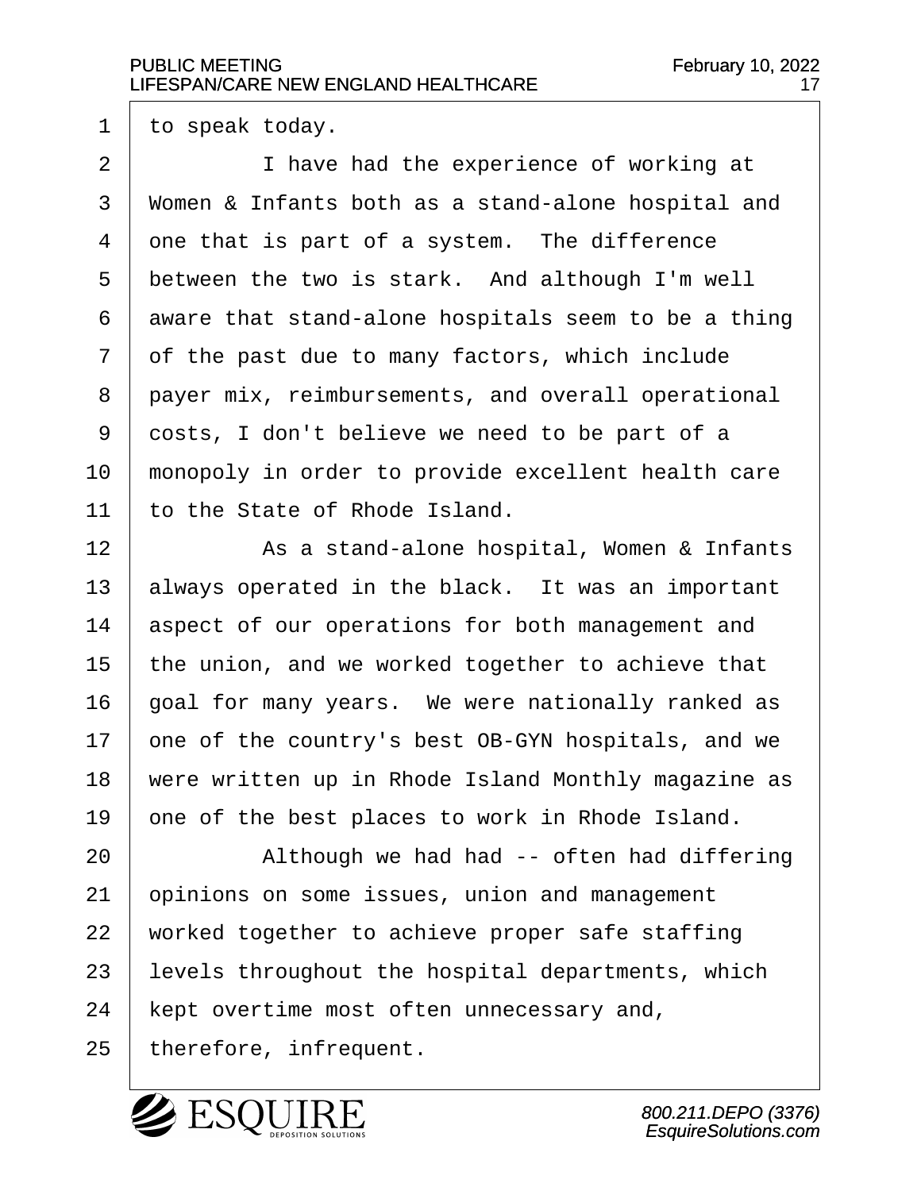to speak today.

I have had the experience of working at Women & Infants both as a stand-alone hospital and one that is part of a system. The difference between the two is stark. And although I'm well aware that stand-alone hospitals seem to be a thing of the past due to many factors, which include payer mix, reimbursements, and overall operational costs, I don't believe we need to be part of a monopoly in order to provide excellent health care to the State of Rhode Island.

As a stand-alone hospital, Women & Infants always operated in the black. It was an important aspect of our operations for both management and the union, and we worked together to achieve that goal for many years. We were nationally ranked as one of the country's best OB-GYN hospitals, and we were written up in Rhode Island Monthly magazine as one of the best places to work in Rhode Island.

Although we had had -- often had differing opinions on some issues, union and management worked together to achieve proper safe staffing levels throughout the hospital departments, which kept overtime most often unnecessary and, therefore, infrequent.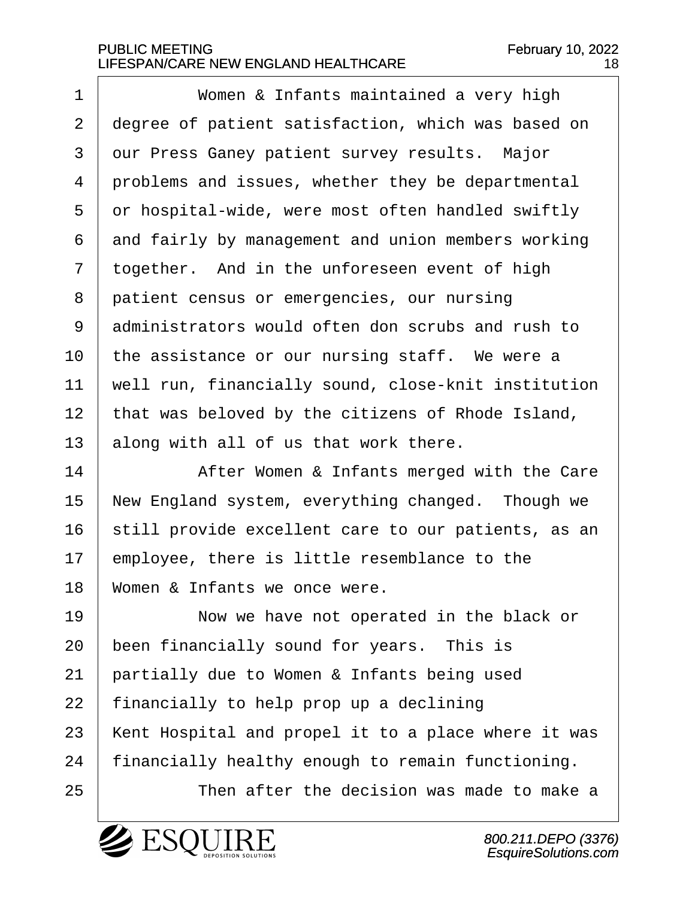Women & Infants maintained a very high degree of patient satisfaction, which was based on our Press Ganey patient survey results. Major problems and issues, whether they be departmental or hospital-wide, were most often handled swiftly and fairly by management and union members working together. And in the unforeseen event of high patient census or emergencies, our nursing administrators would often don scrubs and rush to the assistance or our nursing staff. We were a well run, financially sound, close-knit institution that was beloved by the citizens of Rhode Island, along with all of us that work there.

After Women & Infants merged with the Care New England system, everything changed. Though we still provide excellent care to our patients, as an employee, there is little resemblance to the Women & Infants we once were.

Now we have not operated in the black or been financially sound for years. This is partially due to Women & Infants being used financially to help prop up a declining Kent Hospital and propel it to a place where it was financially healthy enough to remain functioning.

Then after the decision was made to make a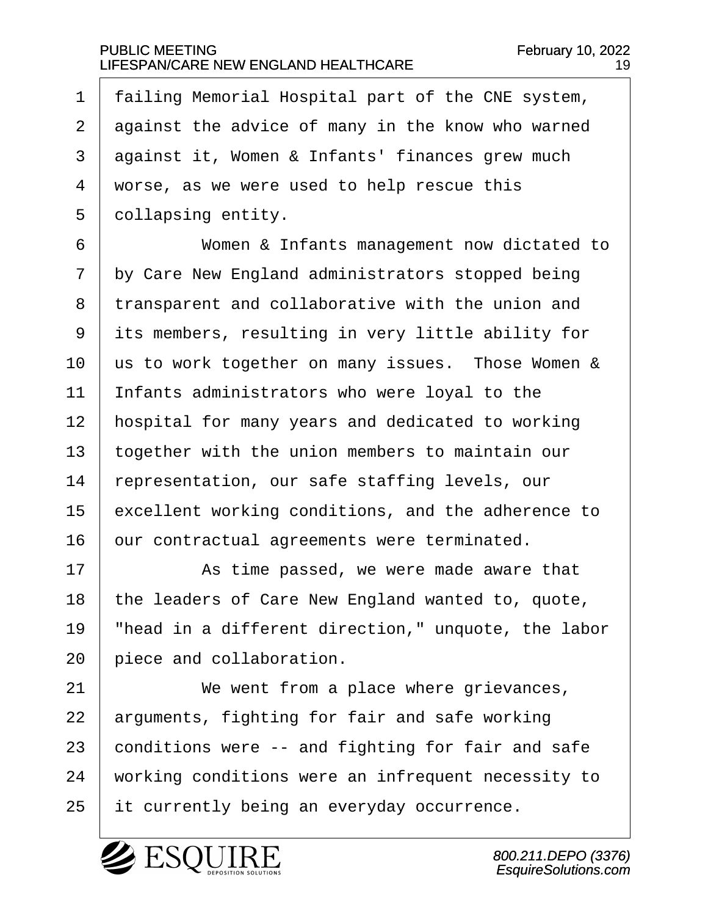failing Memorial Hospital part of the CNE system, against the advice of many in the know who warned against it, Women & Infants' finances grew much worse, as we were used to help rescue this collapsing entity.

Women & Infants management now dictated to by Care New England administrators stopped being transparent and collaborative with the union and its members, resulting in very little ability for us to work together on many issues. Those Women & Infants administrators who were loyal to the hospital for many years and dedicated to working together with the union members to maintain our representation, our safe staffing levels, our excellent working conditions, and the adherence to our contractual agreements were terminated.

As time passed, we were made aware that the leaders of Care New England wanted to, quote, "head in a different direction," unquote, the labor piece and collaboration.

We went from a place where grievances, arguments, fighting for fair and safe working conditions were -- and fighting for fair and safe working conditions were an infrequent necessity to it currently being an everyday occurrence.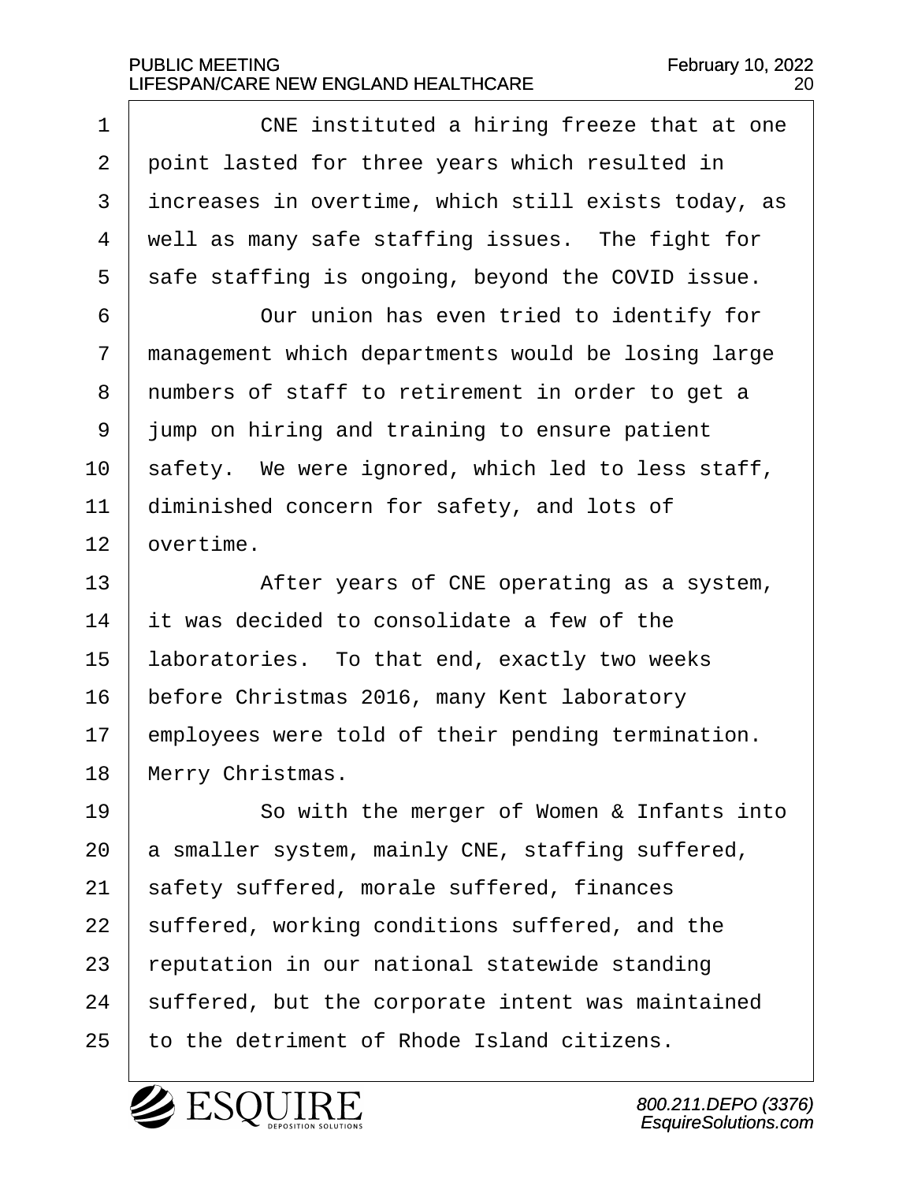CNE instituted a hiring freeze that at one point lasted for three years which resulted in increases in overtime, which still exists today, as well as many safe staffing issues. The fight for safe staffing is ongoing, beyond the COVID issue.

Our union has even tried to identify for management which departments would be losing large numbers of staff to retirement in order to get a jump on hiring and training to ensure patient safety. We were ignored, which led to less staff, diminished concern for safety, and lots of overtime.

After years of CNE operating as a system, it was decided to consolidate a few of the laboratories. To that end, exactly two weeks before Christmas 2016, many Kent laboratory employees were told of their pending termination. Merry Christmas.

So with the merger of Women & Infants into a smaller system, mainly CNE, staffing suffered, safety suffered, morale suffered, finances suffered, working conditions suffered, and the reputation in our national statewide standing suffered, but the corporate intent was maintained to the detriment of Rhode Island citizens.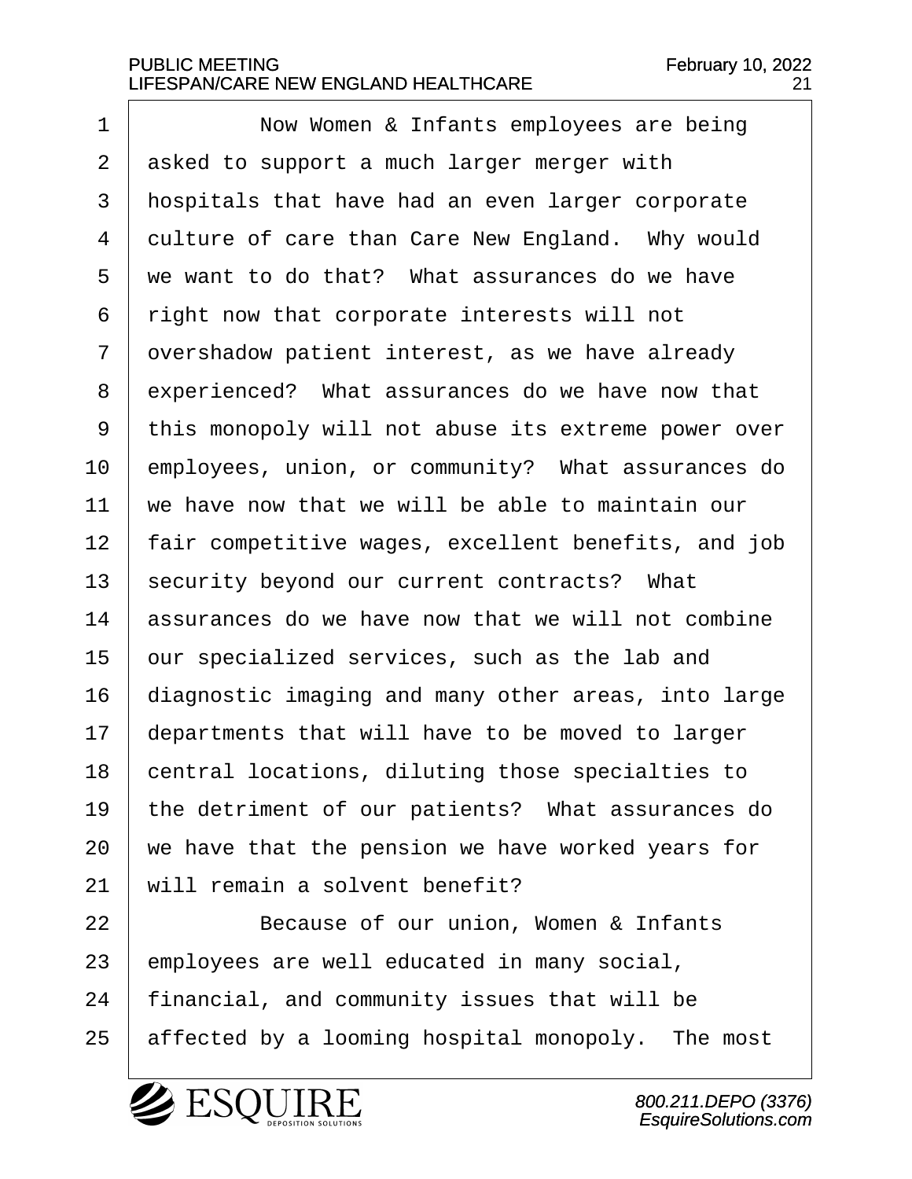Now Women & Infants employees are being asked to support a much larger merger with hospitals that have had an even larger corporate culture of care than Care New England. Why would we want to do that? What assurances do we have right now that corporate interests will not overshadow patient interest, as we have already experienced? What assurances do we have now that this monopoly will not abuse its extreme power over employees, union, or community? What assurances do we have now that we will be able to maintain our fair competitive wages, excellent benefits, and job security beyond our current contracts? What assurances do we have now that we will not combine our specialized services, such as the lab and diagnostic imaging and many other areas, into large departments that will have to be moved to larger central locations, diluting those specialties to the detriment of our patients? What assurances do we have that the pension we have worked years for will remain a solvent benefit?

Because of our union, Women & Infants employees are well educated in many social, financial, and community issues that will be affected by a looming hospital monopoly. The most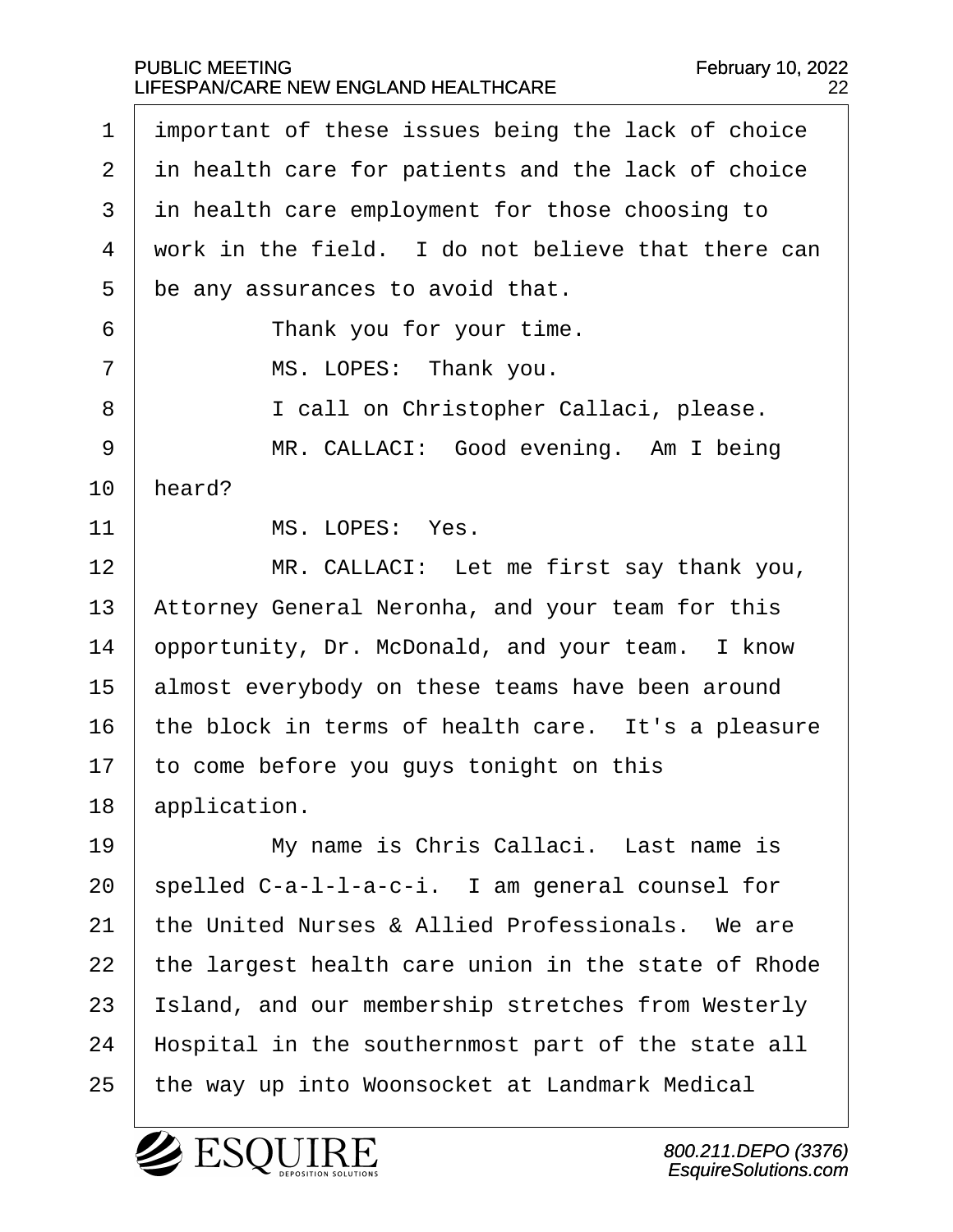important of these issues being the lack of choice in health care for patients and the lack of choice in health care employment for those choosing to work in the field. I do not believe that there can be any assurances to avoid that.

Thank you for your time.

MS. LOPES: Thank you.

I call on Christopher Callaci, please.

MR. CALLACI: Good evening. Am I being heard?

MS. LOPES: Yes.

MR. CALLACI: Let me first say thank you, Attorney General Neronha, and your team for this opportunity, Dr. McDonald, and your team. I know almost everybody on these teams have been around the block in terms of health care. It's a pleasure to come before you guys tonight on this application.

My name is Chris Callaci. Last name is spelled C-a-l-l-a-c-i. I am general counsel for the United Nurses & Allied Professionals. We are the largest health care union in the state of Rhode Island, and our membership stretches from Westerly Hospital in the southernmost part of the state all the way up into Woonsocket at Landmark Medical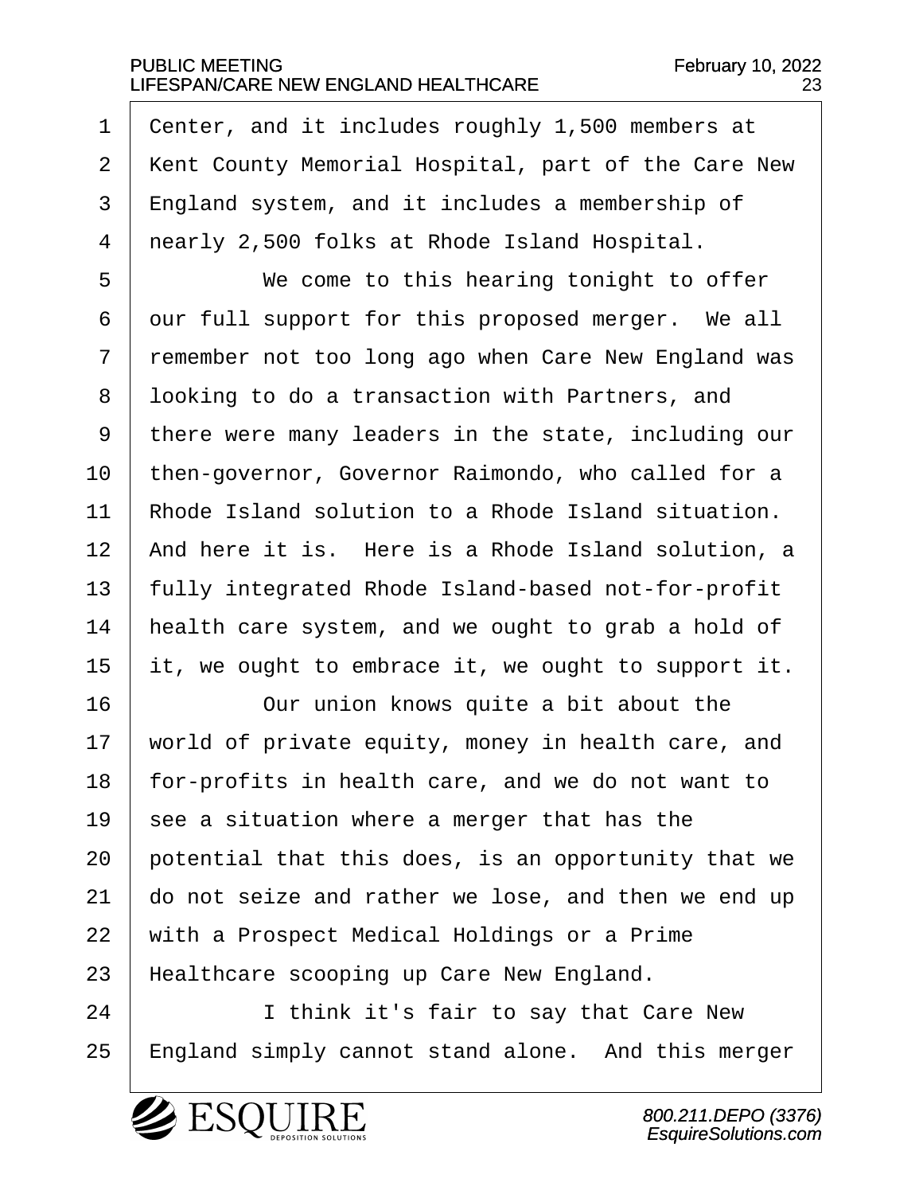Center, and it includes roughly 1,500 members at Kent County Memorial Hospital, part of the Care New England system, and it includes a membership of nearly 2,500 folks at Rhode Island Hospital.

We come to this hearing tonight to offer our full support for this proposed merger. We all remember not too long ago when Care New England was looking to do a transaction with Partners, and there were many leaders in the state, including our then-governor, Governor Raimondo, who called for a Rhode Island solution to a Rhode Island situation. And here it is. Here is a Rhode Island solution, a fully integrated Rhode Island-based not-for-profit health care system, and we ought to grab a hold of it, we ought to embrace it, we ought to support it.

Our union knows quite a bit about the world of private equity, money in health care, and for-profits in health care, and we do not want to see a situation where a merger that has the potential that this does, is an opportunity that we do not seize and rather we lose, and then we end up with a Prospect Medical Holdings or a Prime Healthcare scooping up Care New England.

I think it's fair to say that Care New England simply cannot stand alone. And this merger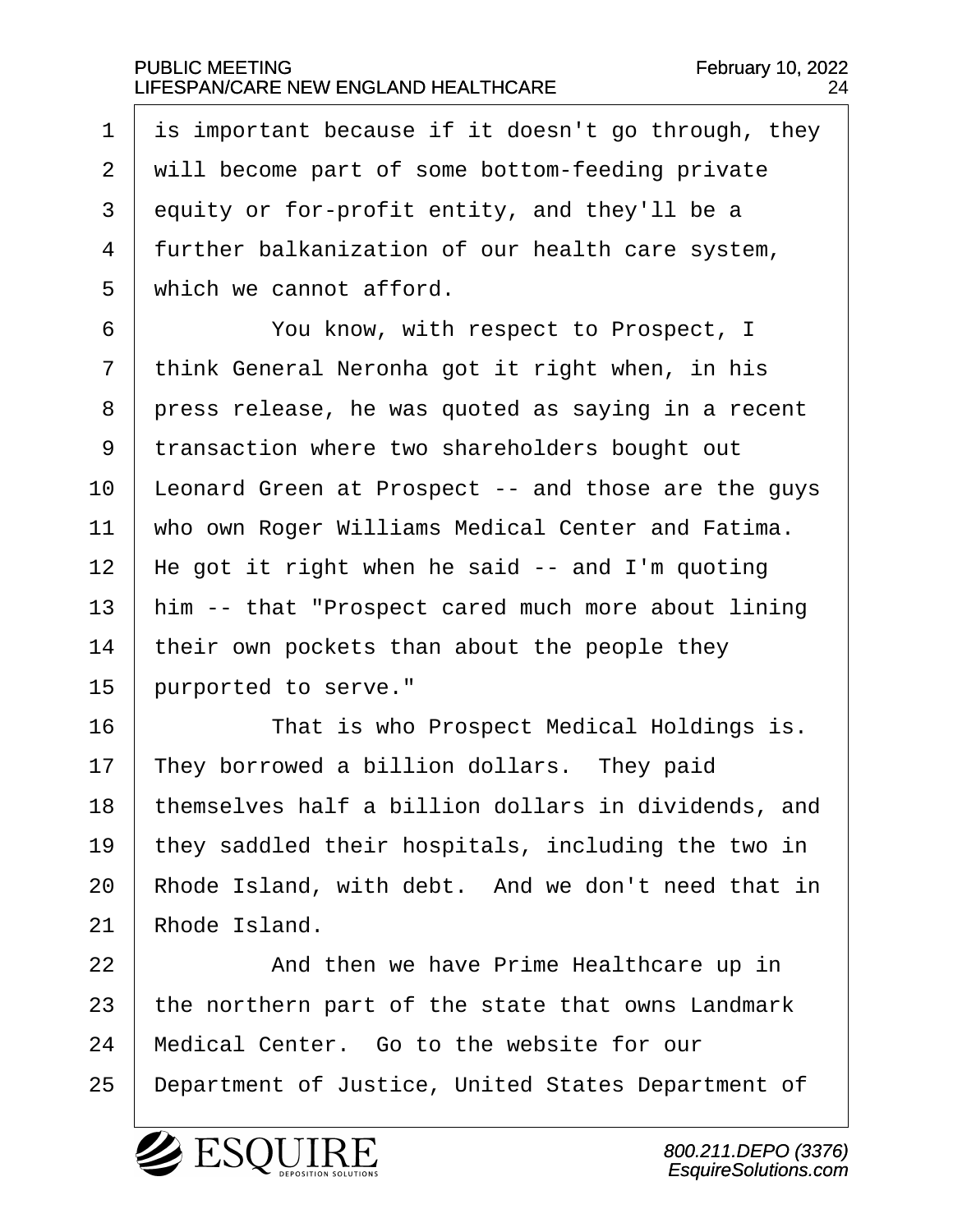is important because if it doesn't go through, they will become part of some bottom-feeding private equity or for-profit entity, and they'll be a further balkanization of our health care system, which we cannot afford.

You know, with respect to Prospect, I think General Neronha got it right when, in his press release, he was quoted as saying in a recent transaction where two shareholders bought out Leonard Green at Prospect -- and those are the guys who own Roger Williams Medical Center and Fatima. He got it right when he said -- and I'm quoting him -- that "Prospect cared much more about lining their own pockets than about the people they purported to serve."

That is who Prospect Medical Holdings is. They borrowed a billion dollars. They paid themselves half a billion dollars in dividends, and they saddled their hospitals, including the two in Rhode Island, with debt. And we don't need that in Rhode Island.

And then we have Prime Healthcare up in the northern part of the state that owns Landmark Medical Center. Go to the website for our Department of Justice, United States Department of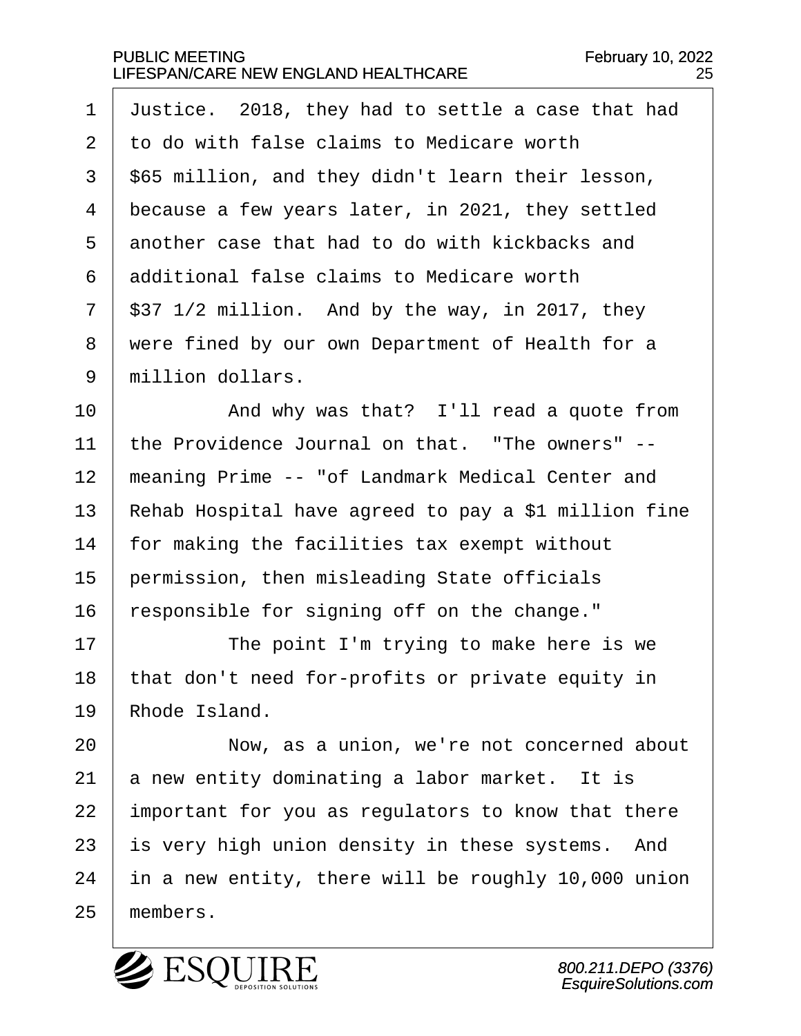Justice. 2018, they had to settle a case that had to do with false claims to Medicare worth $65 million, and they didn't learn their lesson, because a few years later, in 2021, they settled another case that had to do with kickbacks and additional false claims to Medicare worth $37 1/2 million. And by the way, in 2017, they were fined by our own Department of Health for a million dollars.

And why was that? I'll read a quote from the Providence Journal on that. "The owners" -- meaning Prime -- "of Landmark Medical Center and Rehab Hospital have agreed to pay a $1 million fine for making the facilities tax exempt without permission, then misleading State officials responsible for signing off on the change."

The point I'm trying to make here is we that don't need for-profits or private equity in Rhode Island.

Now, as a union, we're not concerned about a new entity dominating a labor market. It is important for you as regulators to know that there is very high union density in these systems. And in a new entity, there will be roughly 10,000 union members.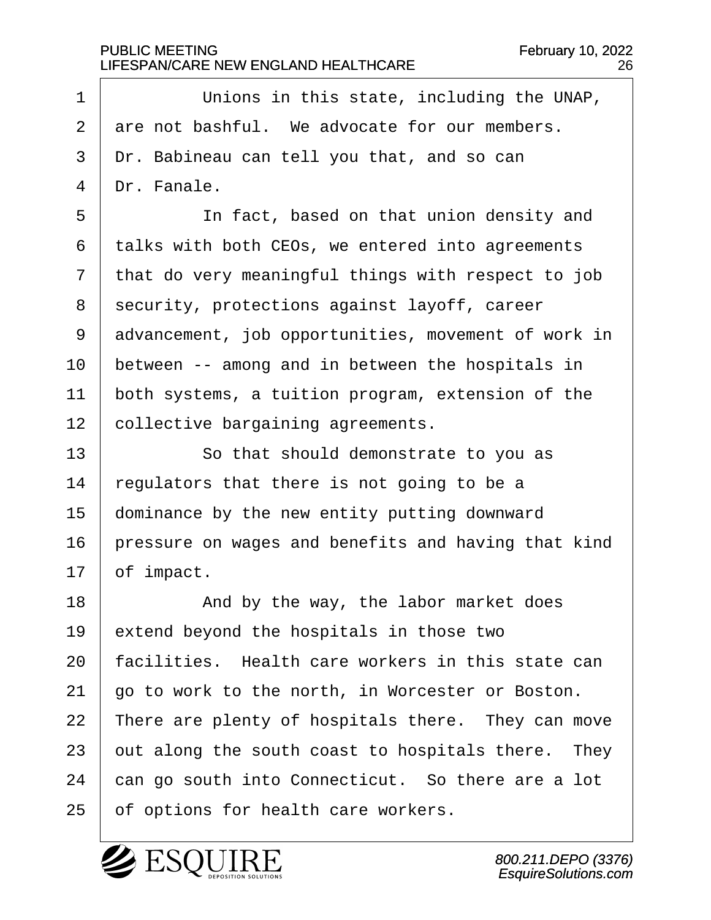Unions in this state, including the UNAP, are not bashful. We advocate for our members. Dr. Babineau can tell you that, and so can Dr. Fanale.

In fact, based on that union density and talks with both CEOs, we entered into agreements that do very meaningful things with respect to job security, protections against layoff, career advancement, job opportunities, movement of work in between -- among and in between the hospitals in both systems, a tuition program, extension of the collective bargaining agreements.

So that should demonstrate to you as regulators that there is not going to be a dominance by the new entity putting downward pressure on wages and benefits and having that kind of impact.

And by the way, the labor market does extend beyond the hospitals in those two facilities. Health care workers in this state can go to work to the north, in Worcester or Boston. There are plenty of hospitals there. They can move out along the south coast to hospitals there. They can go south into Connecticut. So there are a lot of options for health care workers.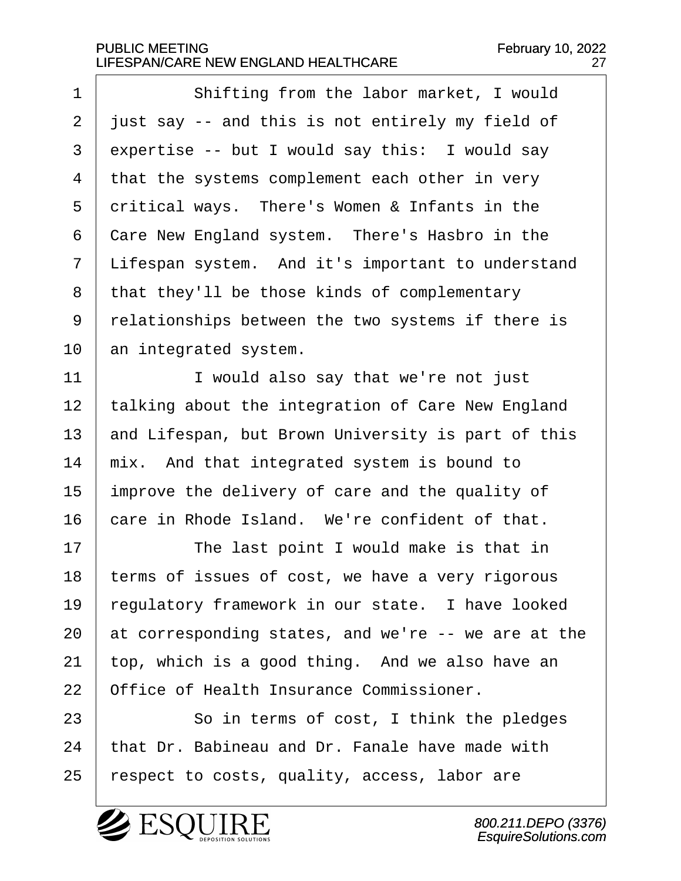Shifting from the labor market, I would just say -- and this is not entirely my field of expertise -- but I would say this: I would say that the systems complement each other in very critical ways. There's Women & Infants in the Care New England system. There's Hasbro in the Lifespan system. And it's important to understand that they'll be those kinds of complementary relationships between the two systems if there is an integrated system.

I would also say that we're not just talking about the integration of Care New England and Lifespan, but Brown University is part of this mix. And that integrated system is bound to improve the delivery of care and the quality of care in Rhode Island. We're confident of that.

The last point I would make is that in terms of issues of cost, we have a very rigorous regulatory framework in our state. I have looked at corresponding states, and we're -- we are at the top, which is a good thing. And we also have an Office of Health Insurance Commissioner.

So in terms of cost, I think the pledges that Dr. Babineau and Dr. Fanale have made with respect to costs, quality, access, labor are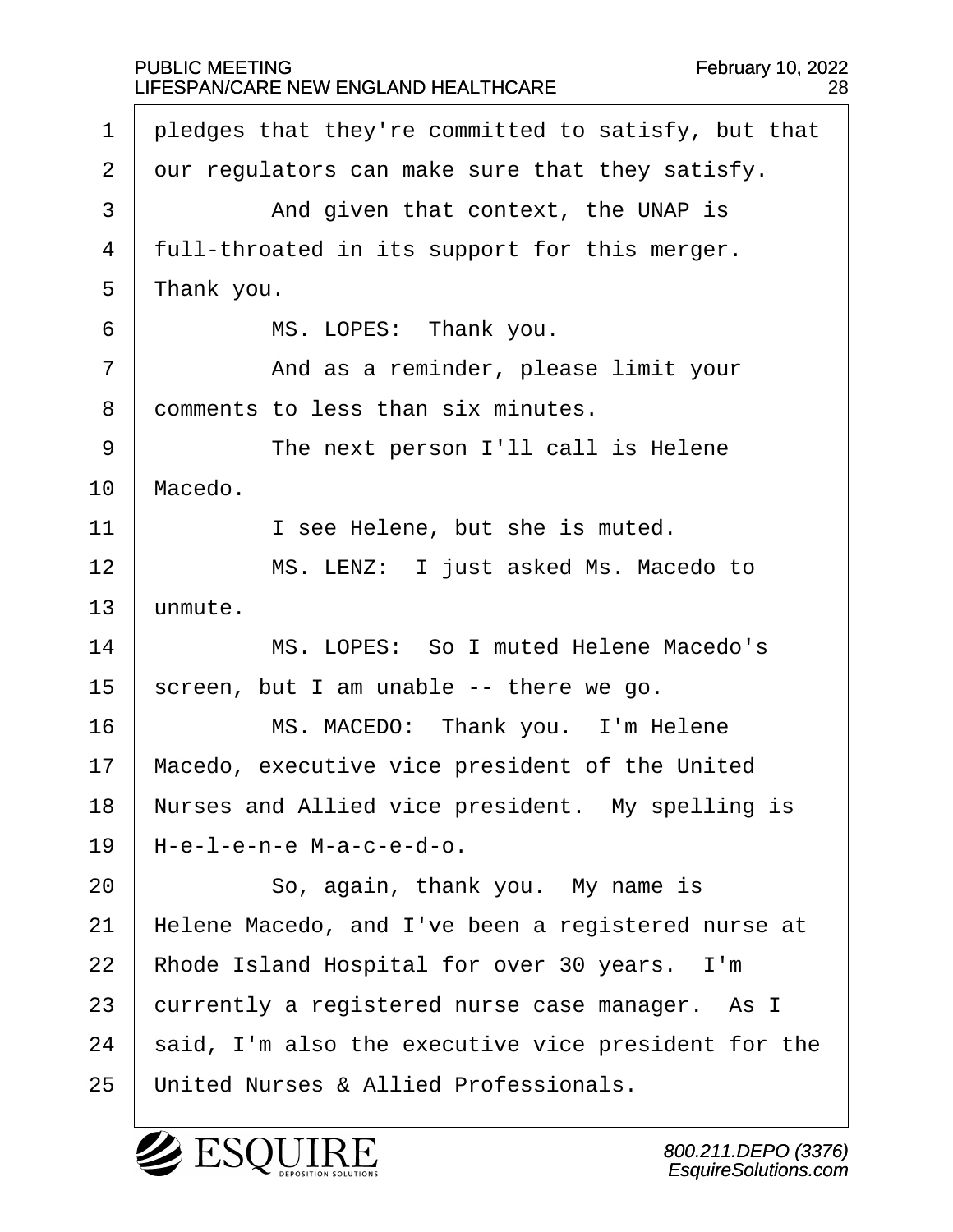pledges that they're committed to satisfy, but that our regulators can make sure that they satisfy.

And given that context, the UNAP is full-throated in its support for this merger. Thank you.

MS. LOPES: Thank you.

And as a reminder, please limit your comments to less than six minutes.

The next person I'll call is Helene Macedo.

I see Helene, but she is muted.

MS. LENZ: I just asked Ms. Macedo to unmute.

MS. LOPES: So I muted Helene Macedo's screen, but I am unable -- there we go.

MS. MACEDO: Thank you. I'm Helene Macedo, executive vice president of the United Nurses and Allied vice president. My spelling is H-e-l-e-n-e M-a-c-e-d-o.

So, again, thank you. My name is Helene Macedo, and I've been a registered nurse at Rhode Island Hospital for over 30 years. I'm currently a registered nurse case manager. As I said, I'm also the executive vice president for the United Nurses & Allied Professionals.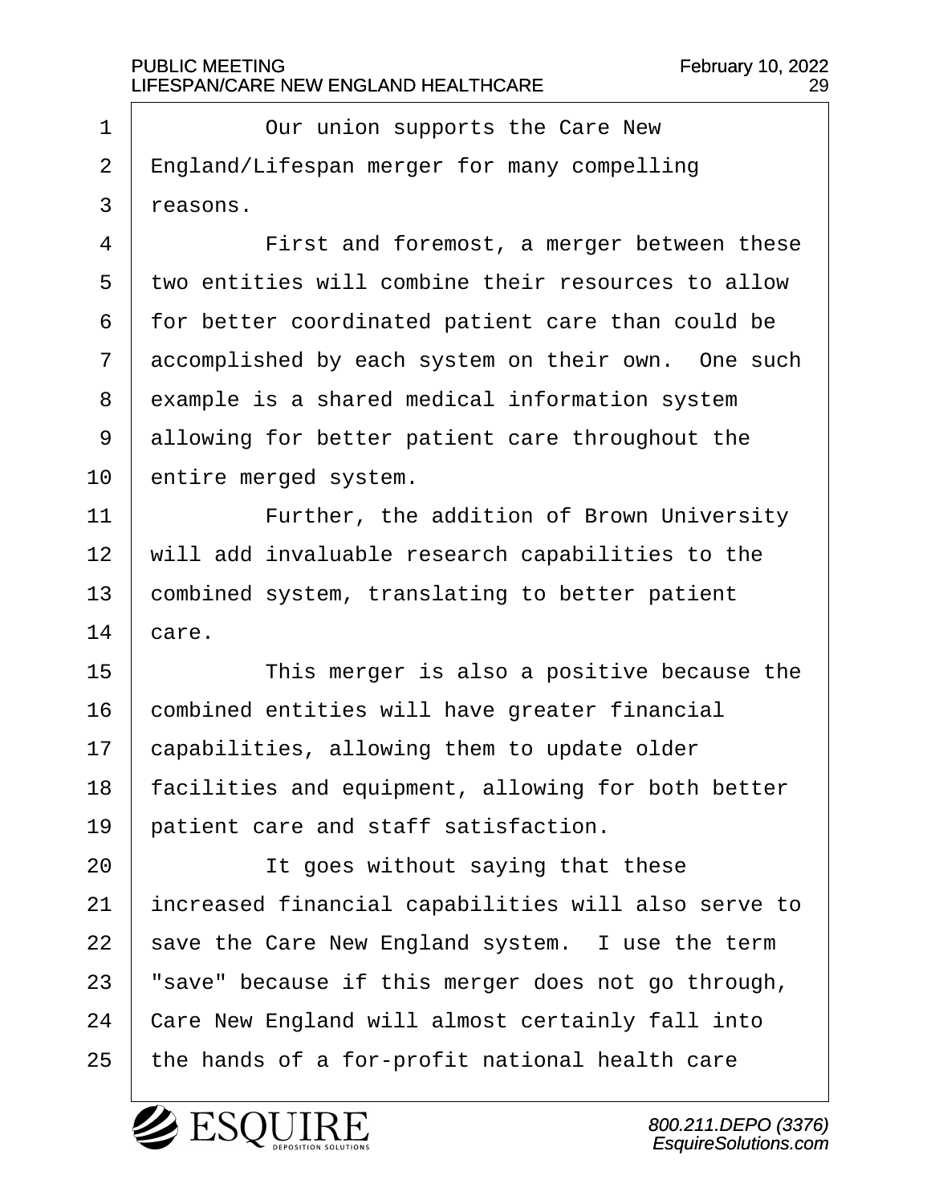Our union supports the Care New England/Lifespan merger for many compelling reasons.

First and foremost, a merger between these two entities will combine their resources to allow for better coordinated patient care than could be accomplished by each system on their own. One such example is a shared medical information system allowing for better patient care throughout the entire merged system.

Further, the addition of Brown University will add invaluable research capabilities to the combined system, translating to better patient care.

This merger is also a positive because the combined entities will have greater financial capabilities, allowing them to update older facilities and equipment, allowing for both better patient care and staff satisfaction.

It goes without saying that these increased financial capabilities will also serve to save the Care New England system. I use the term "save" because if this merger does not go through, Care New England will almost certainly fall into the hands of a for-profit national health care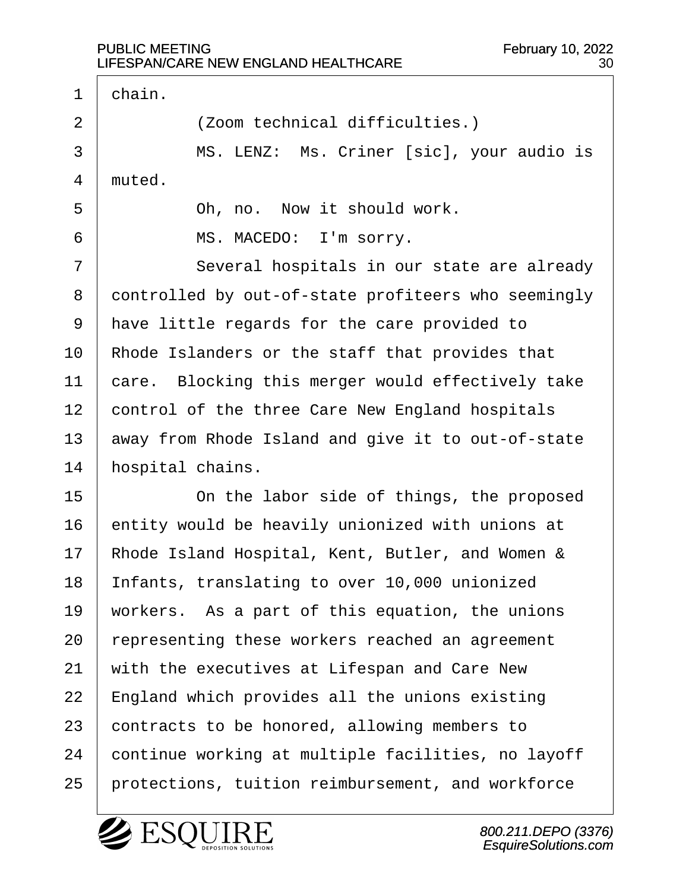chain.

(Zoom technical difficulties.)

MS. LENZ: Ms. Criner [sic], your audio is muted.

Oh, no. Now it should work.

MS. MACEDO: I'm sorry.

Several hospitals in our state are already controlled by out-of-state profiteers who seemingly have little regards for the care provided to Rhode Islanders or the staff that provides that care. Blocking this merger would effectively take control of the three Care New England hospitals away from Rhode Island and give it to out-of-state hospital chains.

On the labor side of things, the proposed entity would be heavily unionized with unions at Rhode Island Hospital, Kent, Butler, and Women & Infants, translating to over 10,000 unionized workers. As a part of this equation, the unions representing these workers reached an agreement with the executives at Lifespan and Care New England which provides all the unions existing contracts to be honored, allowing members to continue working at multiple facilities, no layoff protections, tuition reimbursement, and workforce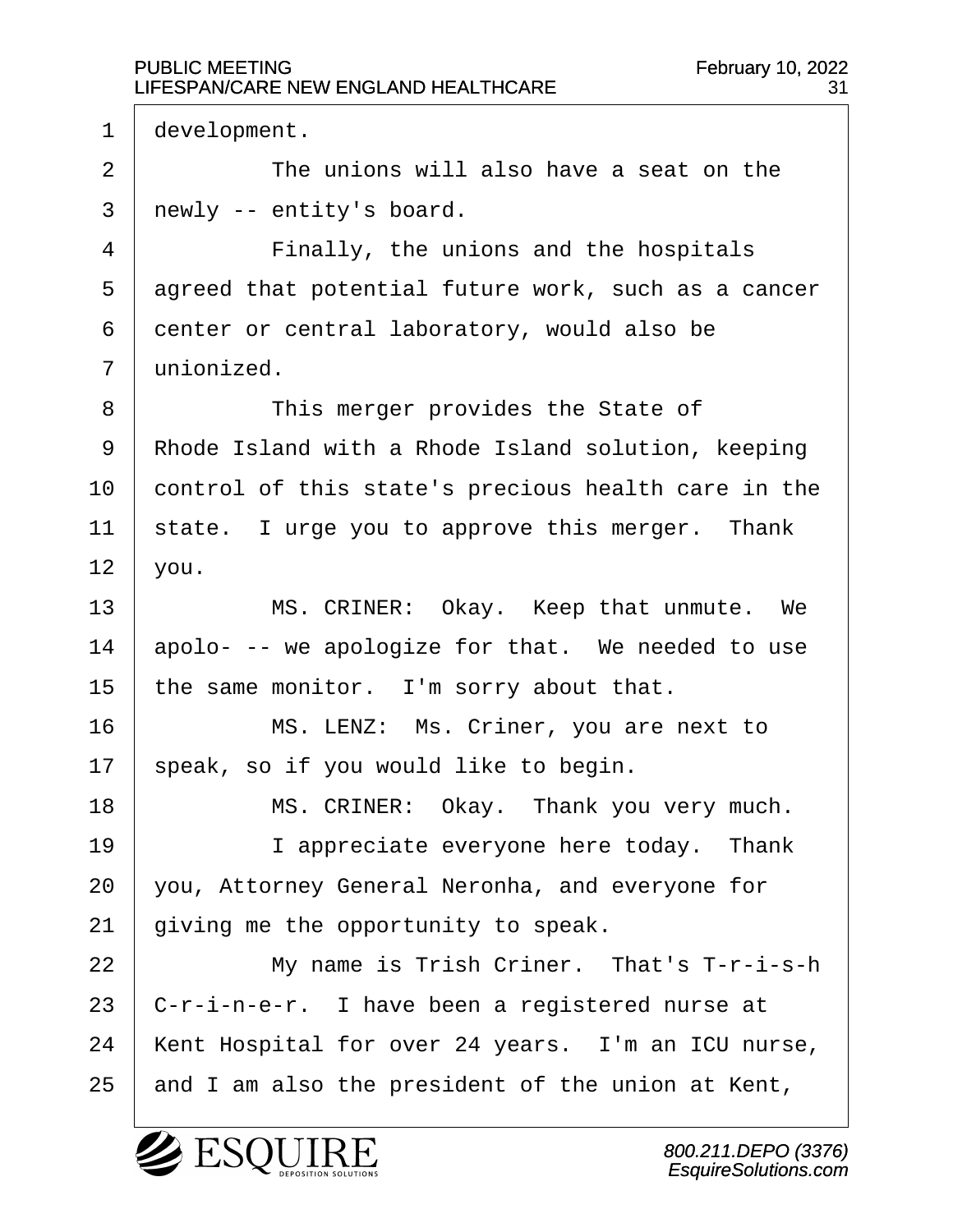development.

The unions will also have a seat on the newly -- entity's board.

Finally, the unions and the hospitals agreed that potential future work, such as a cancer center or central laboratory, would also be unionized.

This merger provides the State of Rhode Island with a Rhode Island solution, keeping control of this state's precious health care in the state. I urge you to approve this merger. Thank you.

MS. CRINER: Okay. Keep that unmute. We apolo- -- we apologize for that. We needed to use the same monitor. I'm sorry about that.

MS. LENZ: Ms. Criner, you are next to speak, so if you would like to begin.

MS. CRINER: Okay. Thank you very much.

I appreciate everyone here today. Thank you, Attorney General Neronha, and everyone for giving me the opportunity to speak.

My name is Trish Criner. That's T-r-i-s-h C-r-i-n-e-r. I have been a registered nurse at Kent Hospital for over 24 years. I'm an ICU nurse, and I am also the president of the union at Kent,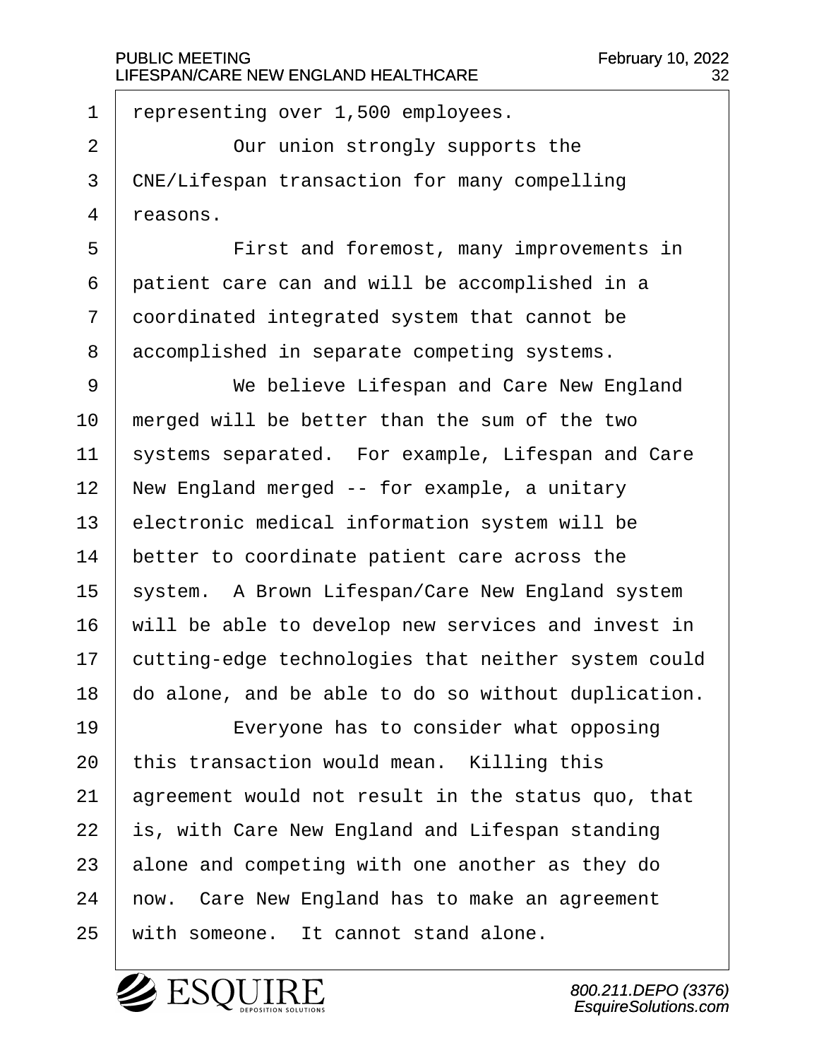representing over 1,500 employees.

Our union strongly supports the CNE/Lifespan transaction for many compelling reasons.

First and foremost, many improvements in patient care can and will be accomplished in a coordinated integrated system that cannot be accomplished in separate competing systems.

We believe Lifespan and Care New England merged will be better than the sum of the two systems separated. For example, Lifespan and Care New England merged -- for example, a unitary electronic medical information system will be better to coordinate patient care across the system. A Brown Lifespan/Care New England system will be able to develop new services and invest in cutting-edge technologies that neither system could do alone, and be able to do so without duplication.

Everyone has to consider what opposing this transaction would mean. Killing this agreement would not result in the status quo, that is, with Care New England and Lifespan standing alone and competing with one another as they do now. Care New England has to make an agreement with someone. It cannot stand alone.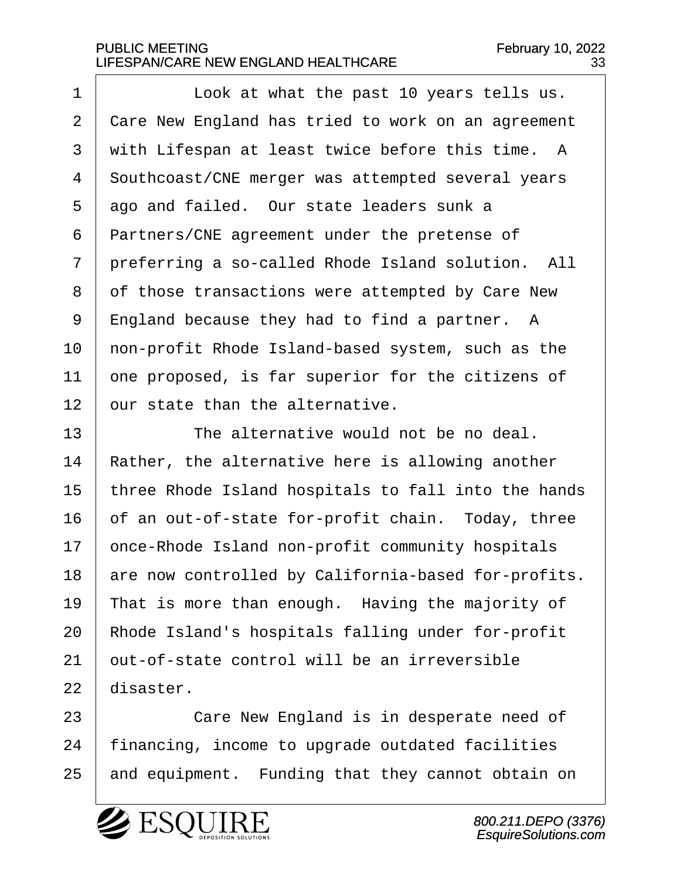Look at what the past 10 years tells us. Care New England has tried to work on an agreement with Lifespan at least twice before this time. A Southcoast/CNE merger was attempted several years ago and failed. Our state leaders sunk a Partners/CNE agreement under the pretense of preferring a so-called Rhode Island solution. All of those transactions were attempted by Care New England because they had to find a partner. A non-profit Rhode Island-based system, such as the one proposed, is far superior for the citizens of our state than the alternative.

The alternative would not be no deal. Rather, the alternative here is allowing another three Rhode Island hospitals to fall into the hands of an out-of-state for-profit chain. Today, three once-Rhode Island non-profit community hospitals are now controlled by California-based for-profits. That is more than enough. Having the majority of Rhode Island's hospitals falling under for-profit out-of-state control will be an irreversible disaster.

Care New England is in desperate need of financing, income to upgrade outdated facilities and equipment. Funding that they cannot obtain on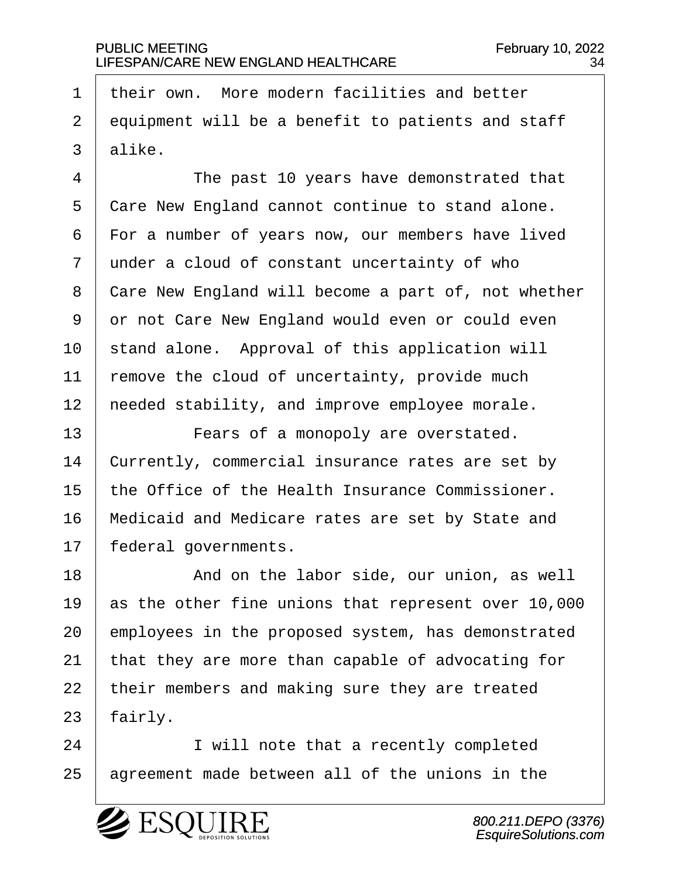their own. More modern facilities and better equipment will be a benefit to patients and staff alike.

The past 10 years have demonstrated that Care New England cannot continue to stand alone. For a number of years now, our members have lived under a cloud of constant uncertainty of who Care New England will become a part of, not whether or not Care New England would even or could even stand alone. Approval of this application will remove the cloud of uncertainty, provide much needed stability, and improve employee morale.

Fears of a monopoly are overstated. Currently, commercial insurance rates are set by the Office of the Health Insurance Commissioner. Medicaid and Medicare rates are set by State and federal governments.

And on the labor side, our union, as well as the other fine unions that represent over 10,000 employees in the proposed system, has demonstrated that they are more than capable of advocating for their members and making sure they are treated fairly.

I will note that a recently completed agreement made between all of the unions in the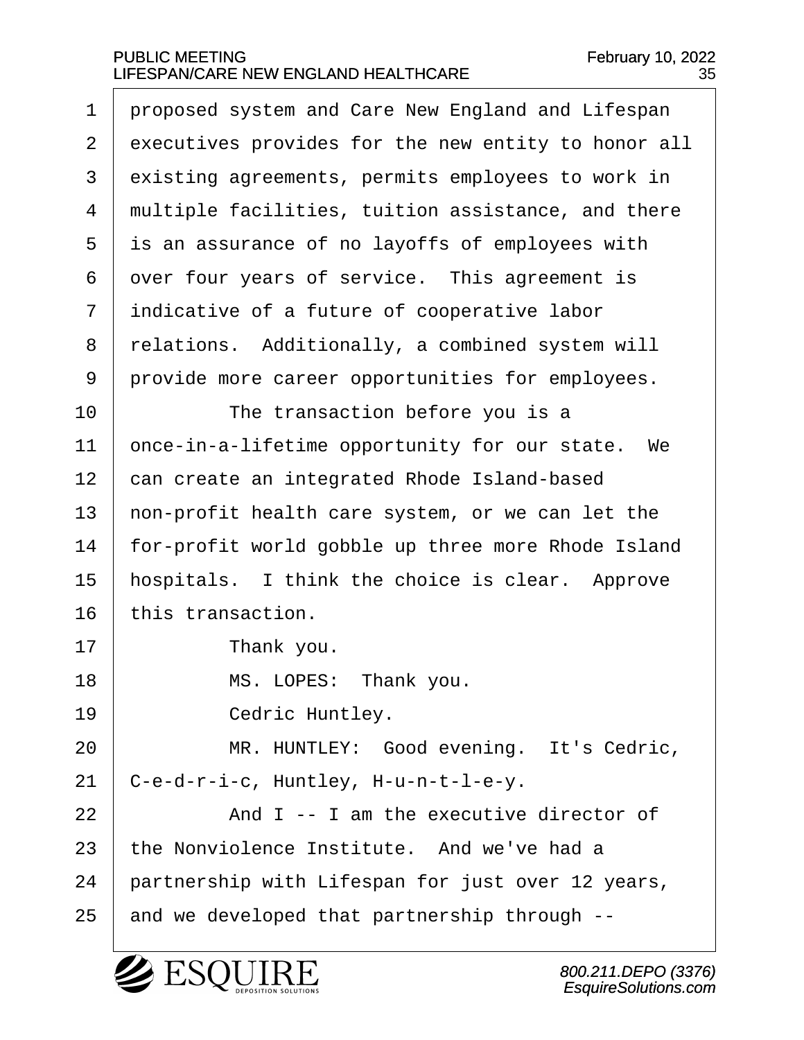proposed system and Care New England and Lifespan executives provides for the new entity to honor all existing agreements, permits employees to work in multiple facilities, tuition assistance, and there is an assurance of no layoffs of employees with over four years of service. This agreement is indicative of a future of cooperative labor relations. Additionally, a combined system will provide more career opportunities for employees.

The transaction before you is a once-in-a-lifetime opportunity for our state. We can create an integrated Rhode Island-based non-profit health care system, or we can let the for-profit world gobble up three more Rhode Island hospitals. I think the choice is clear. Approve this transaction.

Thank you.

MS. LOPES: Thank you.

Cedric Huntley.

MR. HUNTLEY: Good evening. It's Cedric, C-e-d-r-i-c, Huntley, H-u-n-t-l-e-y.

And I -- I am the executive director of the Nonviolence Institute. And we've had a partnership with Lifespan for just over 12 years, and we developed that partnership through --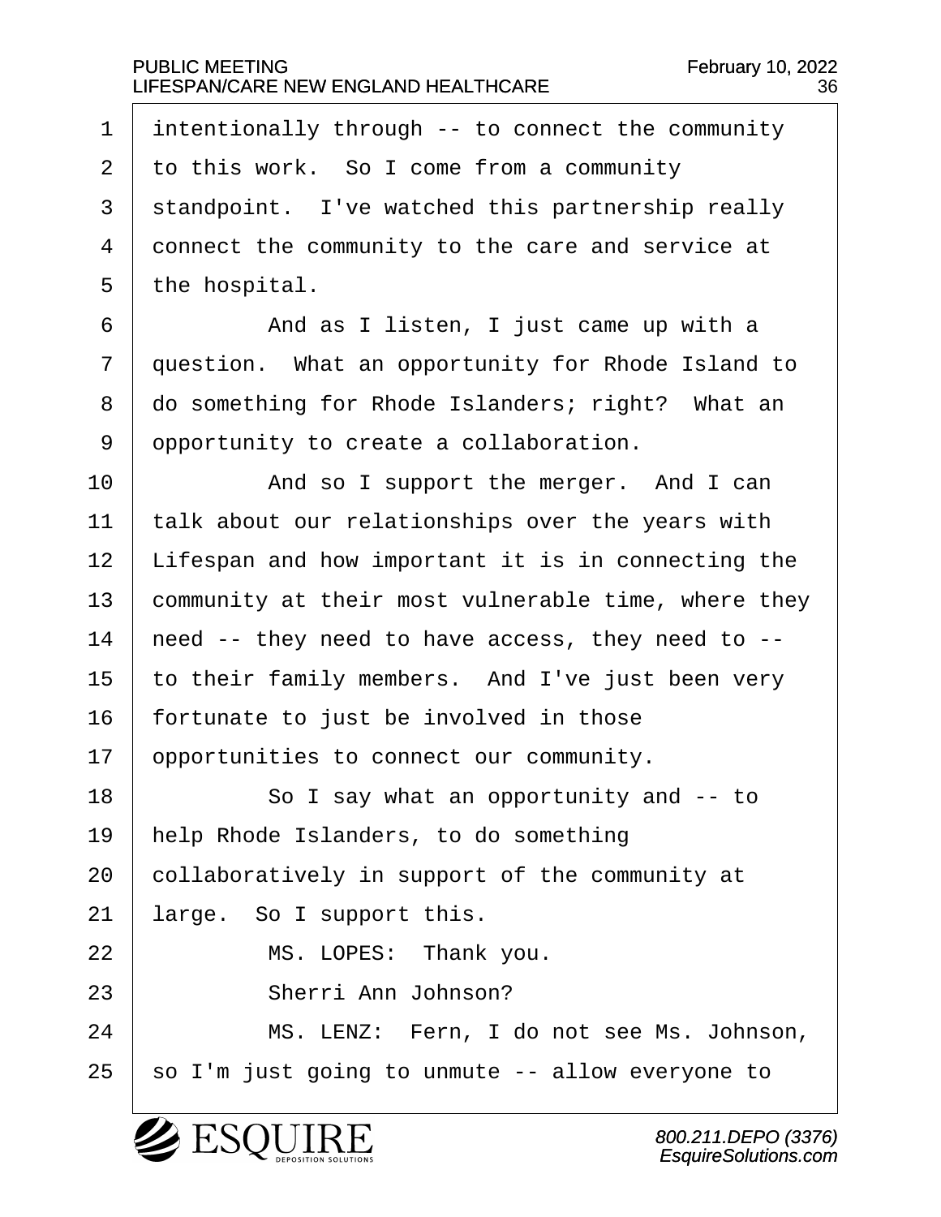intentionally through -- to connect the community to this work. So I come from a community standpoint. I've watched this partnership really connect the community to the care and service at the hospital.

And as I listen, I just came up with a question. What an opportunity for Rhode Island to do something for Rhode Islanders; right? What an opportunity to create a collaboration.

And so I support the merger. And I can talk about our relationships over the years with Lifespan and how important it is in connecting the community at their most vulnerable time, where they need -- they need to have access, they need to -- to their family members. And I've just been very fortunate to just be involved in those opportunities to connect our community.

So I say what an opportunity and -- to help Rhode Islanders, to do something collaboratively in support of the community at large. So I support this.

MS. LOPES: Thank you.

Sherri Ann Johnson?

MS. LENZ: Fern, I do not see Ms. Johnson, so I'm just going to unmute -- allow everyone to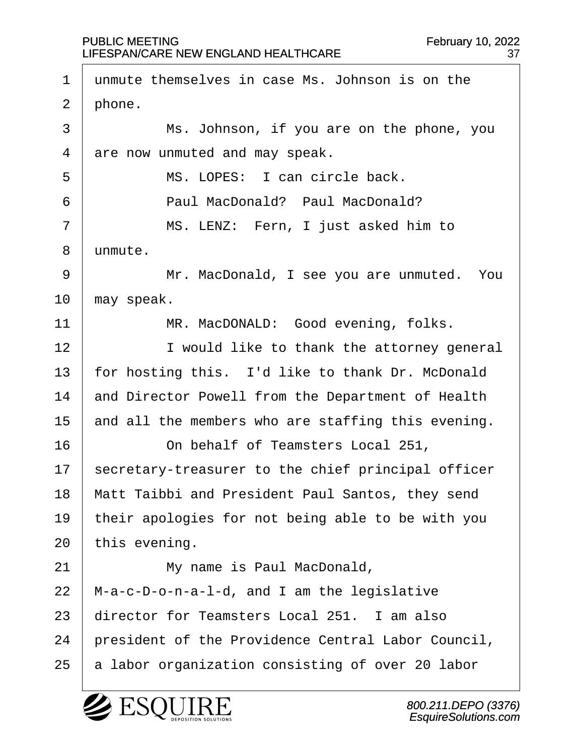unmute themselves in case Ms. Johnson is on the phone.

Ms. Johnson, if you are on the phone, you are now unmuted and may speak.

MS. LOPES: I can circle back.

Paul MacDonald? Paul MacDonald?

MS. LENZ: Fern, I just asked him to unmute.

Mr. MacDonald, I see you are unmuted. You may speak.

MR. MacDONALD: Good evening, folks.

I would like to thank the attorney general for hosting this. I'd like to thank Dr. McDonald and Director Powell from the Department of Health and all the members who are staffing this evening.

On behalf of Teamsters Local 251, secretary-treasurer to the chief principal officer Matt Taibbi and President Paul Santos, they send their apologies for not being able to be with you this evening.

My name is Paul MacDonald, M-a-c-D-o-n-a-l-d, and I am the legislative director for Teamsters Local 251. I am also president of the Providence Central Labor Council, a labor organization consisting of over 20 labor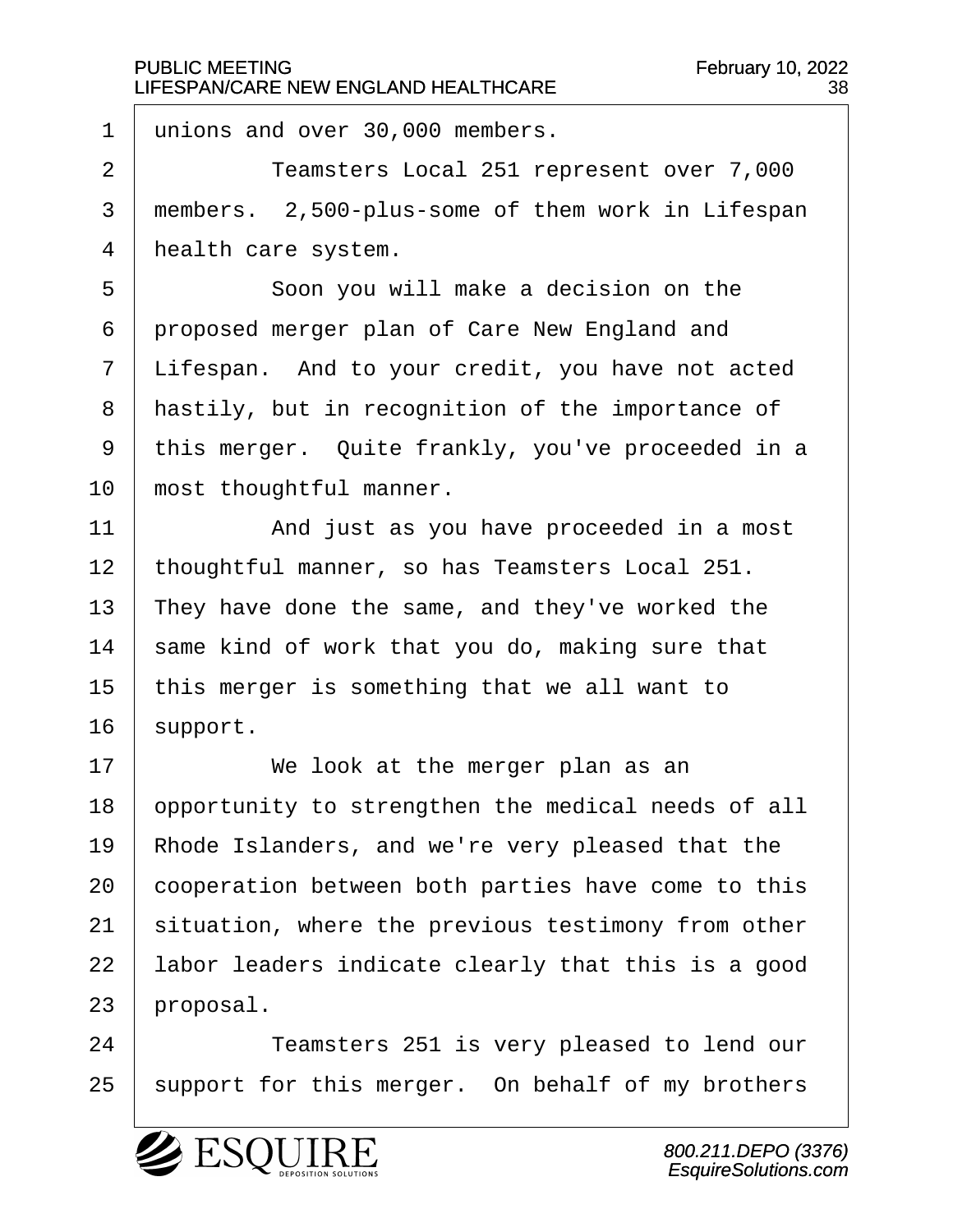unions and over 30,000 members.

Teamsters Local 251 represent over 7,000 members. 2,500-plus-some of them work in Lifespan health care system.

Soon you will make a decision on the proposed merger plan of Care New England and Lifespan. And to your credit, you have not acted hastily, but in recognition of the importance of this merger. Quite frankly, you've proceeded in a most thoughtful manner.

And just as you have proceeded in a most thoughtful manner, so has Teamsters Local 251. They have done the same, and they've worked the same kind of work that you do, making sure that this merger is something that we all want to support.

We look at the merger plan as an opportunity to strengthen the medical needs of all Rhode Islanders, and we're very pleased that the cooperation between both parties have come to this situation, where the previous testimony from other labor leaders indicate clearly that this is a good proposal.

Teamsters 251 is very pleased to lend our support for this merger. On behalf of my brothers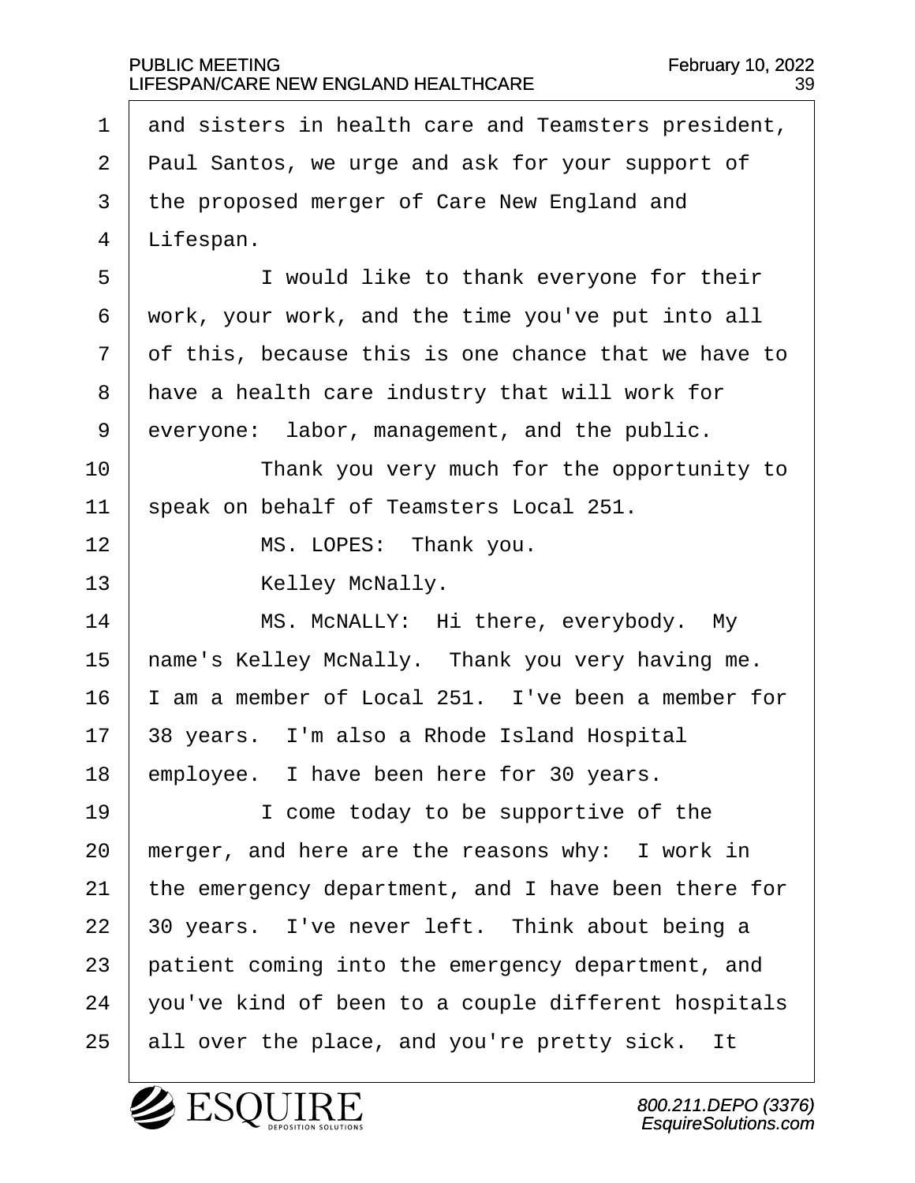and sisters in health care and Teamsters president, Paul Santos, we urge and ask for your support of the proposed merger of Care New England and Lifespan.

I would like to thank everyone for their work, your work, and the time you've put into all of this, because this is one chance that we have to have a health care industry that will work for everyone: labor, management, and the public.

Thank you very much for the opportunity to speak on behalf of Teamsters Local 251.

MS. LOPES: Thank you.

Kelley McNally.

MS. McNALLY: Hi there, everybody. My name's Kelley McNally. Thank you very having me. I am a member of Local 251. I've been a member for 38 years. I'm also a Rhode Island Hospital employee. I have been here for 30 years.

I come today to be supportive of the merger, and here are the reasons why: I work in the emergency department, and I have been there for 30 years. I've never left. Think about being a patient coming into the emergency department, and you've kind of been to a couple different hospitals all over the place, and you're pretty sick. It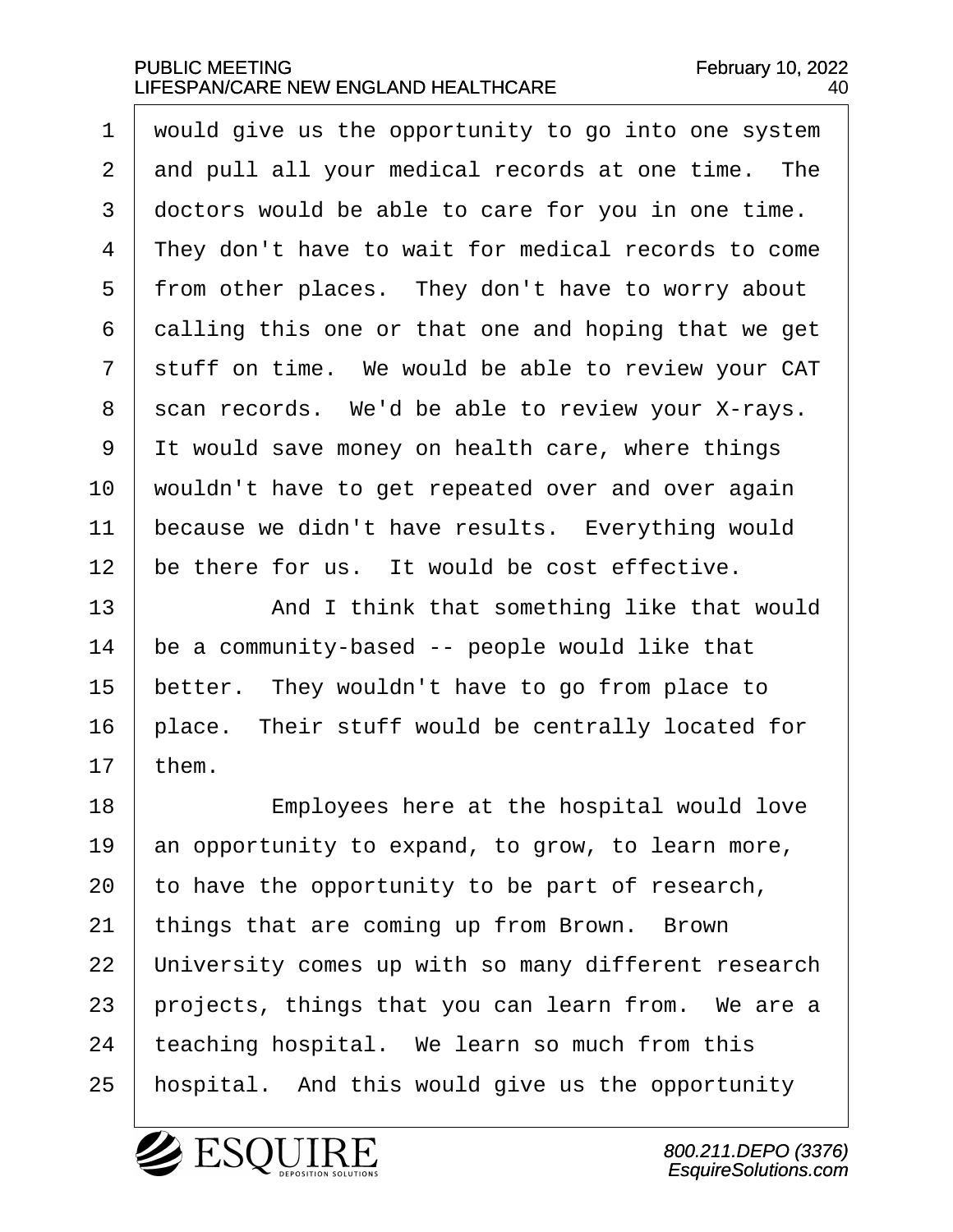would give us the opportunity to go into one system and pull all your medical records at one time. The doctors would be able to care for you in one time. They don't have to wait for medical records to come from other places. They don't have to worry about calling this one or that one and hoping that we get stuff on time. We would be able to review your CAT scan records. We'd be able to review your X-rays. It would save money on health care, where things wouldn't have to get repeated over and over again because we didn't have results. Everything would be there for us. It would be cost effective.

And I think that something like that would be a community-based -- people would like that better. They wouldn't have to go from place to place. Their stuff would be centrally located for them.

Employees here at the hospital would love an opportunity to expand, to grow, to learn more, to have the opportunity to be part of research, things that are coming up from Brown. Brown University comes up with so many different research projects, things that you can learn from. We are a teaching hospital. We learn so much from this hospital. And this would give us the opportunity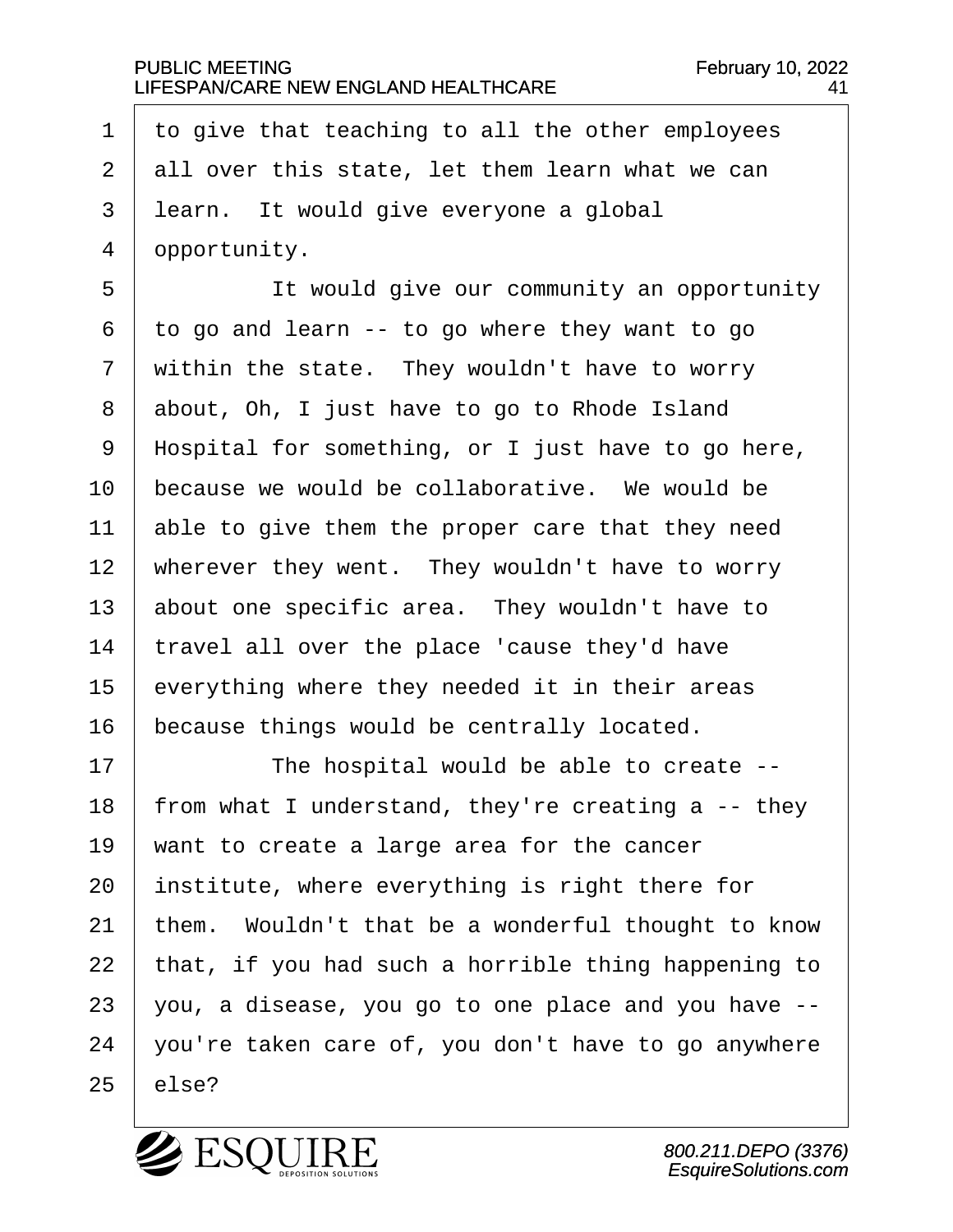to give that teaching to all the other employees all over this state, let them learn what we can learn. It would give everyone a global opportunity.

It would give our community an opportunity to go and learn -- to go where they want to go within the state. They wouldn't have to worry about, Oh, I just have to go to Rhode Island Hospital for something, or I just have to go here, because we would be collaborative. We would be able to give them the proper care that they need wherever they went. They wouldn't have to worry about one specific area. They wouldn't have to travel all over the place 'cause they'd have everything where they needed it in their areas because things would be centrally located.

The hospital would be able to create -- from what I understand, they're creating a -- they want to create a large area for the cancer institute, where everything is right there for them. Wouldn't that be a wonderful thought to know that, if you had such a horrible thing happening to you, a disease, you go to one place and you have -- you're taken care of, you don't have to go anywhere else?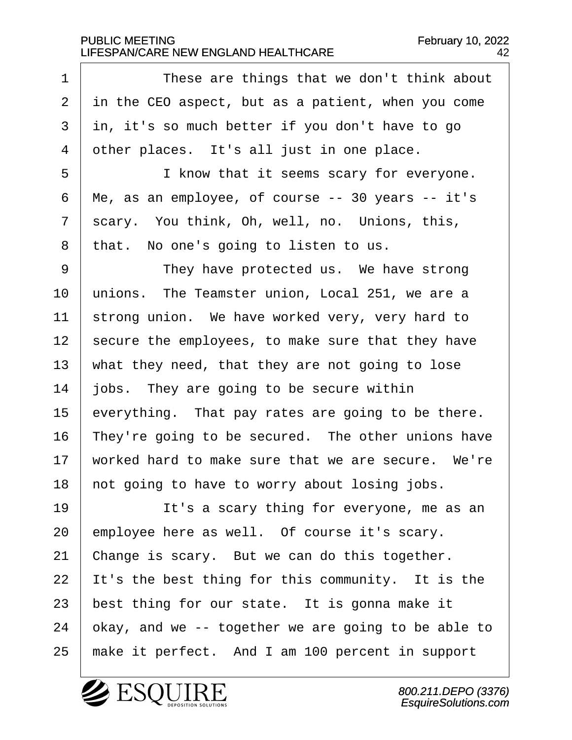These are things that we don't think about in the CEO aspect, but as a patient, when you come in, it's so much better if you don't have to go other places. It's all just in one place.

I know that it seems scary for everyone. Me, as an employee, of course -- 30 years -- it's scary. You think, Oh, well, no. Unions, this, that. No one's going to listen to us.

They have protected us. We have strong unions. The Teamster union, Local 251, we are a strong union. We have worked very, very hard to secure the employees, to make sure that they have what they need, that they are not going to lose jobs. They are going to be secure within everything. That pay rates are going to be there. They're going to be secured. The other unions have worked hard to make sure that we are secure. We're not going to have to worry about losing jobs.

It's a scary thing for everyone, me as an employee here as well. Of course it's scary. Change is scary. But we can do this together. It's the best thing for this community. It is the best thing for our state. It is gonna make it okay, and we -- together we are going to be able to make it perfect. And I am 100 percent in support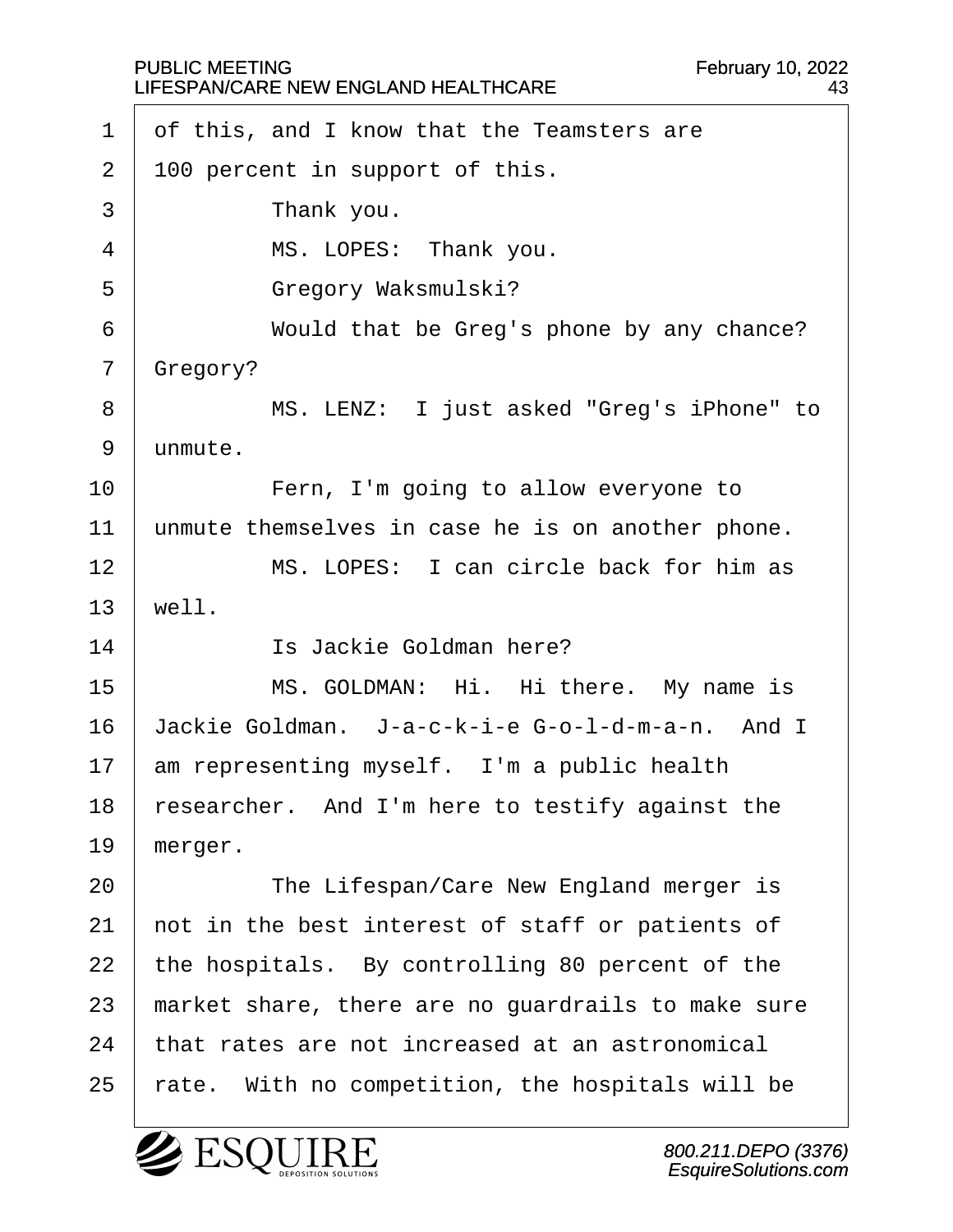of this, and I know that the Teamsters are 100 percent in support of this.

Thank you.

MS. LOPES: Thank you.

Gregory Waksmulski?

Would that be Greg's phone by any chance? Gregory?

MS. LENZ: I just asked "Greg's iPhone" to unmute.

Fern, I'm going to allow everyone to unmute themselves in case he is on another phone.

MS. LOPES: I can circle back for him as well.

Is Jackie Goldman here?

MS. GOLDMAN: Hi. Hi there. My name is Jackie Goldman. J-a-c-k-i-e G-o-l-d-m-a-n. And I am representing myself. I'm a public health researcher. And I'm here to testify against the merger.

The Lifespan/Care New England merger is not in the best interest of staff or patients of the hospitals. By controlling 80 percent of the market share, there are no guardrails to make sure that rates are not increased at an astronomical rate. With no competition, the hospitals will be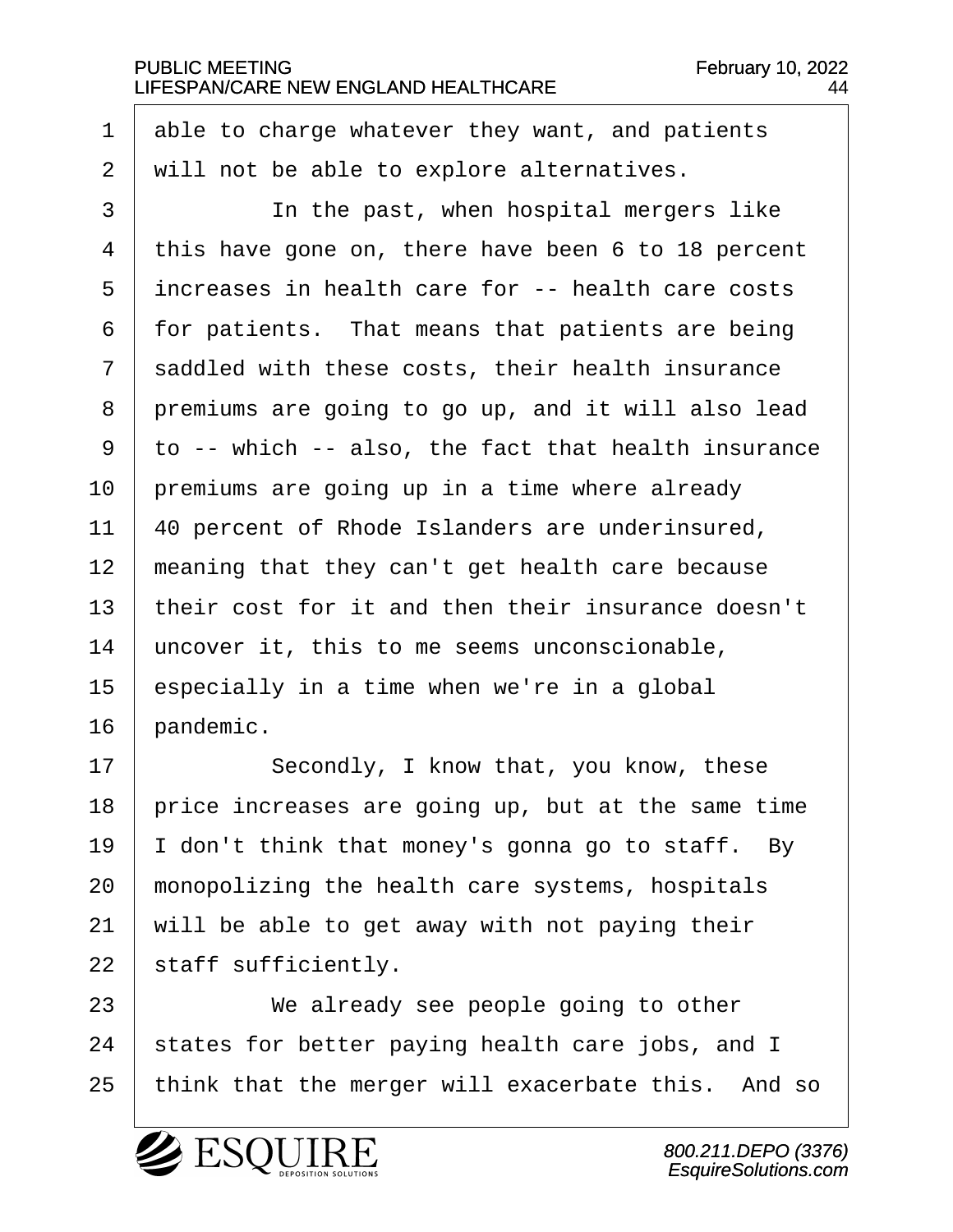able to charge whatever they want, and patients will not be able to explore alternatives.

In the past, when hospital mergers like this have gone on, there have been 6 to 18 percent increases in health care for -- health care costs for patients. That means that patients are being saddled with these costs, their health insurance premiums are going to go up, and it will also lead to -- which -- also, the fact that health insurance premiums are going up in a time where already 40 percent of Rhode Islanders are underinsured, meaning that they can't get health care because their cost for it and then their insurance doesn't uncover it, this to me seems unconscionable, especially in a time when we're in a global pandemic.

Secondly, I know that, you know, these price increases are going up, but at the same time I don't think that money's gonna go to staff. By monopolizing the health care systems, hospitals will be able to get away with not paying their staff sufficiently.

We already see people going to other states for better paying health care jobs, and I think that the merger will exacerbate this. And so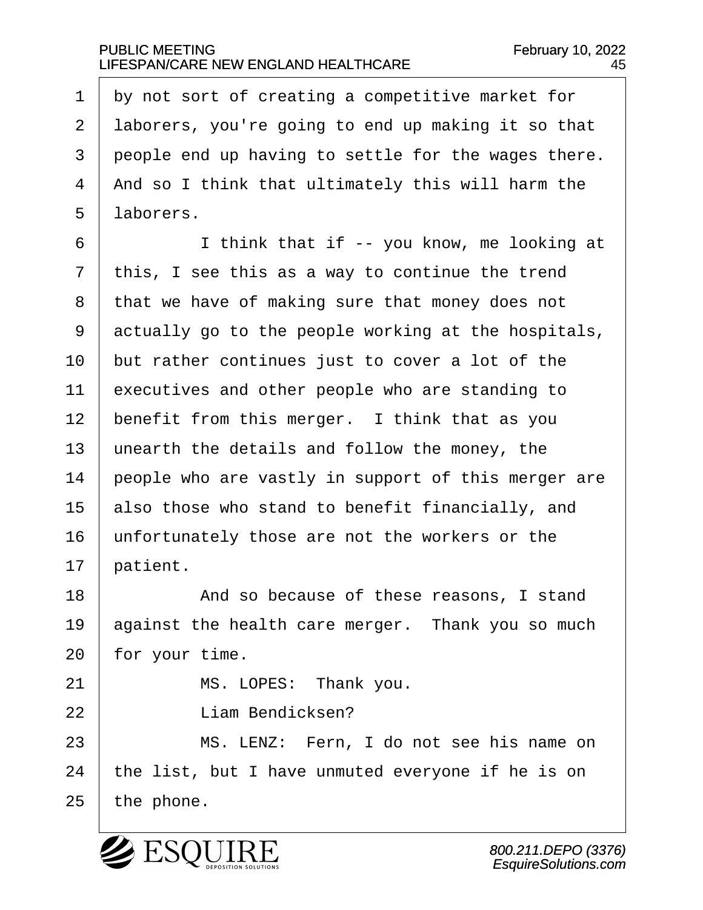by not sort of creating a competitive market for laborers, you're going to end up making it so that people end up having to settle for the wages there. And so I think that ultimately this will harm the laborers.

I think that if -- you know, me looking at this, I see this as a way to continue the trend that we have of making sure that money does not actually go to the people working at the hospitals, but rather continues just to cover a lot of the executives and other people who are standing to benefit from this merger. I think that as you unearth the details and follow the money, the people who are vastly in support of this merger are also those who stand to benefit financially, and unfortunately those are not the workers or the patient.

And so because of these reasons, I stand against the health care merger. Thank you so much for your time.

MS. LOPES: Thank you.

Liam Bendicksen?

MS. LENZ: Fern, I do not see his name on the list, but I have unmuted everyone if he is on the phone.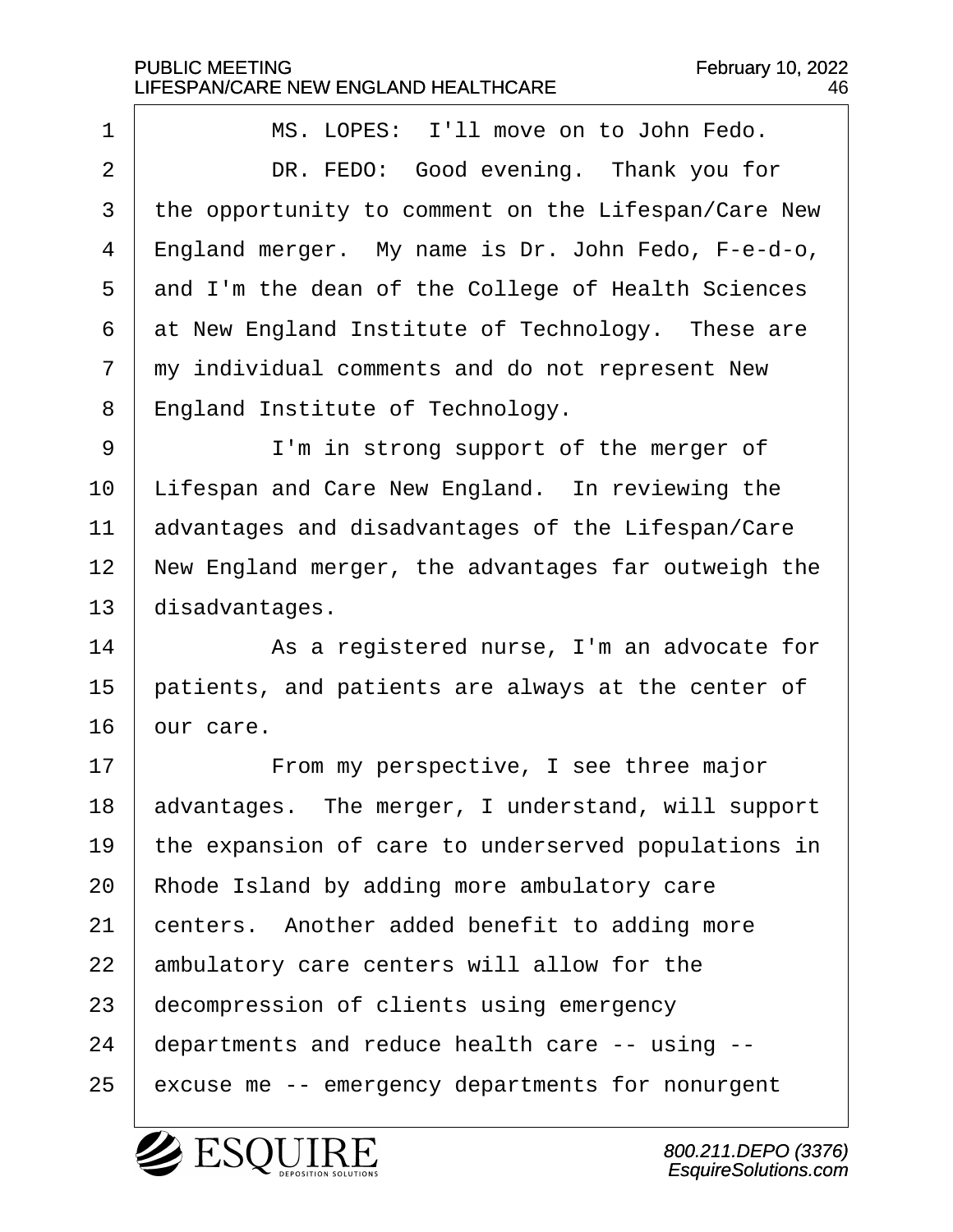MS. LOPES: I'll move on to John Fedo.

DR. FEDO: Good evening. Thank you for the opportunity to comment on the Lifespan/Care New England merger. My name is Dr. John Fedo, F-e-d-o, and I'm the dean of the College of Health Sciences at New England Institute of Technology. These are my individual comments and do not represent New England Institute of Technology.

I'm in strong support of the merger of Lifespan and Care New England. In reviewing the advantages and disadvantages of the Lifespan/Care New England merger, the advantages far outweigh the disadvantages.

As a registered nurse, I'm an advocate for patients, and patients are always at the center of our care.

From my perspective, I see three major advantages. The merger, I understand, will support the expansion of care to underserved populations in Rhode Island by adding more ambulatory care centers. Another added benefit to adding more ambulatory care centers will allow for the decompression of clients using emergency departments and reduce health care -- using -- excuse me -- emergency departments for nonurgent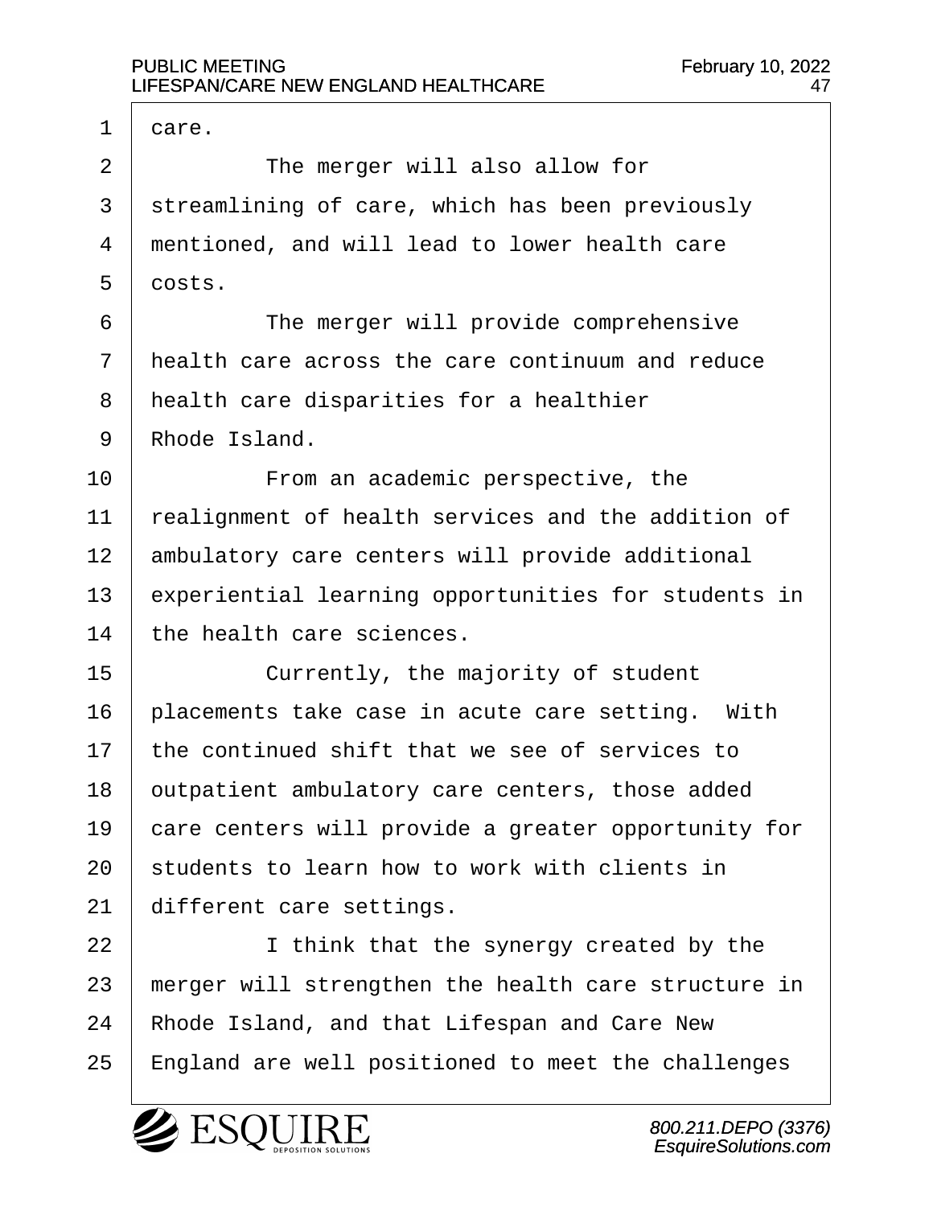care.

The merger will also allow for streamlining of care, which has been previously mentioned, and will lead to lower health care costs.

The merger will provide comprehensive health care across the care continuum and reduce health care disparities for a healthier Rhode Island.

From an academic perspective, the realignment of health services and the addition of ambulatory care centers will provide additional experiential learning opportunities for students in the health care sciences.

Currently, the majority of student placements take case in acute care setting. With the continued shift that we see of services to outpatient ambulatory care centers, those added care centers will provide a greater opportunity for students to learn how to work with clients in different care settings.

I think that the synergy created by the merger will strengthen the health care structure in Rhode Island, and that Lifespan and Care New England are well positioned to meet the challenges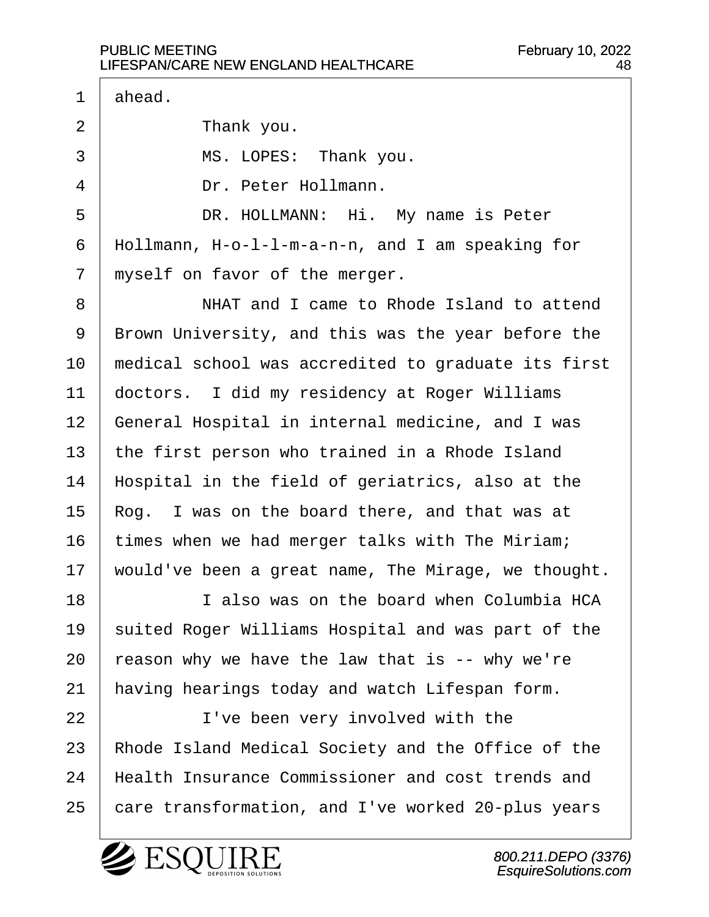ahead.

Thank you.

MS. LOPES: Thank you.

Dr. Peter Hollmann.

DR. HOLLMANN: Hi. My name is Peter Hollmann, H-o-l-l-m-a-n-n, and I am speaking for myself on favor of the merger.

NHAT and I came to Rhode Island to attend Brown University, and this was the year before the medical school was accredited to graduate its first doctors. I did my residency at Roger Williams General Hospital in internal medicine, and I was the first person who trained in a Rhode Island Hospital in the field of geriatrics, also at the Rog. I was on the board there, and that was at times when we had merger talks with The Miriam; would've been a great name, The Mirage, we thought.

I also was on the board when Columbia HCA suited Roger Williams Hospital and was part of the reason why we have the law that is -- why we're having hearings today and watch Lifespan form.

I've been very involved with the Rhode Island Medical Society and the Office of the Health Insurance Commissioner and cost trends and care transformation, and I've worked 20-plus years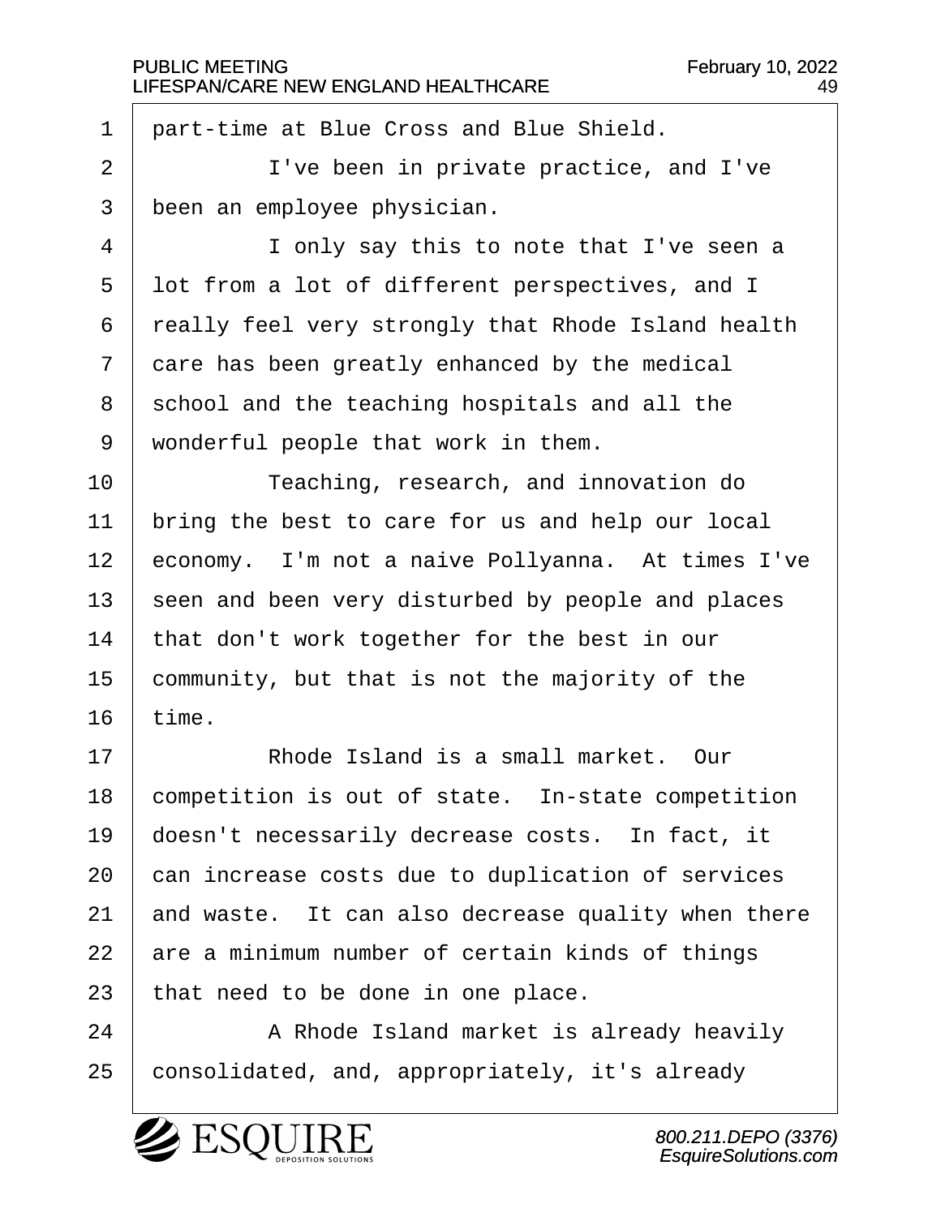part-time at Blue Cross and Blue Shield.

I've been in private practice, and I've been an employee physician.

I only say this to note that I've seen a lot from a lot of different perspectives, and I really feel very strongly that Rhode Island health care has been greatly enhanced by the medical school and the teaching hospitals and all the wonderful people that work in them.

Teaching, research, and innovation do bring the best to care for us and help our local economy. I'm not a naive Pollyanna. At times I've seen and been very disturbed by people and places that don't work together for the best in our community, but that is not the majority of the time.

Rhode Island is a small market. Our competition is out of state. In-state competition doesn't necessarily decrease costs. In fact, it can increase costs due to duplication of services and waste. It can also decrease quality when there are a minimum number of certain kinds of things that need to be done in one place.

A Rhode Island market is already heavily consolidated, and, appropriately, it's already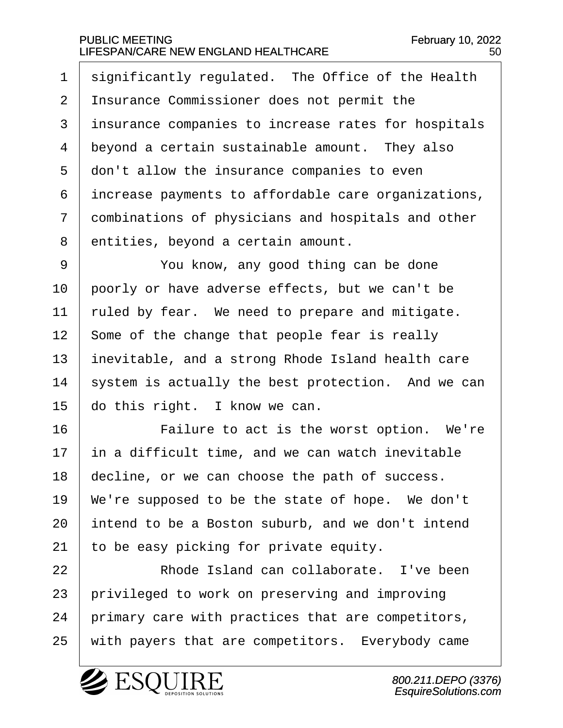significantly regulated. The Office of the Health Insurance Commissioner does not permit the insurance companies to increase rates for hospitals beyond a certain sustainable amount. They also don't allow the insurance companies to even increase payments to affordable care organizations, combinations of physicians and hospitals and other entities, beyond a certain amount.

You know, any good thing can be done poorly or have adverse effects, but we can't be ruled by fear. We need to prepare and mitigate. Some of the change that people fear is really inevitable, and a strong Rhode Island health care system is actually the best protection. And we can do this right. I know we can.

Failure to act is the worst option. We're in a difficult time, and we can watch inevitable decline, or we can choose the path of success. We're supposed to be the state of hope. We don't intend to be a Boston suburb, and we don't intend to be easy picking for private equity.

Rhode Island can collaborate. I've been privileged to work on preserving and improving primary care with practices that are competitors, with payers that are competitors. Everybody came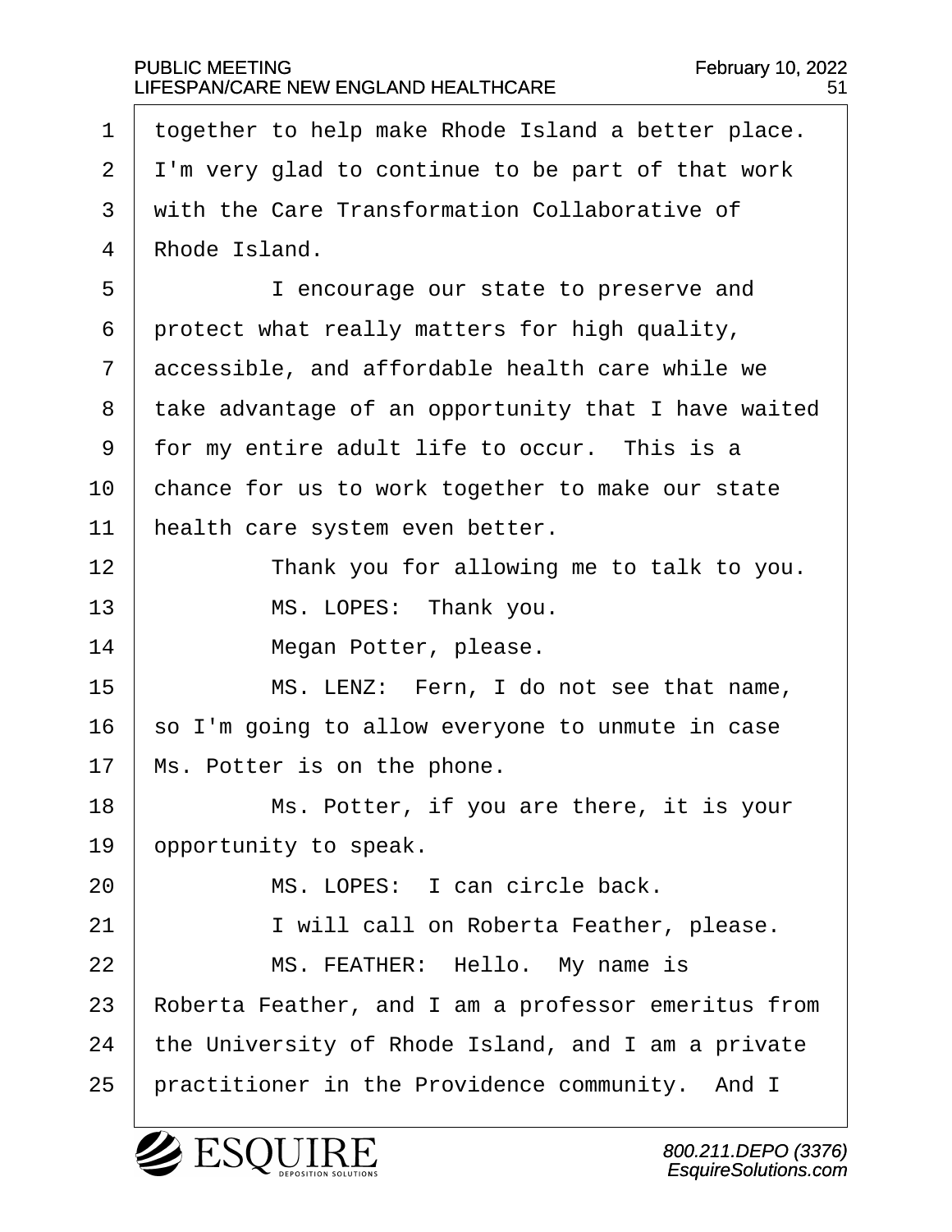together to help make Rhode Island a better place. I'm very glad to continue to be part of that work with the Care Transformation Collaborative of Rhode Island.

I encourage our state to preserve and protect what really matters for high quality, accessible, and affordable health care while we take advantage of an opportunity that I have waited for my entire adult life to occur. This is a chance for us to work together to make our state health care system even better.

Thank you for allowing me to talk to you.

MS. LOPES: Thank you.

Megan Potter, please.

MS. LENZ: Fern, I do not see that name, so I'm going to allow everyone to unmute in case Ms. Potter is on the phone.

Ms. Potter, if you are there, it is your opportunity to speak.

MS. LOPES: I can circle back.

I will call on Roberta Feather, please.

MS. FEATHER: Hello. My name is Roberta Feather, and I am a professor emeritus from the University of Rhode Island, and I am a private practitioner in the Providence community. And I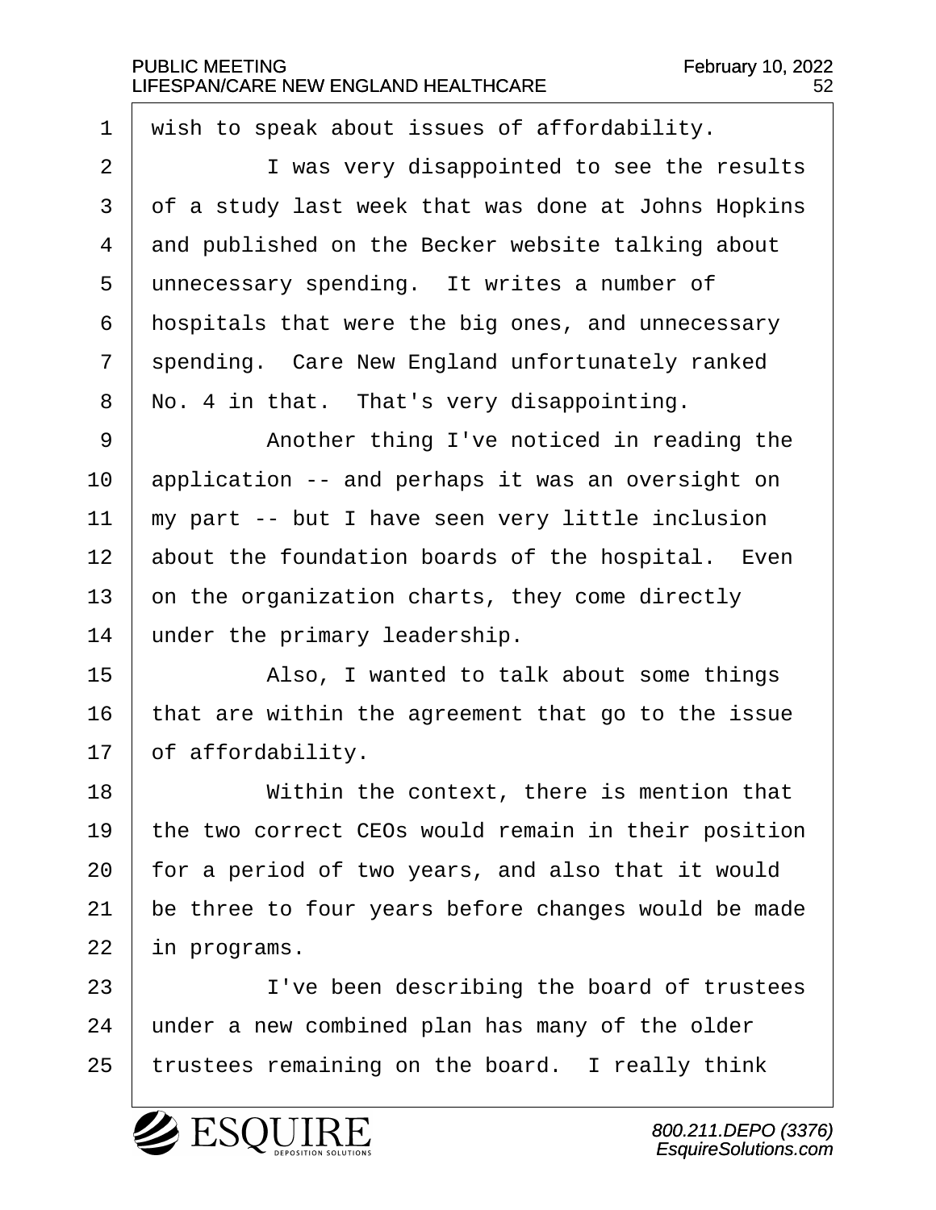wish to speak about issues of affordability.

I was very disappointed to see the results of a study last week that was done at Johns Hopkins and published on the Becker website talking about unnecessary spending. It writes a number of hospitals that were the big ones, and unnecessary spending. Care New England unfortunately ranked No. 4 in that. That's very disappointing.

Another thing I've noticed in reading the application -- and perhaps it was an oversight on my part -- but I have seen very little inclusion about the foundation boards of the hospital. Even on the organization charts, they come directly under the primary leadership.

Also, I wanted to talk about some things that are within the agreement that go to the issue of affordability.

Within the context, there is mention that the two correct CEOs would remain in their position for a period of two years, and also that it would be three to four years before changes would be made in programs.

I've been describing the board of trustees under a new combined plan has many of the older trustees remaining on the board. I really think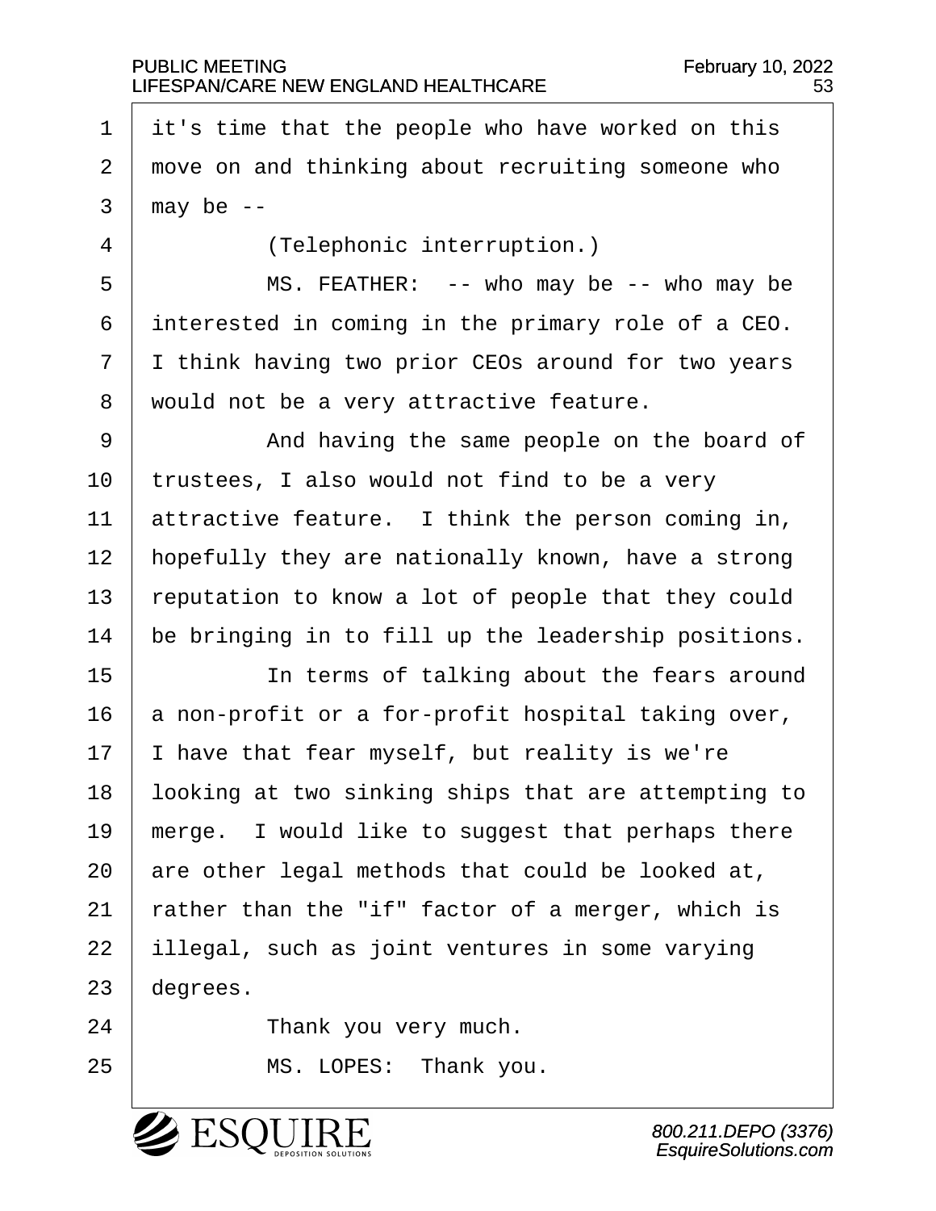it's time that the people who have worked on this move on and thinking about recruiting someone who may be --

(Telephonic interruption.)

MS. FEATHER: -- who may be -- who may be interested in coming in the primary role of a CEO. I think having two prior CEOs around for two years would not be a very attractive feature.

And having the same people on the board of trustees, I also would not find to be a very attractive feature. I think the person coming in, hopefully they are nationally known, have a strong reputation to know a lot of people that they could be bringing in to fill up the leadership positions.

In terms of talking about the fears around a non-profit or a for-profit hospital taking over, I have that fear myself, but reality is we're looking at two sinking ships that are attempting to merge. I would like to suggest that perhaps there are other legal methods that could be looked at, rather than the "if" factor of a merger, which is illegal, such as joint ventures in some varying degrees.

Thank you very much.

MS. LOPES: Thank you.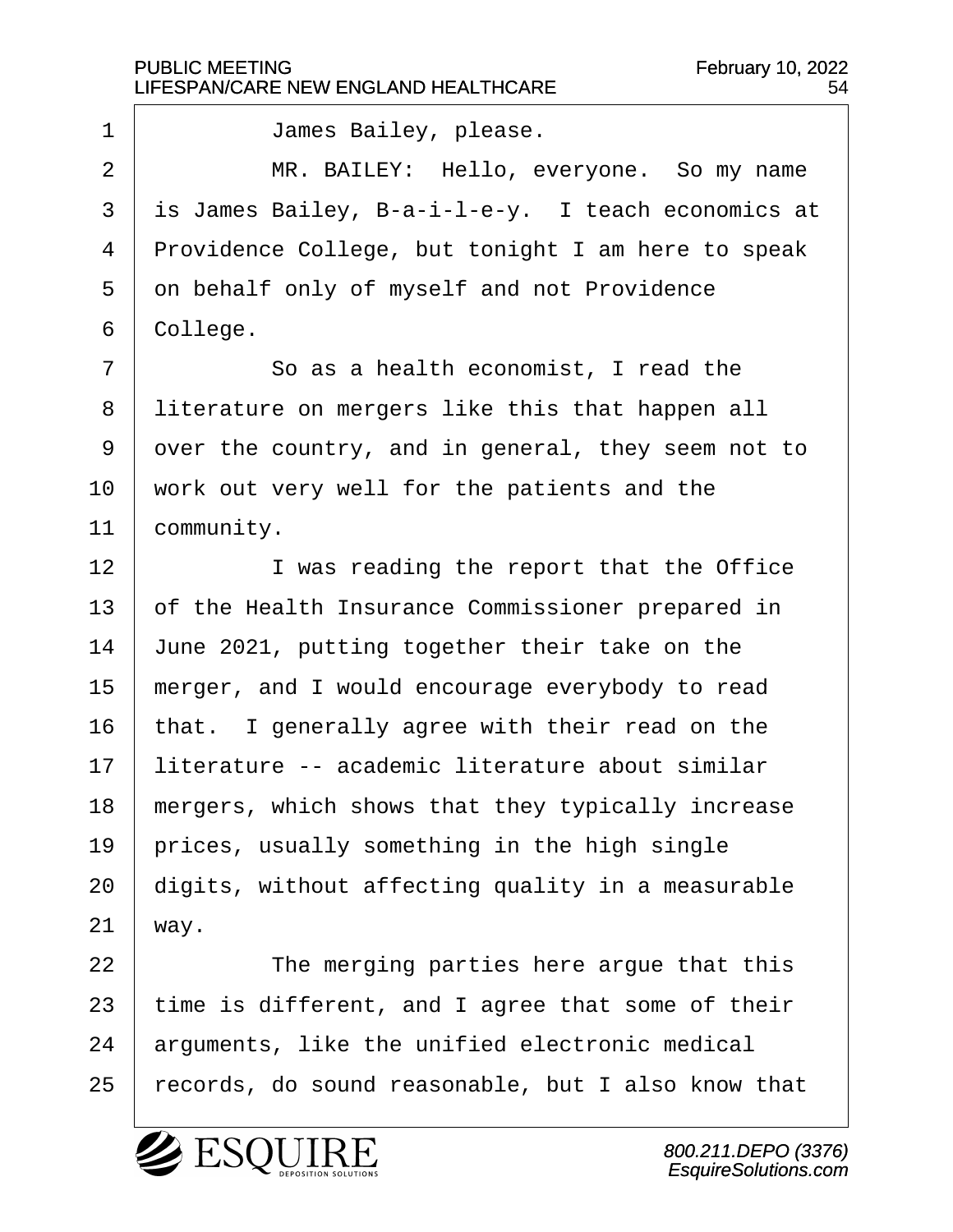James Bailey, please.

MR. BAILEY: Hello, everyone. So my name is James Bailey, B-a-i-l-e-y. I teach economics at Providence College, but tonight I am here to speak on behalf only of myself and not Providence College.

So as a health economist, I read the literature on mergers like this that happen all over the country, and in general, they seem not to work out very well for the patients and the community.

I was reading the report that the Office of the Health Insurance Commissioner prepared in June 2021, putting together their take on the merger, and I would encourage everybody to read that. I generally agree with their read on the literature -- academic literature about similar mergers, which shows that they typically increase prices, usually something in the high single digits, without affecting quality in a measurable way.

The merging parties here argue that this time is different, and I agree that some of their arguments, like the unified electronic medical records, do sound reasonable, but I also know that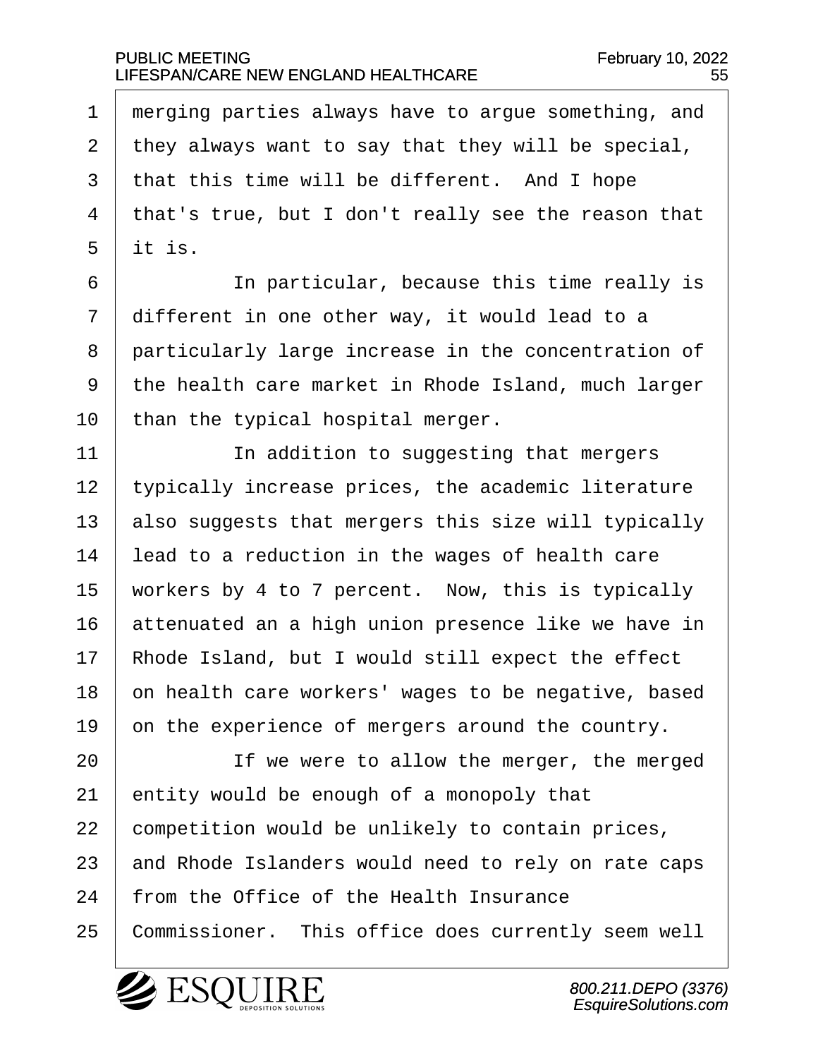merging parties always have to argue something, and they always want to say that they will be special, that this time will be different. And I hope that's true, but I don't really see the reason that it is.

In particular, because this time really is different in one other way, it would lead to a particularly large increase in the concentration of the health care market in Rhode Island, much larger than the typical hospital merger.

In addition to suggesting that mergers typically increase prices, the academic literature also suggests that mergers this size will typically lead to a reduction in the wages of health care workers by 4 to 7 percent. Now, this is typically attenuated an a high union presence like we have in Rhode Island, but I would still expect the effect on health care workers' wages to be negative, based on the experience of mergers around the country.

If we were to allow the merger, the merged entity would be enough of a monopoly that competition would be unlikely to contain prices, and Rhode Islanders would need to rely on rate caps from the Office of the Health Insurance Commissioner. This office does currently seem well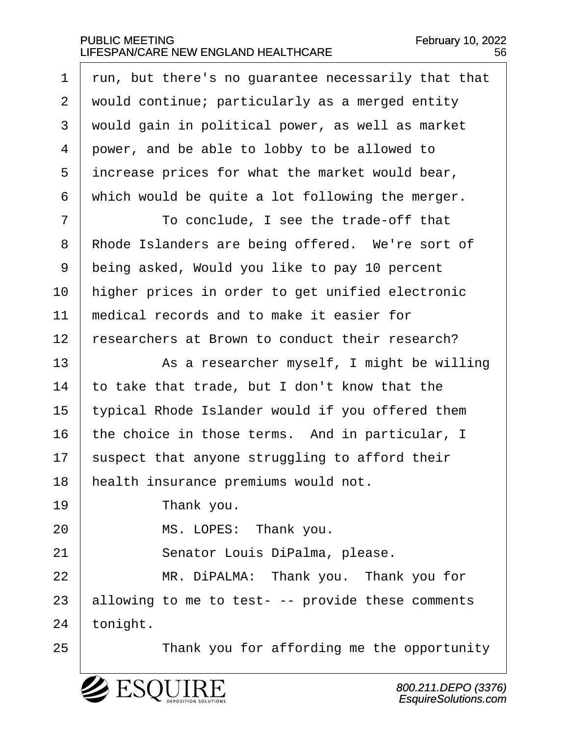run, but there's no guarantee necessarily that that would continue; particularly as a merged entity would gain in political power, as well as market power, and be able to lobby to be allowed to increase prices for what the market would bear, which would be quite a lot following the merger.

To conclude, I see the trade-off that Rhode Islanders are being offered. We're sort of being asked, Would you like to pay 10 percent higher prices in order to get unified electronic medical records and to make it easier for researchers at Brown to conduct their research?

As a researcher myself, I might be willing to take that trade, but I don't know that the typical Rhode Islander would if you offered them the choice in those terms. And in particular, I suspect that anyone struggling to afford their health insurance premiums would not.

Thank you.

MS. LOPES: Thank you.

Senator Louis DiPalma, please.

MR. DiPALMA: Thank you. Thank you for allowing to me to test- -- provide these comments tonight.

Thank you for affording me the opportunity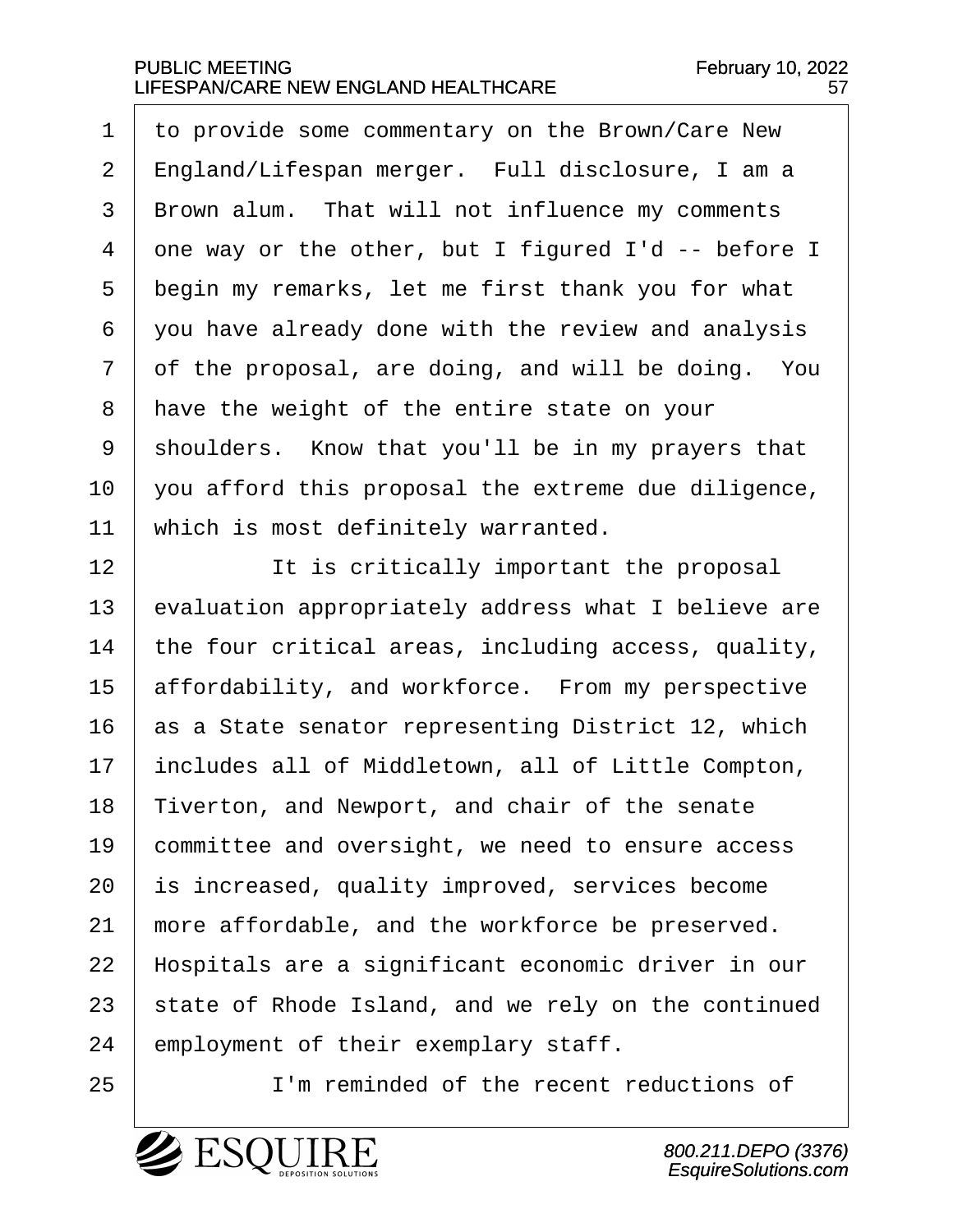to provide some commentary on the Brown/Care New England/Lifespan merger. Full disclosure, I am a Brown alum. That will not influence my comments one way or the other, but I figured I'd -- before I begin my remarks, let me first thank you for what you have already done with the review and analysis of the proposal, are doing, and will be doing. You have the weight of the entire state on your shoulders. Know that you'll be in my prayers that you afford this proposal the extreme due diligence, which is most definitely warranted.

It is critically important the proposal evaluation appropriately address what I believe are the four critical areas, including access, quality, affordability, and workforce. From my perspective as a State senator representing District 12, which includes all of Middletown, all of Little Compton, Tiverton, and Newport, and chair of the senate committee and oversight, we need to ensure access is increased, quality improved, services become more affordable, and the workforce be preserved. Hospitals are a significant economic driver in our state of Rhode Island, and we rely on the continued employment of their exemplary staff.

I'm reminded of the recent reductions of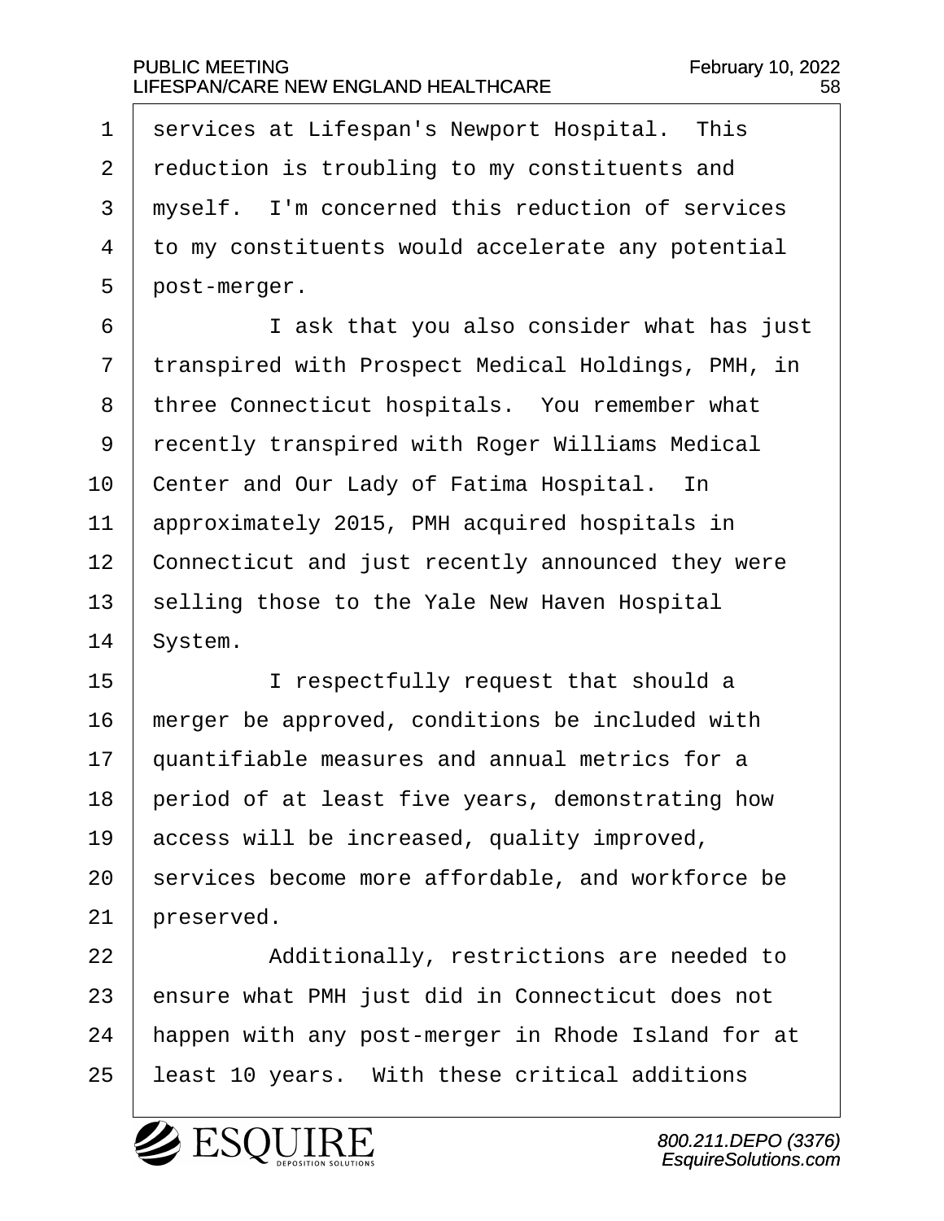services at Lifespan's Newport Hospital. This reduction is troubling to my constituents and myself. I'm concerned this reduction of services to my constituents would accelerate any potential post-merger.

I ask that you also consider what has just transpired with Prospect Medical Holdings, PMH, in three Connecticut hospitals. You remember what recently transpired with Roger Williams Medical Center and Our Lady of Fatima Hospital. In approximately 2015, PMH acquired hospitals in Connecticut and just recently announced they were selling those to the Yale New Haven Hospital System.

I respectfully request that should a merger be approved, conditions be included with quantifiable measures and annual metrics for a period of at least five years, demonstrating how access will be increased, quality improved, services become more affordable, and workforce be preserved.

Additionally, restrictions are needed to ensure what PMH just did in Connecticut does not happen with any post-merger in Rhode Island for at least 10 years. With these critical additions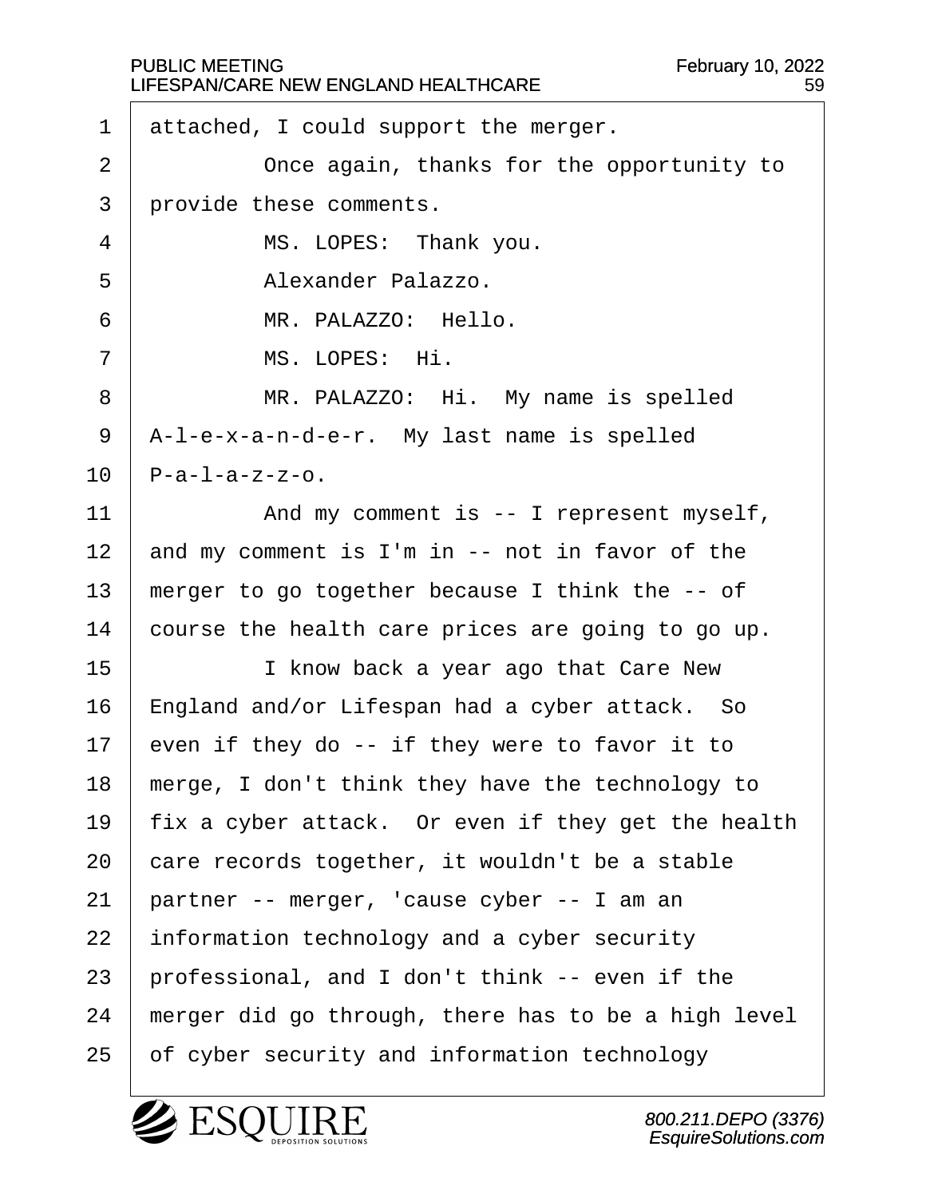attached, I could support the merger.

Once again, thanks for the opportunity to provide these comments.

MS. LOPES: Thank you.

Alexander Palazzo.

MR. PALAZZO: Hello.

MS. LOPES: Hi.

MR. PALAZZO: Hi. My name is spelled A-l-e-x-a-n-d-e-r. My last name is spelled P-a-l-a-z-z-o.

And my comment is -- I represent myself, and my comment is I'm in -- not in favor of the merger to go together because I think the -- of course the health care prices are going to go up.

I know back a year ago that Care New England and/or Lifespan had a cyber attack. So even if they do -- if they were to favor it to merge, I don't think they have the technology to fix a cyber attack. Or even if they get the health care records together, it wouldn't be a stable partner -- merger, 'cause cyber -- I am an information technology and a cyber security professional, and I don't think -- even if the merger did go through, there has to be a high level of cyber security and information technology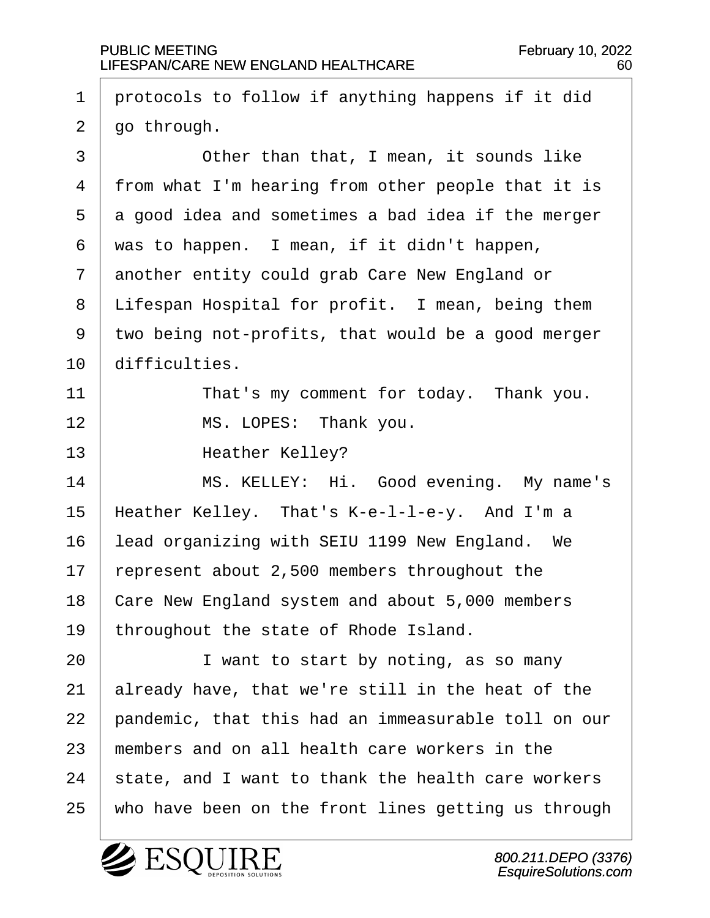protocols to follow if anything happens if it did go through.

Other than that, I mean, it sounds like from what I'm hearing from other people that it is a good idea and sometimes a bad idea if the merger was to happen. I mean, if it didn't happen, another entity could grab Care New England or Lifespan Hospital for profit. I mean, being them two being not-profits, that would be a good merger difficulties.

That's my comment for today. Thank you.

MS. LOPES: Thank you.

Heather Kelley?

MS. KELLEY: Hi. Good evening. My name's Heather Kelley. That's K-e-l-l-e-y. And I'm a lead organizing with SEIU 1199 New England. We represent about 2,500 members throughout the Care New England system and about 5,000 members throughout the state of Rhode Island.

I want to start by noting, as so many already have, that we're still in the heat of the pandemic, that this had an immeasurable toll on our members and on all health care workers in the state, and I want to thank the health care workers who have been on the front lines getting us through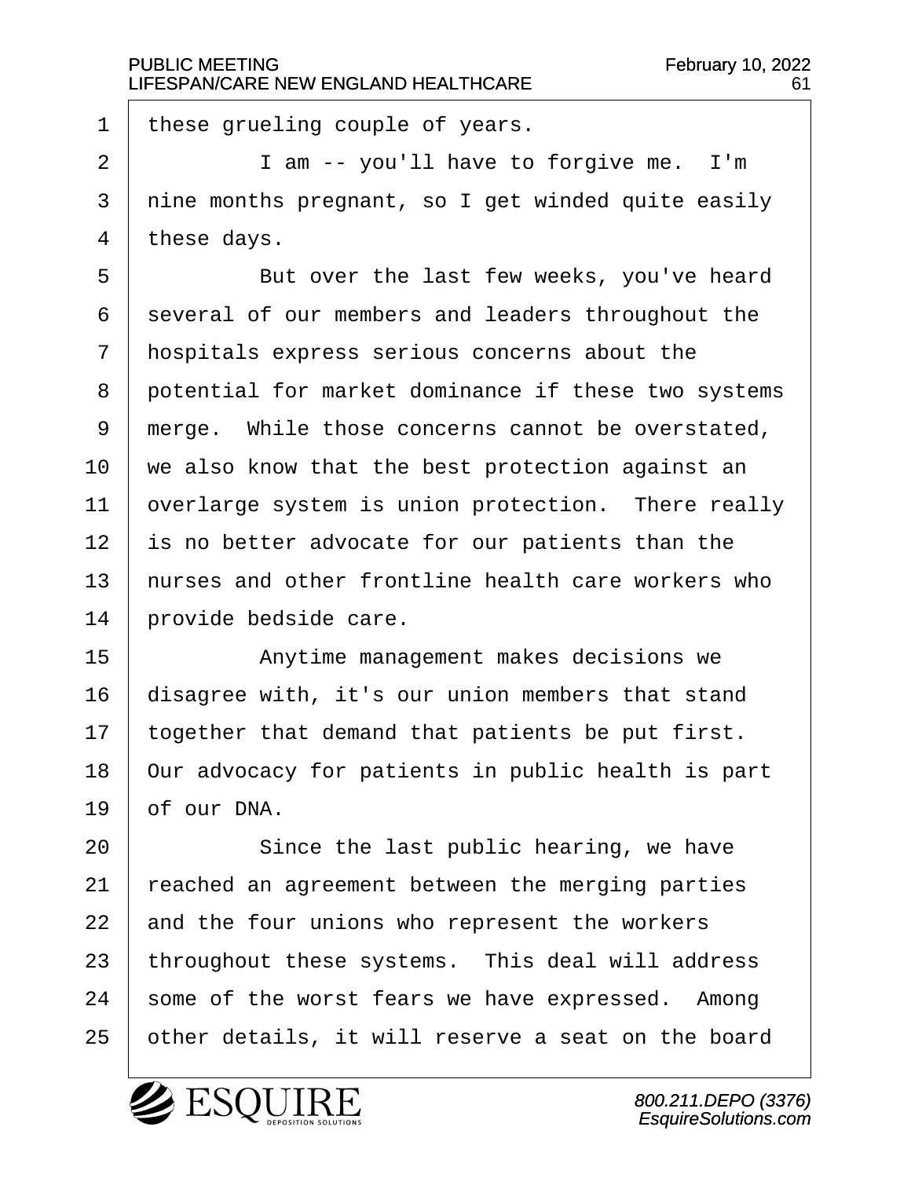these grueling couple of years.

I am -- you'll have to forgive me. I'm nine months pregnant, so I get winded quite easily these days.

But over the last few weeks, you've heard several of our members and leaders throughout the hospitals express serious concerns about the potential for market dominance if these two systems merge. While those concerns cannot be overstated, we also know that the best protection against an overlarge system is union protection. There really is no better advocate for our patients than the nurses and other frontline health care workers who provide bedside care.

Anytime management makes decisions we disagree with, it's our union members that stand together that demand that patients be put first. Our advocacy for patients in public health is part of our DNA.

Since the last public hearing, we have reached an agreement between the merging parties and the four unions who represent the workers throughout these systems. This deal will address some of the worst fears we have expressed. Among other details, it will reserve a seat on the board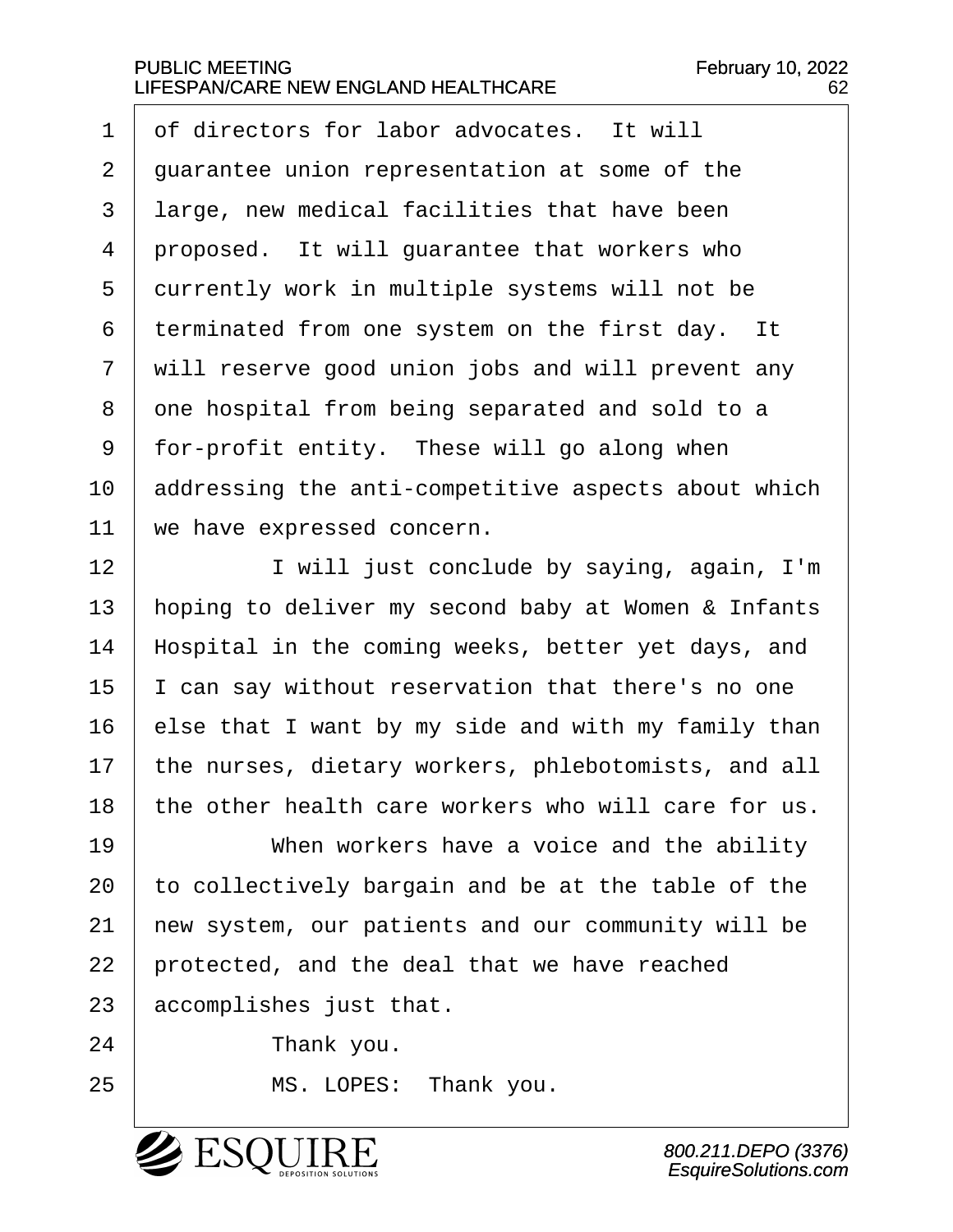of directors for labor advocates. It will guarantee union representation at some of the large, new medical facilities that have been proposed. It will guarantee that workers who currently work in multiple systems will not be terminated from one system on the first day. It will reserve good union jobs and will prevent any one hospital from being separated and sold to a for-profit entity. These will go along when addressing the anti-competitive aspects about which we have expressed concern.

I will just conclude by saying, again, I'm hoping to deliver my second baby at Women & Infants Hospital in the coming weeks, better yet days, and I can say without reservation that there's no one else that I want by my side and with my family than the nurses, dietary workers, phlebotomists, and all the other health care workers who will care for us.

When workers have a voice and the ability to collectively bargain and be at the table of the new system, our patients and our community will be protected, and the deal that we have reached accomplishes just that.

Thank you.

MS. LOPES: Thank you.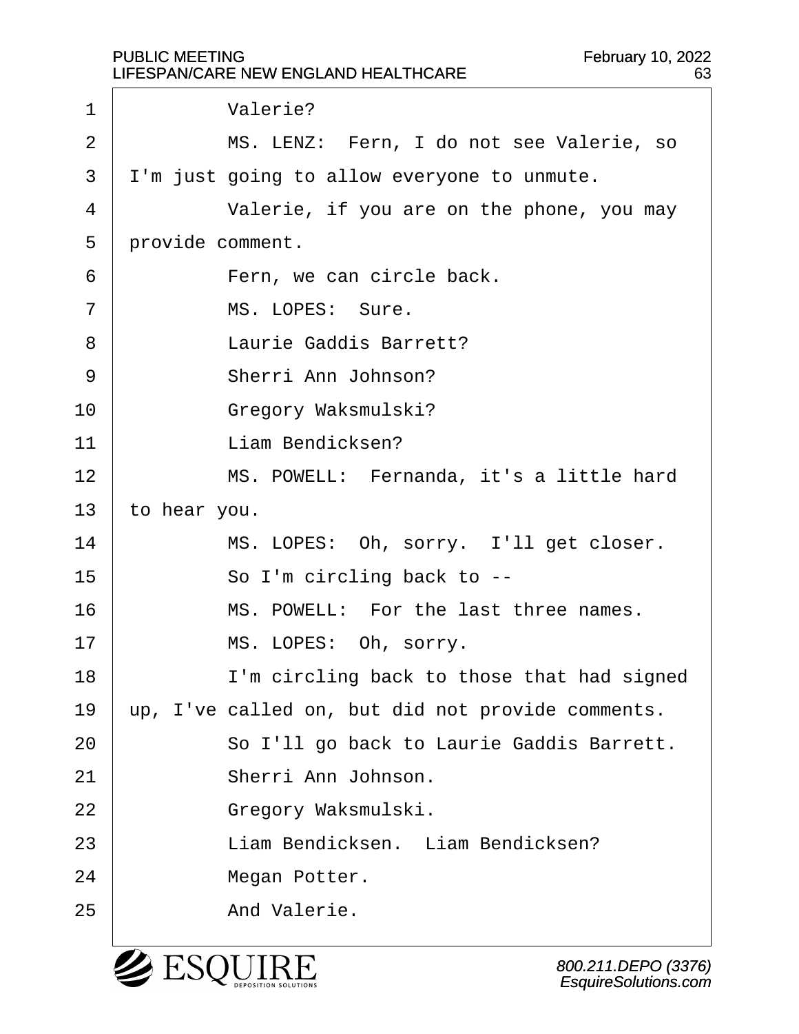Valerie?

MS. LENZ: Fern, I do not see Valerie, so I'm just going to allow everyone to unmute.

Valerie, if you are on the phone, you may provide comment.

Fern, we can circle back.

MS. LOPES: Sure.

Laurie Gaddis Barrett?

Sherri Ann Johnson?

Gregory Waksmulski?

Liam Bendicksen?

MS. POWELL: Fernanda, it's a little hard to hear you.

MS. LOPES: Oh, sorry. I'll get closer.

So I'm circling back to --

MS. POWELL: For the last three names.

MS. LOPES: Oh, sorry.

I'm circling back to those that had signed up, I've called on, but did not provide comments.

So I'll go back to Laurie Gaddis Barrett.

Sherri Ann Johnson.

Gregory Waksmulski.

Liam Bendicksen. Liam Bendicksen?

Megan Potter.

And Valerie.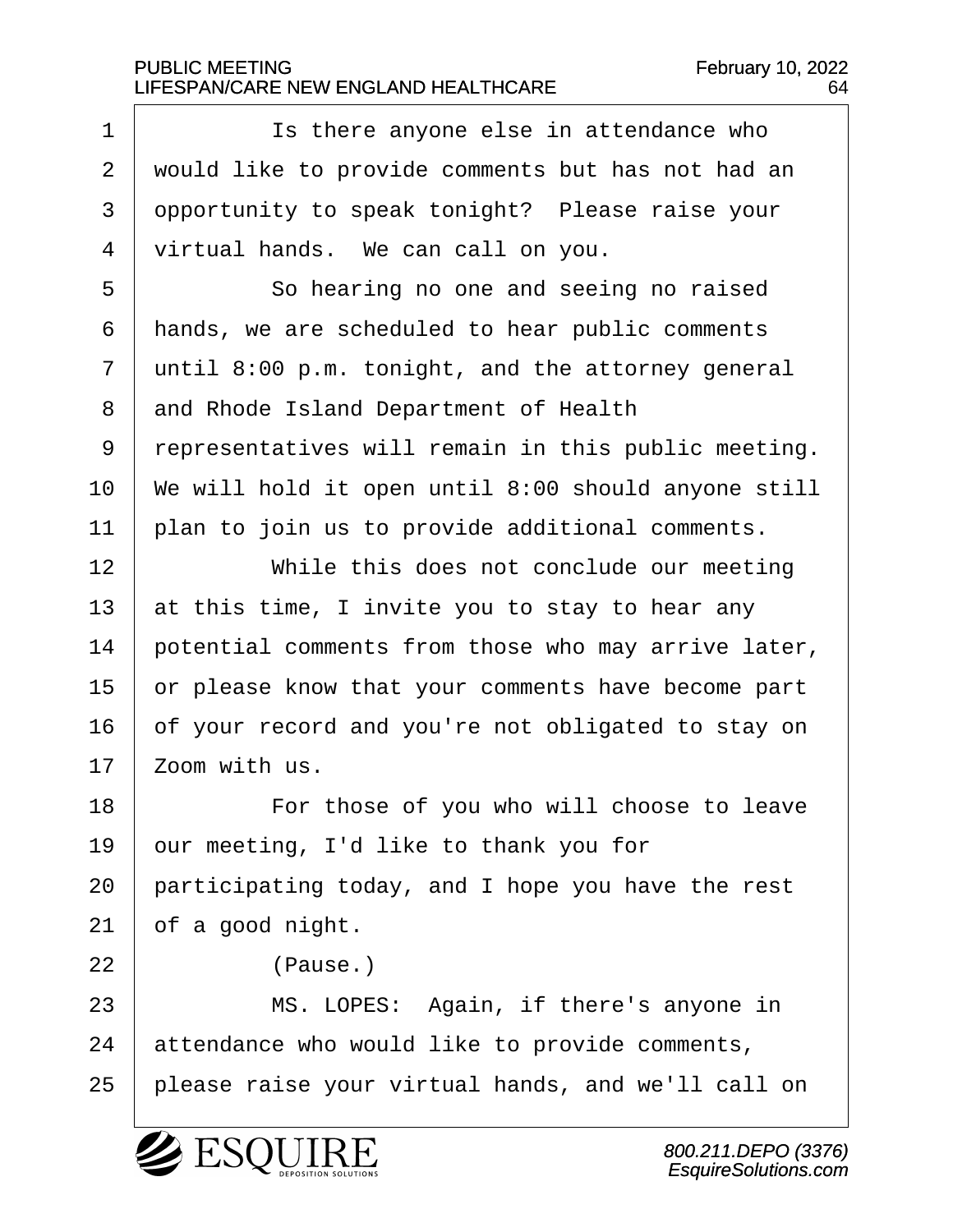Is there anyone else in attendance who would like to provide comments but has not had an opportunity to speak tonight? Please raise your virtual hands. We can call on you.

So hearing no one and seeing no raised hands, we are scheduled to hear public comments until 8:00 p.m. tonight, and the attorney general and Rhode Island Department of Health representatives will remain in this public meeting. We will hold it open until 8:00 should anyone still plan to join us to provide additional comments.

While this does not conclude our meeting at this time, I invite you to stay to hear any potential comments from those who may arrive later, or please know that your comments have become part of your record and you're not obligated to stay on Zoom with us.

For those of you who will choose to leave our meeting, I'd like to thank you for participating today, and I hope you have the rest of a good night.

(Pause.)

MS. LOPES: Again, if there's anyone in attendance who would like to provide comments, please raise your virtual hands, and we'll call on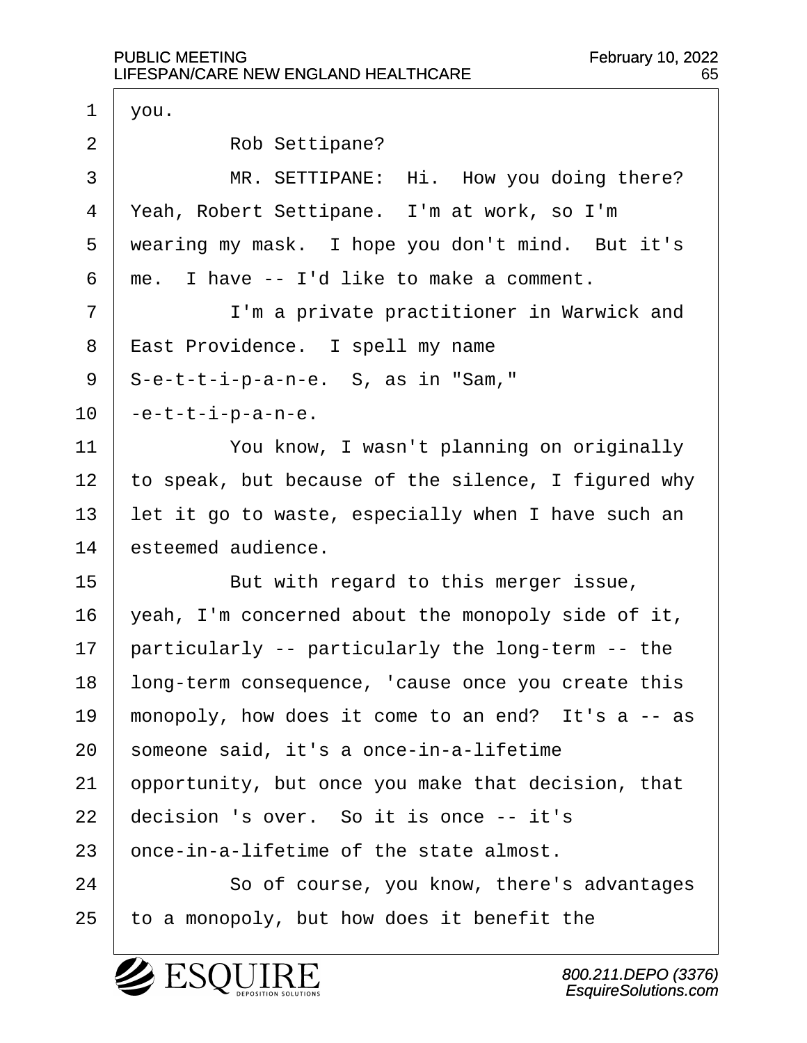you.

Rob Settipane?

MR. SETTIPANE: Hi. How you doing there? Yeah, Robert Settipane. I'm at work, so I'm wearing my mask. I hope you don't mind. But it's me. I have -- I'd like to make a comment.

I'm a private practitioner in Warwick and East Providence. I spell my name S-e-t-t-i-p-a-n-e. S, as in "Sam," -e-t-t-i-p-a-n-e.

You know, I wasn't planning on originally to speak, but because of the silence, I figured why let it go to waste, especially when I have such an esteemed audience.

But with regard to this merger issue, yeah, I'm concerned about the monopoly side of it, particularly -- particularly the long-term -- the long-term consequence, 'cause once you create this monopoly, how does it come to an end? It's a -- as someone said, it's a once-in-a-lifetime opportunity, but once you make that decision, that decision 's over. So it is once -- it's once-in-a-lifetime of the state almost.

So of course, you know, there's advantages to a monopoly, but how does it benefit the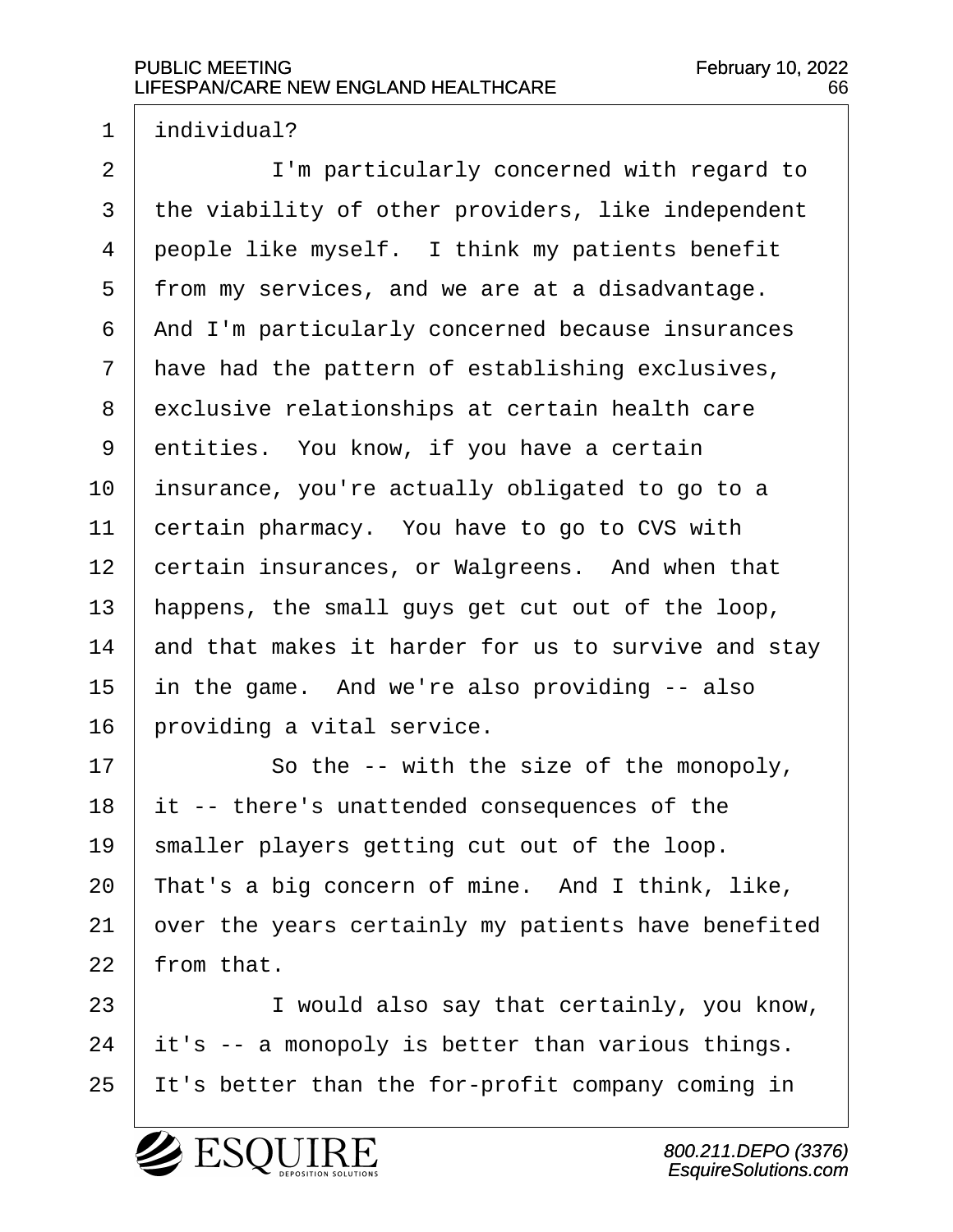individual?

I'm particularly concerned with regard to the viability of other providers, like independent people like myself. I think my patients benefit from my services, and we are at a disadvantage. And I'm particularly concerned because insurances have had the pattern of establishing exclusives, exclusive relationships at certain health care entities. You know, if you have a certain insurance, you're actually obligated to go to a certain pharmacy. You have to go to CVS with certain insurances, or Walgreens. And when that happens, the small guys get cut out of the loop, and that makes it harder for us to survive and stay in the game. And we're also providing -- also providing a vital service.

So the -- with the size of the monopoly, it -- there's unattended consequences of the smaller players getting cut out of the loop. That's a big concern of mine. And I think, like, over the years certainly my patients have benefited from that.

I would also say that certainly, you know, it's -- a monopoly is better than various things. It's better than the for-profit company coming in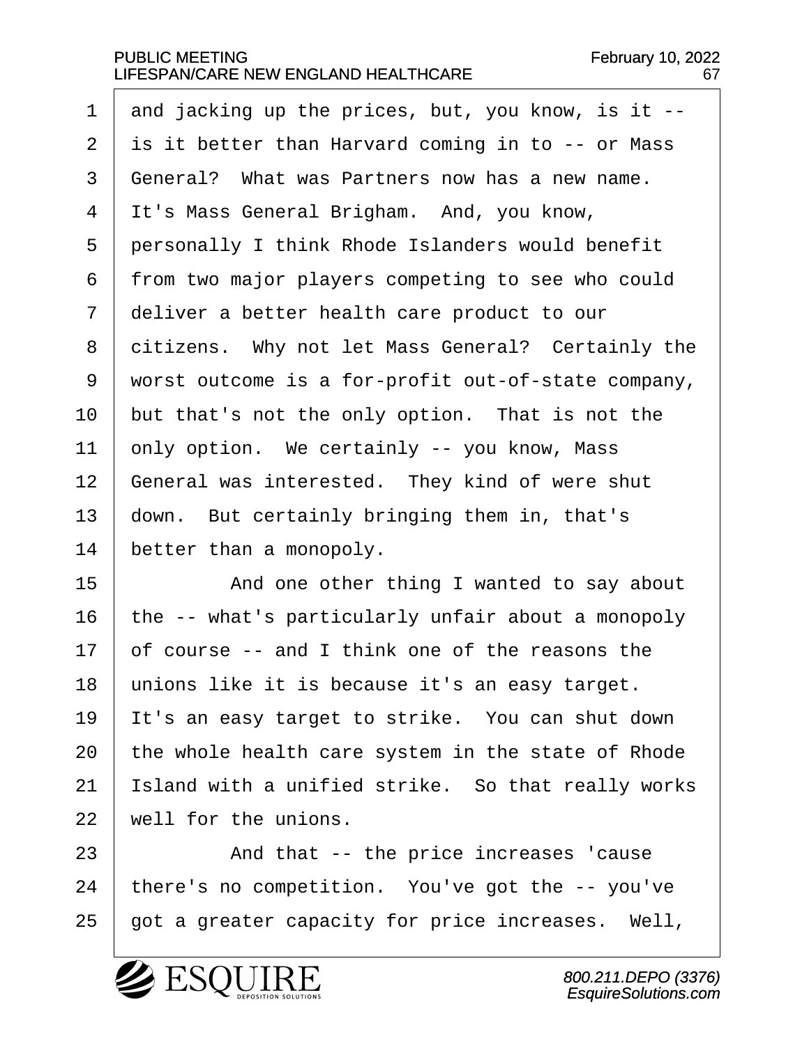and jacking up the prices, but, you know, is it -- is it better than Harvard coming in to -- or Mass General? What was Partners now has a new name. It's Mass General Brigham. And, you know, personally I think Rhode Islanders would benefit from two major players competing to see who could deliver a better health care product to our citizens. Why not let Mass General? Certainly the worst outcome is a for-profit out-of-state company, but that's not the only option. That is not the only option. We certainly -- you know, Mass General was interested. They kind of were shut down. But certainly bringing them in, that's better than a monopoly.

And one other thing I wanted to say about the -- what's particularly unfair about a monopoly of course -- and I think one of the reasons the unions like it is because it's an easy target. It's an easy target to strike. You can shut down the whole health care system in the state of Rhode Island with a unified strike. So that really works well for the unions.

And that -- the price increases 'cause there's no competition. You've got the -- you've got a greater capacity for price increases. Well,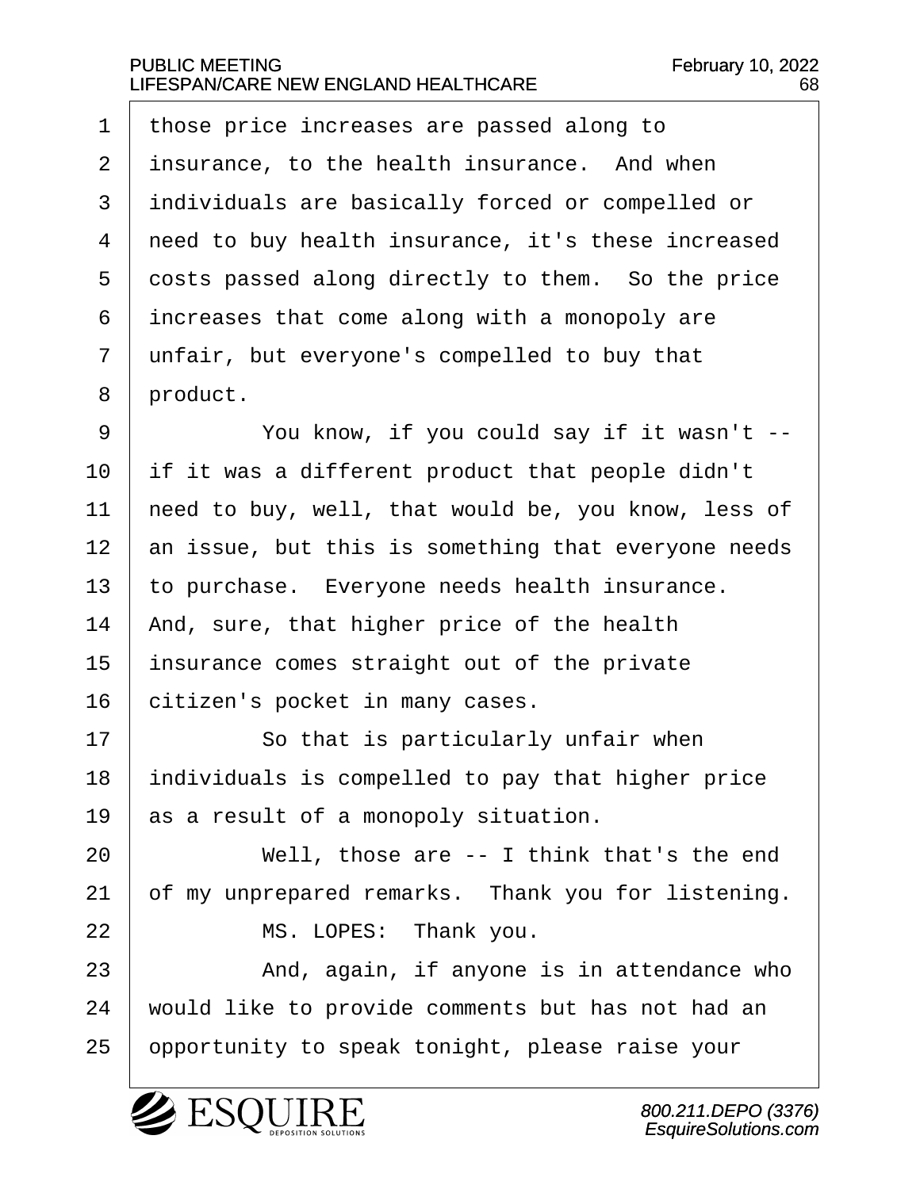those price increases are passed along to insurance, to the health insurance. And when individuals are basically forced or compelled or need to buy health insurance, it's these increased costs passed along directly to them. So the price increases that come along with a monopoly are unfair, but everyone's compelled to buy that product.

You know, if you could say if it wasn't -- if it was a different product that people didn't need to buy, well, that would be, you know, less of an issue, but this is something that everyone needs to purchase. Everyone needs health insurance. And, sure, that higher price of the health insurance comes straight out of the private citizen's pocket in many cases.

So that is particularly unfair when individuals is compelled to pay that higher price as a result of a monopoly situation.

Well, those are -- I think that's the end of my unprepared remarks. Thank you for listening.

MS. LOPES: Thank you.

And, again, if anyone is in attendance who would like to provide comments but has not had an opportunity to speak tonight, please raise your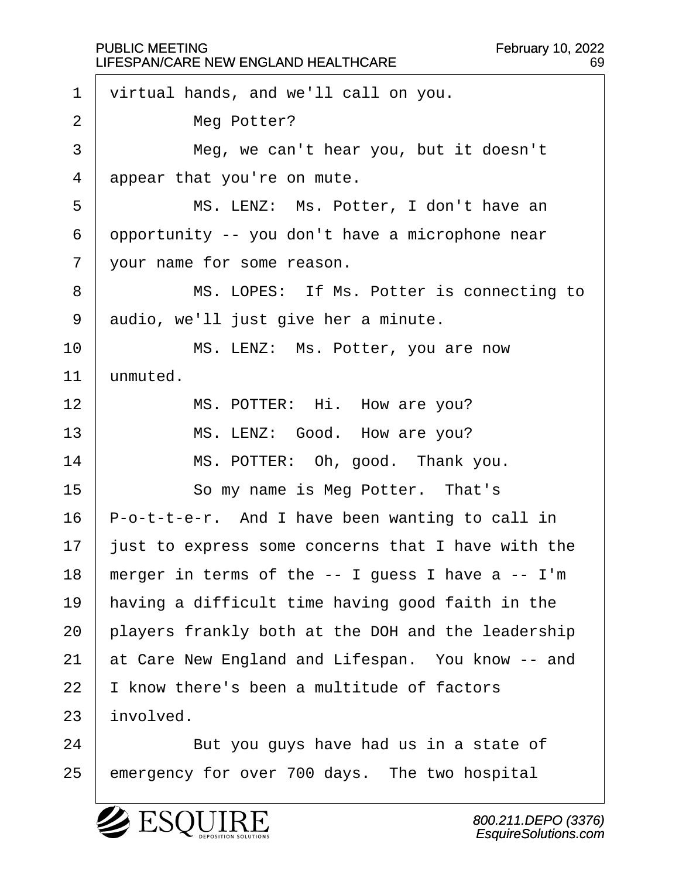virtual hands, and we'll call on you.

Meg Potter?

Meg, we can't hear you, but it doesn't appear that you're on mute.

MS. LENZ: Ms. Potter, I don't have an opportunity -- you don't have a microphone near your name for some reason.

MS. LOPES: If Ms. Potter is connecting to audio, we'll just give her a minute.

MS. LENZ: Ms. Potter, you are now unmuted.

MS. POTTER: Hi. How are you?

MS. LENZ: Good. How are you?

MS. POTTER: Oh, good. Thank you.

So my name is Meg Potter. That's P-o-t-t-e-r. And I have been wanting to call in just to express some concerns that I have with the merger in terms of the -- I guess I have a -- I'm having a difficult time having good faith in the players frankly both at the DOH and the leadership at Care New England and Lifespan. You know -- and I know there's been a multitude of factors involved.

But you guys have had us in a state of emergency for over 700 days. The two hospital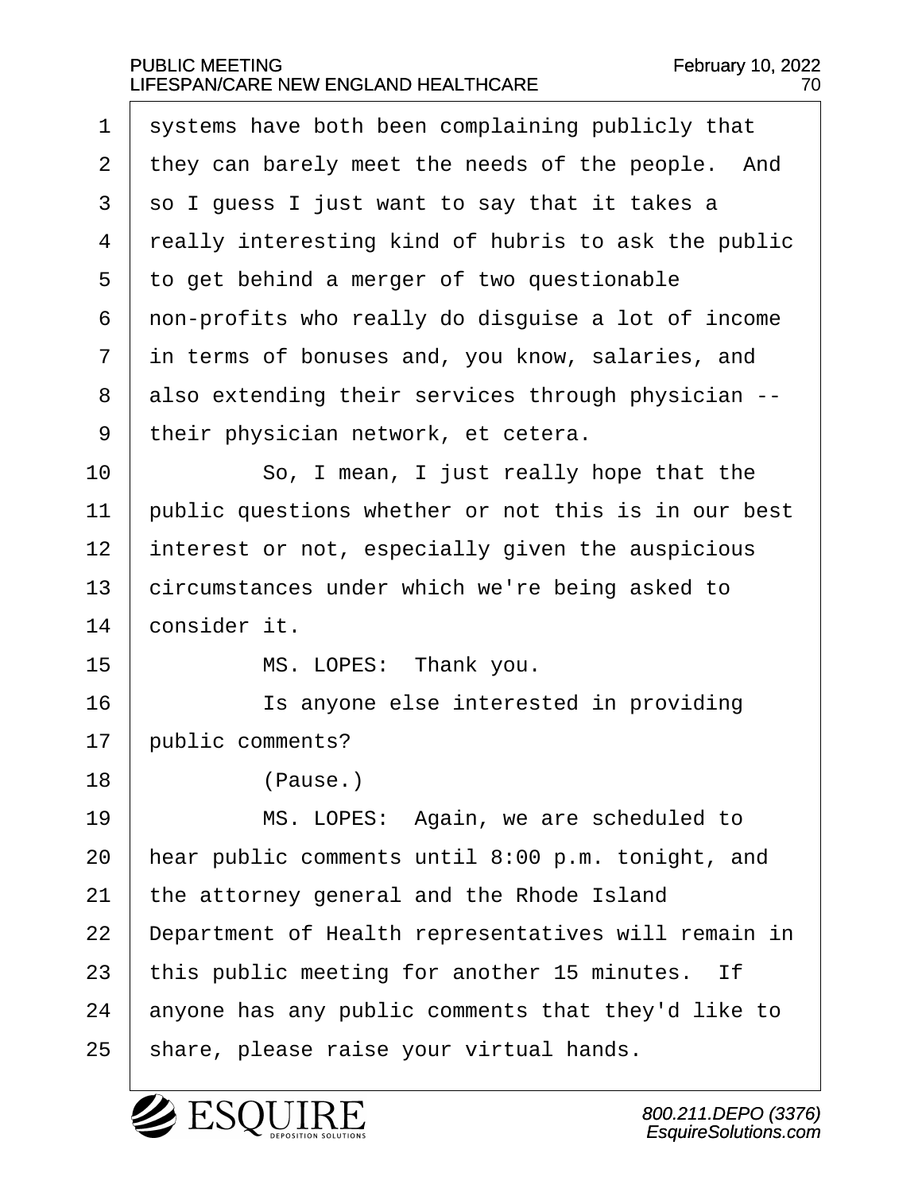systems have both been complaining publicly that they can barely meet the needs of the people. And so I guess I just want to say that it takes a really interesting kind of hubris to ask the public to get behind a merger of two questionable non-profits who really do disguise a lot of income in terms of bonuses and, you know, salaries, and also extending their services through physician -- their physician network, et cetera.

So, I mean, I just really hope that the public questions whether or not this is in our best interest or not, especially given the auspicious circumstances under which we're being asked to consider it.

MS. LOPES: Thank you.

Is anyone else interested in providing public comments?

(Pause.)

MS. LOPES: Again, we are scheduled to hear public comments until 8:00 p.m. tonight, and the attorney general and the Rhode Island Department of Health representatives will remain in this public meeting for another 15 minutes. If anyone has any public comments that they'd like to share, please raise your virtual hands.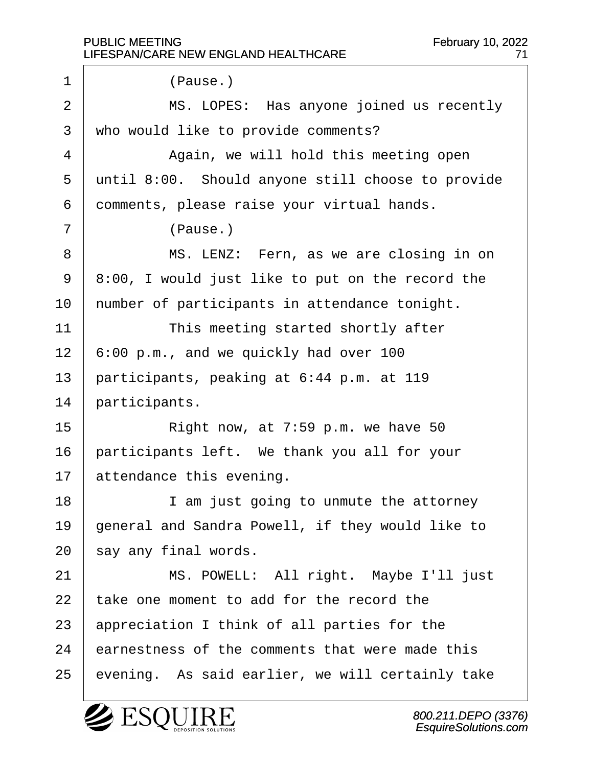(Pause.)

MS. LOPES: Has anyone joined us recently who would like to provide comments?

Again, we will hold this meeting open until 8:00. Should anyone still choose to provide comments, please raise your virtual hands.

(Pause.)

MS. LENZ: Fern, as we are closing in on 8:00, I would just like to put on the record the number of participants in attendance tonight.

This meeting started shortly after 6:00 p.m., and we quickly had over 100 participants, peaking at 6:44 p.m. at 119 participants.

Right now, at 7:59 p.m. we have 50 participants left. We thank you all for your attendance this evening.

I am just going to unmute the attorney general and Sandra Powell, if they would like to say any final words.

MS. POWELL: All right. Maybe I'll just take one moment to add for the record the appreciation I think of all parties for the earnestness of the comments that were made this evening. As said earlier, we will certainly take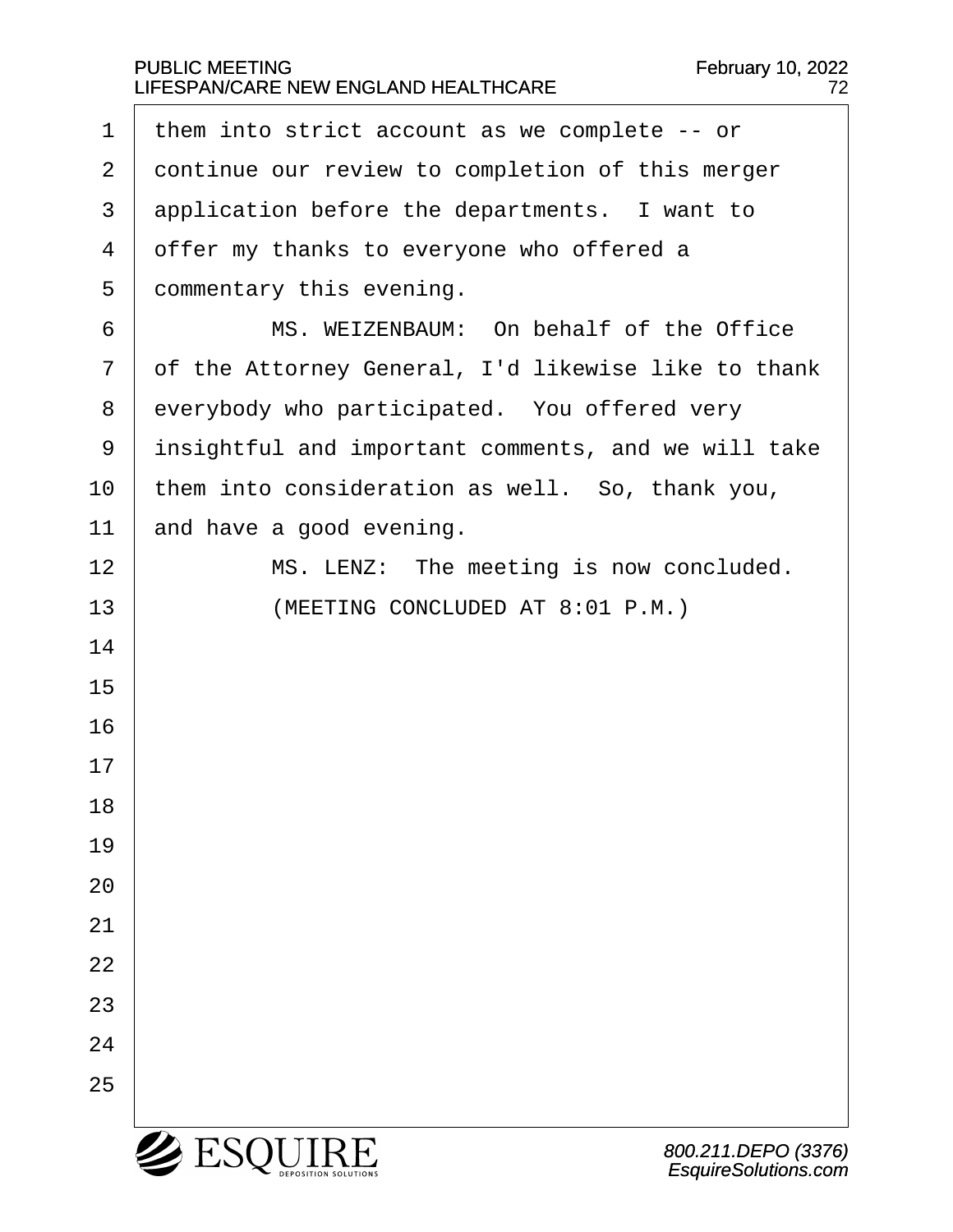them into strict account as we complete -- or continue our review to completion of this merger application before the departments. I want to offer my thanks to everyone who offered a commentary this evening.

MS. WEIZENBAUM: On behalf of the Office of the Attorney General, I'd likewise like to thank everybody who participated. You offered very insightful and important comments, and we will take them into consideration as well. So, thank you, and have a good evening.

MS. LENZ: The meeting is now concluded.

(MEETING CONCLUDED AT 8:01 P.M.)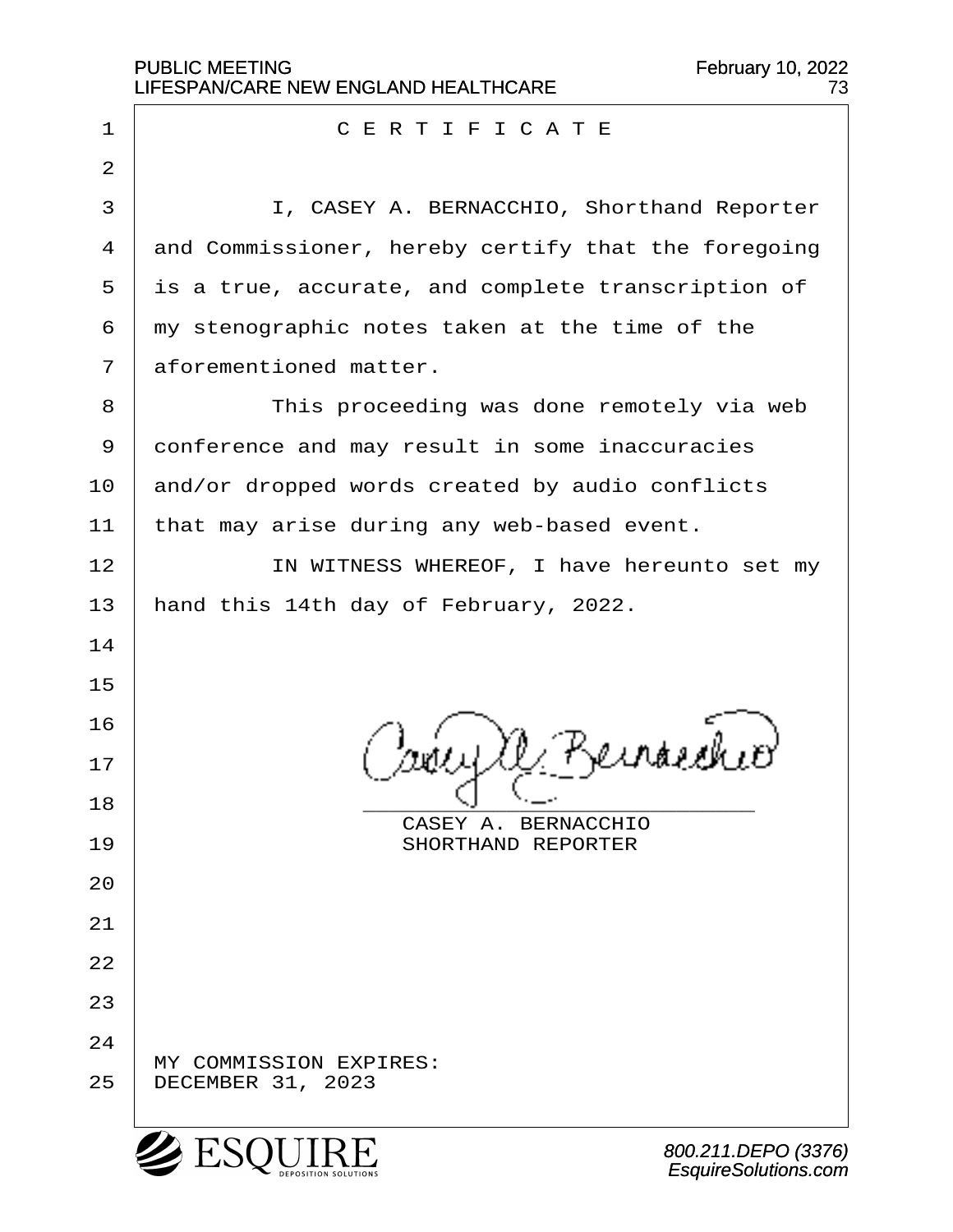C E R T I F I C A T E

I, CASEY A. BERNACCHIO, Shorthand Reporter and Commissioner, hereby certify that the foregoing is a true, accurate, and complete transcription of my stenographic notes taken at the time of the aforementioned matter.

This proceeding was done remotely via web conference and may result in some inaccuracies and/or dropped words created by audio conflicts that may arise during any web-based event.

IN WITNESS WHEREOF, I have hereunto set my hand this 14th day of February, 2022.

\_\_\_\_\_\_\_\_\_\_\_\_\_\_\_\_\_\_\_\_\_\_\_\_\_\_\_\_\_\_
CASEY A. BERNACCHIO
SHORTHAND REPORTER

MY COMMISSION EXPIRES:
DECEMBER 31, 2023